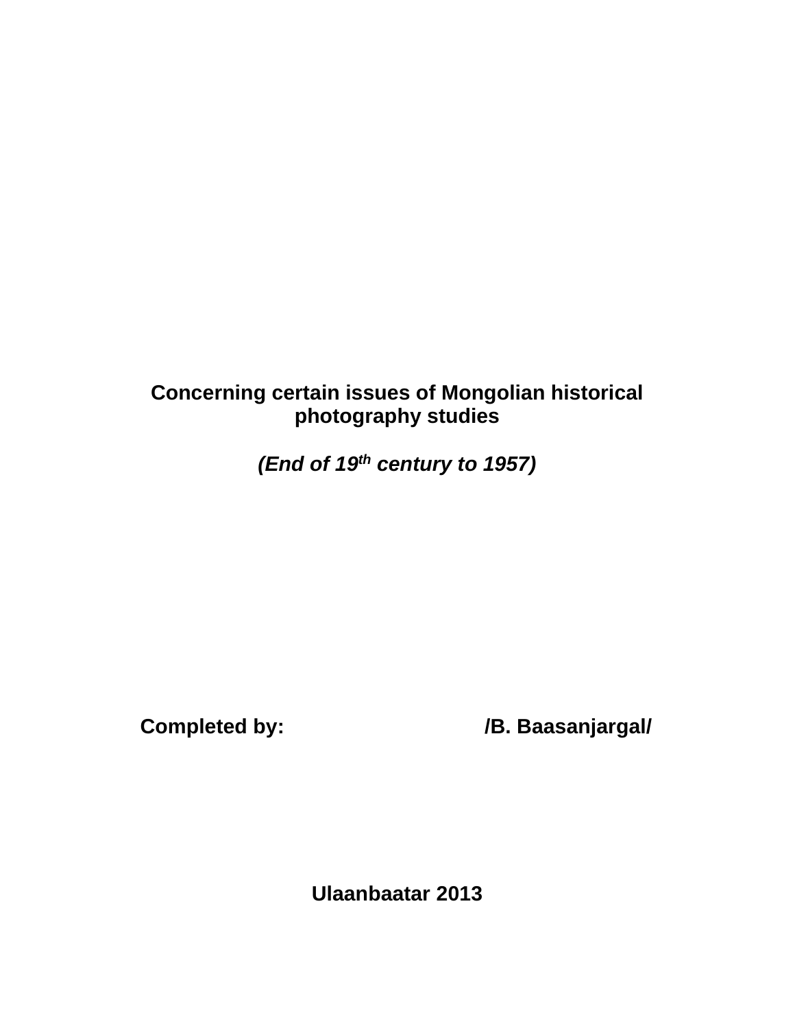# Concerning certain issues of Mongolian historical photography studies

*(End of 19th century to 1957)*

**Completed by: /B. Baasanjargal/**

**Ulaanbaatar 2013**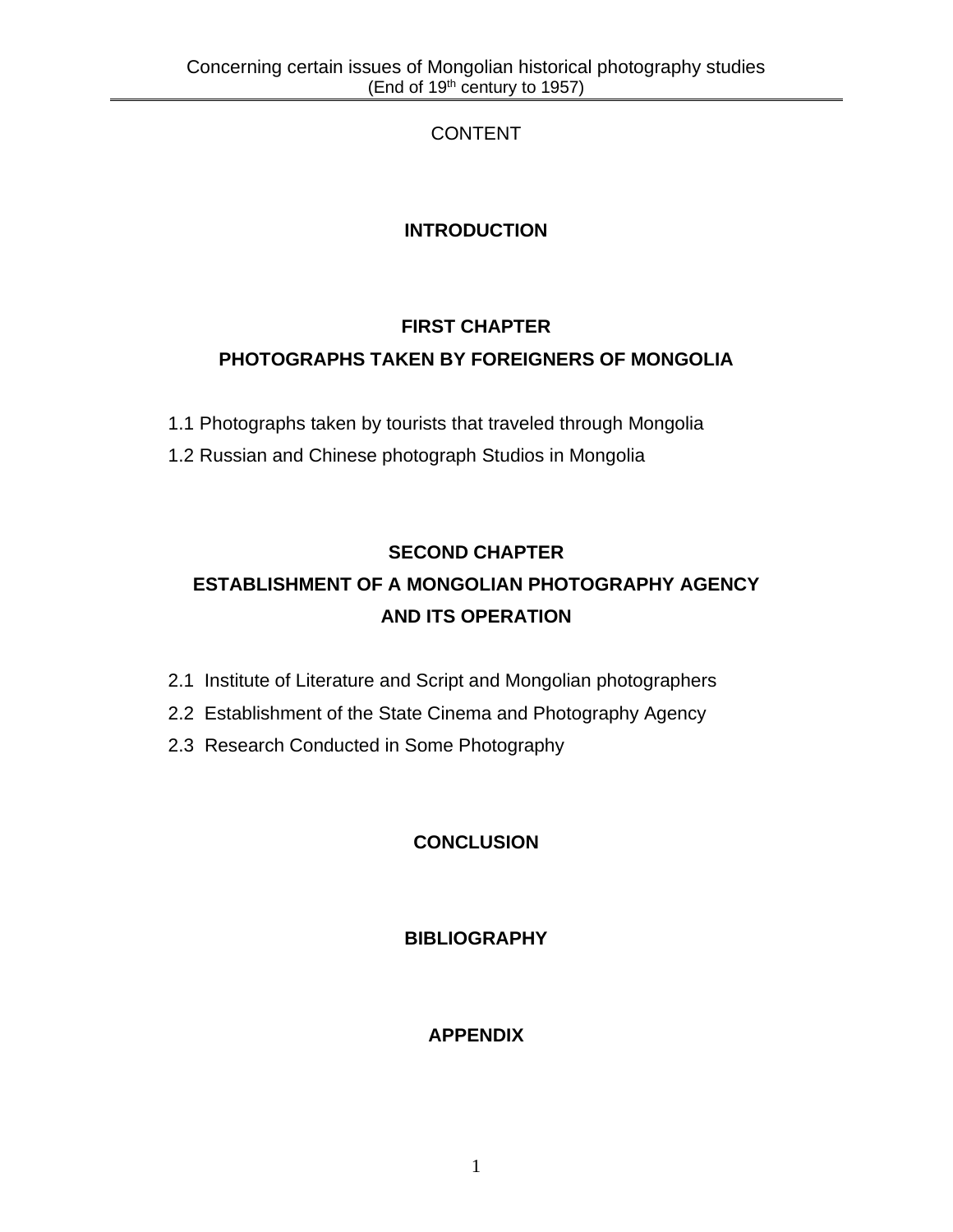# CONTENT

## INTRODUCTION

## FIRST CHAPTER
## PHOTOGRAPHS TAKEN BY FOREIGNERS OF MONGOLIA

1.1 Photographs taken by tourists that traveled through Mongolia

1.2 Russian and Chinese photograph Studios in Mongolia

## SECOND CHAPTER
## ESTABLISHMENT OF A MONGOLIAN PHOTOGRAPHY AGENCY AND ITS OPERATION

2.1 Institute of Literature and Script and Mongolian photographers

2.2 Establishment of the State Cinema and Photography Agency

2.3 Research Conducted in Some Photography

## CONCLUSION

## BIBLIOGRAPHY

## APPENDIX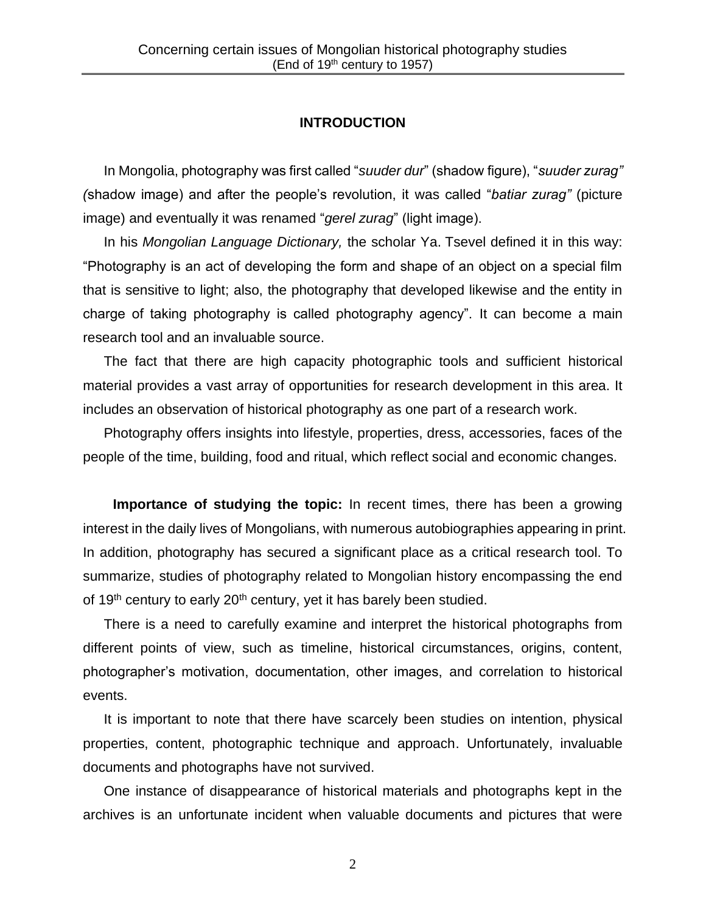## INTRODUCTION

In Mongolia, photography was first called "*suuder dur*" (shadow figure), "*suuder zurag" (*shadow image) and after the people's revolution, it was called "*batiar zurag"* (picture image) and eventually it was renamed "*gerel zurag*" (light image).

In his *Mongolian Language Dictionary,* the scholar Ya. Tsevel defined it in this way: "Photography is an act of developing the form and shape of an object on a special film that is sensitive to light; also, the photography that developed likewise and the entity in charge of taking photography is called photography agency". It can become a main research tool and an invaluable source.

The fact that there are high capacity photographic tools and sufficient historical material provides a vast array of opportunities for research development in this area. It includes an observation of historical photography as one part of a research work.

Photography offers insights into lifestyle, properties, dress, accessories, faces of the people of the time, building, food and ritual, which reflect social and economic changes.

**Importance of studying the topic:** In recent times, there has been a growing interest in the daily lives of Mongolians, with numerous autobiographies appearing in print. In addition, photography has secured a significant place as a critical research tool. To summarize, studies of photography related to Mongolian history encompassing the end of 19th century to early 20th century, yet it has barely been studied.

There is a need to carefully examine and interpret the historical photographs from different points of view, such as timeline, historical circumstances, origins, content, photographer's motivation, documentation, other images, and correlation to historical events.

It is important to note that there have scarcely been studies on intention, physical properties, content, photographic technique and approach. Unfortunately, invaluable documents and photographs have not survived.

One instance of disappearance of historical materials and photographs kept in the archives is an unfortunate incident when valuable documents and pictures that were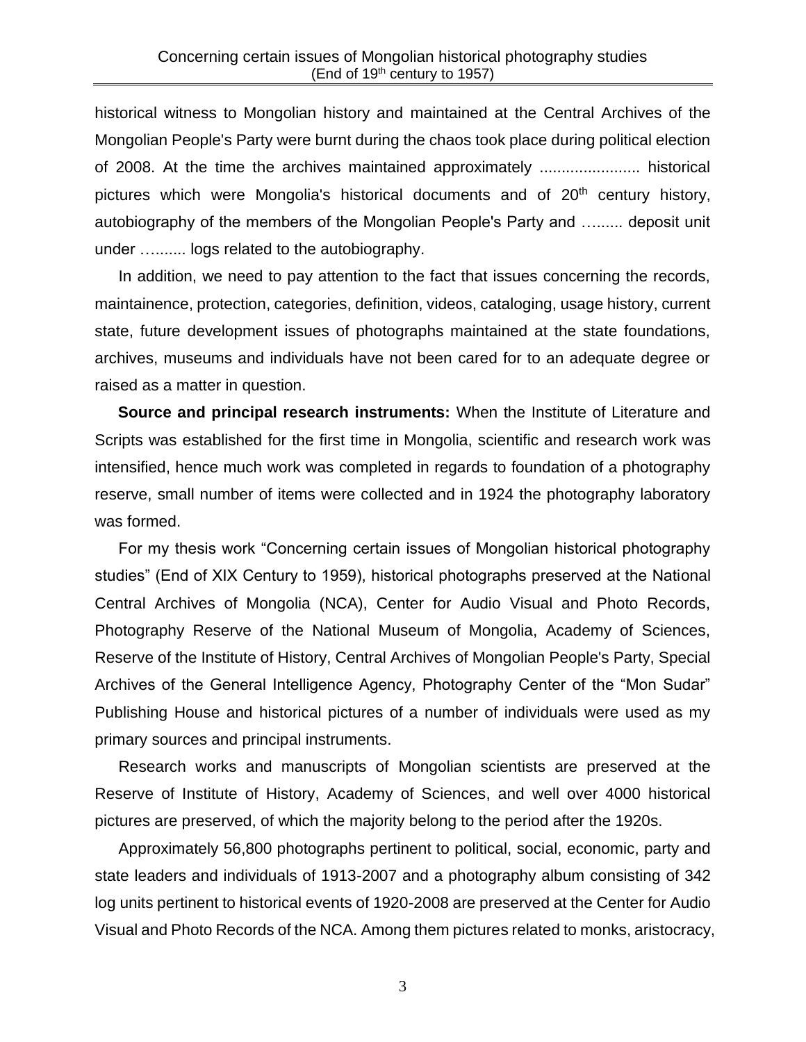historical witness to Mongolian history and maintained at the Central Archives of the Mongolian People's Party were burnt during the chaos took place during political election of 2008. At the time the archives maintained approximately ....................... historical pictures which were Mongolia's historical documents and of 20th century history, autobiography of the members of the Mongolian People's Party and …...... deposit unit under …....... logs related to the autobiography.

In addition, we need to pay attention to the fact that issues concerning the records, maintainence, protection, categories, definition, videos, cataloging, usage history, current state, future development issues of photographs maintained at the state foundations, archives, museums and individuals have not been cared for to an adequate degree or raised as a matter in question.

**Source and principal research instruments:** When the Institute of Literature and Scripts was established for the first time in Mongolia, scientific and research work was intensified, hence much work was completed in regards to foundation of a photography reserve, small number of items were collected and in 1924 the photography laboratory was formed.

For my thesis work "Concerning certain issues of Mongolian historical photography studies" (End of XIX Century to 1959), historical photographs preserved at the National Central Archives of Mongolia (NCA), Center for Audio Visual and Photo Records, Photography Reserve of the National Museum of Mongolia, Academy of Sciences, Reserve of the Institute of History, Central Archives of Mongolian People's Party, Special Archives of the General Intelligence Agency, Photography Center of the "Mon Sudar" Publishing House and historical pictures of a number of individuals were used as my primary sources and principal instruments.

Research works and manuscripts of Mongolian scientists are preserved at the Reserve of Institute of History, Academy of Sciences, and well over 4000 historical pictures are preserved, of which the majority belong to the period after the 1920s.

Approximately 56,800 photographs pertinent to political, social, economic, party and state leaders and individuals of 1913-2007 and a photography album consisting of 342 log units pertinent to historical events of 1920-2008 are preserved at the Center for Audio Visual and Photo Records of the NCA. Among them pictures related to monks, aristocracy,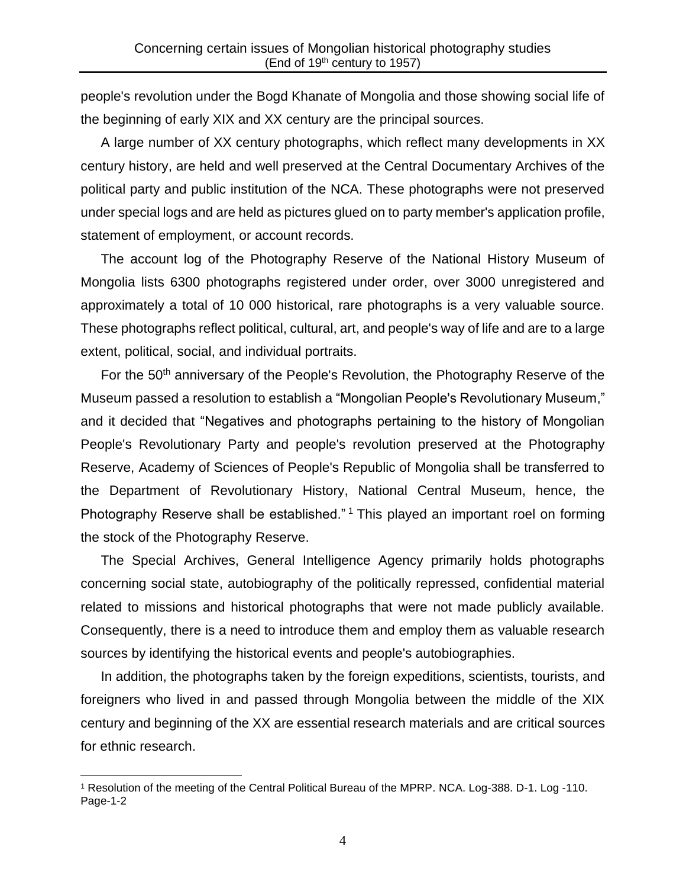people's revolution under the Bogd Khanate of Mongolia and those showing social life of the beginning of early XIX and XX century are the principal sources.

A large number of XX century photographs, which reflect many developments in XX century history, are held and well preserved at the Central Documentary Archives of the political party and public institution of the NCA. These photographs were not preserved under special logs and are held as pictures glued on to party member's application profile, statement of employment, or account records.

The account log of the Photography Reserve of the National History Museum of Mongolia lists 6300 photographs registered under order, over 3000 unregistered and approximately a total of 10 000 historical, rare photographs is a very valuable source. These photographs reflect political, cultural, art, and people's way of life and are to a large extent, political, social, and individual portraits.

For the 50th anniversary of the People's Revolution, the Photography Reserve of the Museum passed a resolution to establish a "Mongolian People's Revolutionary Museum," and it decided that "Negatives and photographs pertaining to the history of Mongolian People's Revolutionary Party and people's revolution preserved at the Photography Reserve, Academy of Sciences of People's Republic of Mongolia shall be transferred to the Department of Revolutionary History, National Central Museum, hence, the Photography Reserve shall be established." [1] This played an important roel on forming the stock of the Photography Reserve.

The Special Archives, General Intelligence Agency primarily holds photographs concerning social state, autobiography of the politically repressed, confidential material related to missions and historical photographs that were not made publicly available. Consequently, there is a need to introduce them and employ them as valuable research sources by identifying the historical events and people's autobiographies.

In addition, the photographs taken by the foreign expeditions, scientists, tourists, and foreigners who lived in and passed through Mongolia between the middle of the XIX century and beginning of the XX are essential research materials and are critical sources for ethnic research.

[1] Resolution of the meeting of the Central Political Bureau of the MPRP. NCA. Log-388. D-1. Log -110. Page-1-2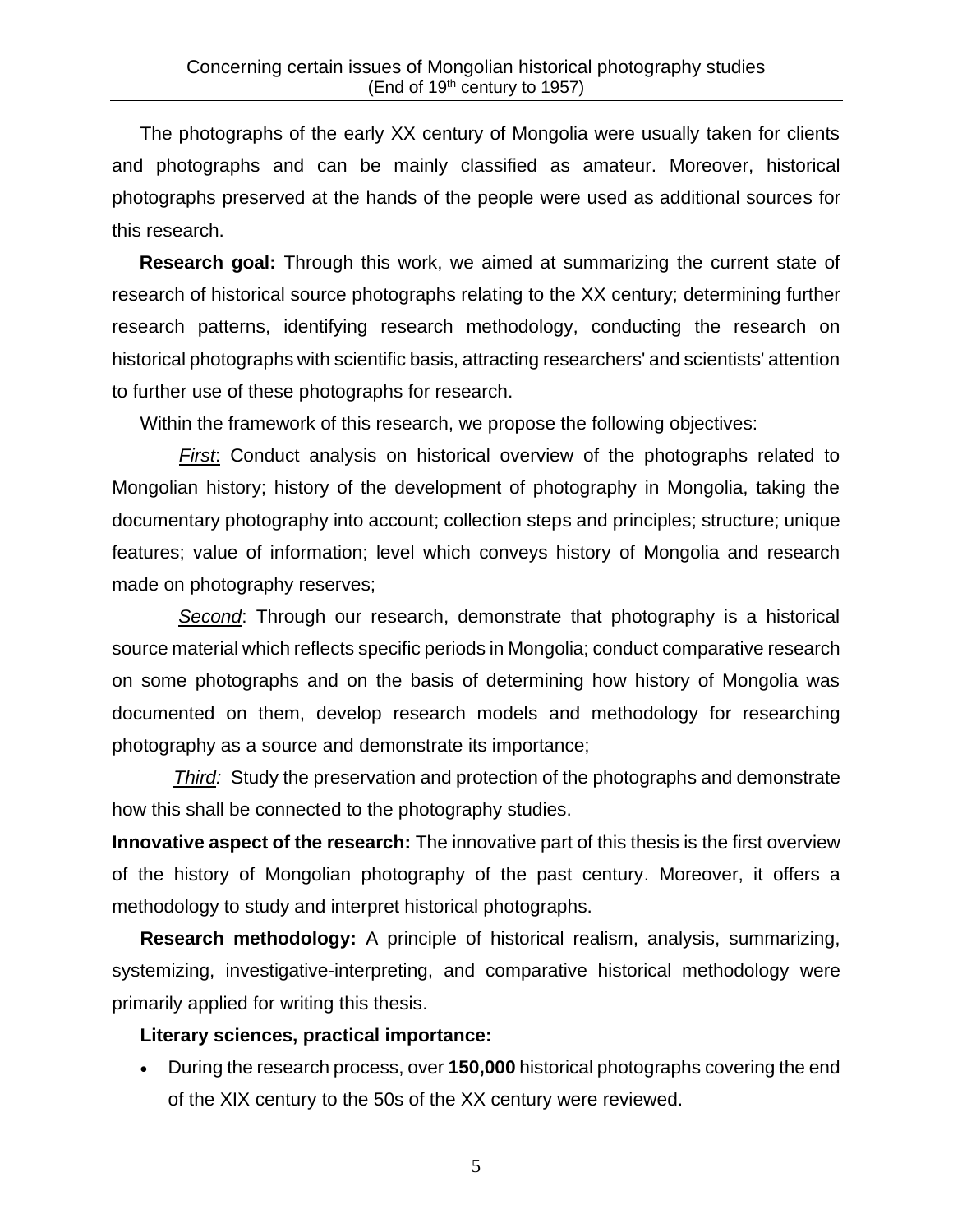The photographs of the early XX century of Mongolia were usually taken for clients and photographs and can be mainly classified as amateur. Moreover, historical photographs preserved at the hands of the people were used as additional sources for this research.

**Research goal:** Through this work, we aimed at summarizing the current state of research of historical source photographs relating to the XX century; determining further research patterns, identifying research methodology, conducting the research on historical photographs with scientific basis, attracting researchers' and scientists' attention to further use of these photographs for research.

Within the framework of this research, we propose the following objectives:

*First*: Conduct analysis on historical overview of the photographs related to Mongolian history; history of the development of photography in Mongolia, taking the documentary photography into account; collection steps and principles; structure; unique features; value of information; level which conveys history of Mongolia and research made on photography reserves;

*Second*: Through our research, demonstrate that photography is a historical source material which reflects specific periods in Mongolia; conduct comparative research on some photographs and on the basis of determining how history of Mongolia was documented on them, develop research models and methodology for researching photography as a source and demonstrate its importance;

*Third:* Study the preservation and protection of the photographs and demonstrate how this shall be connected to the photography studies.

**Innovative aspect of the research:** The innovative part of this thesis is the first overview of the history of Mongolian photography of the past century. Moreover, it offers a methodology to study and interpret historical photographs.

**Research methodology:** A principle of historical realism, analysis, summarizing, systemizing, investigative-interpreting, and comparative historical methodology were primarily applied for writing this thesis.

**Literary sciences, practical importance:**

- During the research process, over **150,000** historical photographs covering the end of the XIX century to the 50s of the XX century were reviewed.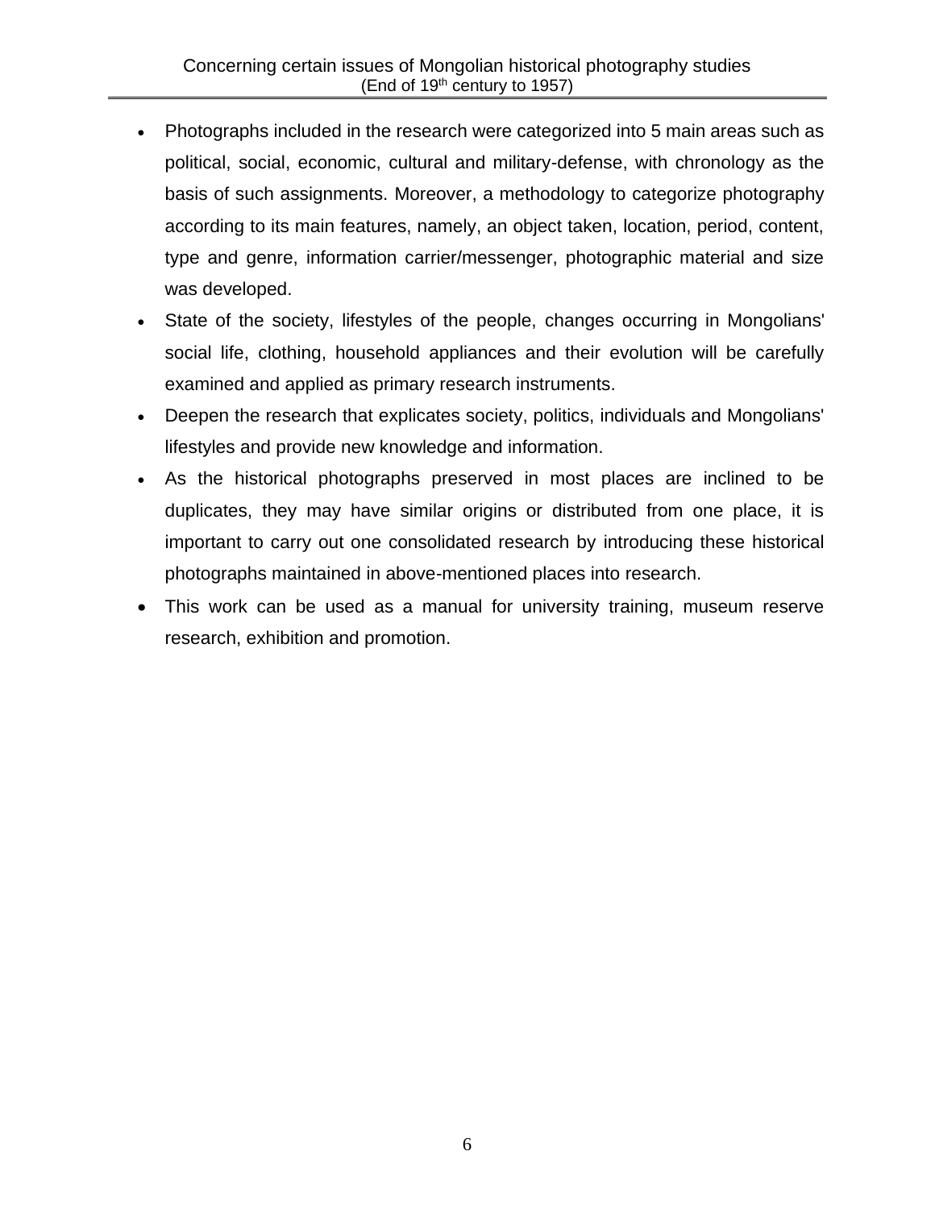- Photographs included in the research were categorized into 5 main areas such as political, social, economic, cultural and military-defense, with chronology as the basis of such assignments. Moreover, a methodology to categorize photography according to its main features, namely, an object taken, location, period, content, type and genre, information carrier/messenger, photographic material and size was developed.
- State of the society, lifestyles of the people, changes occurring in Mongolians' social life, clothing, household appliances and their evolution will be carefully examined and applied as primary research instruments.
- Deepen the research that explicates society, politics, individuals and Mongolians' lifestyles and provide new knowledge and information.
- As the historical photographs preserved in most places are inclined to be duplicates, they may have similar origins or distributed from one place, it is important to carry out one consolidated research by introducing these historical photographs maintained in above-mentioned places into research.
- This work can be used as a manual for university training, museum reserve research, exhibition and promotion.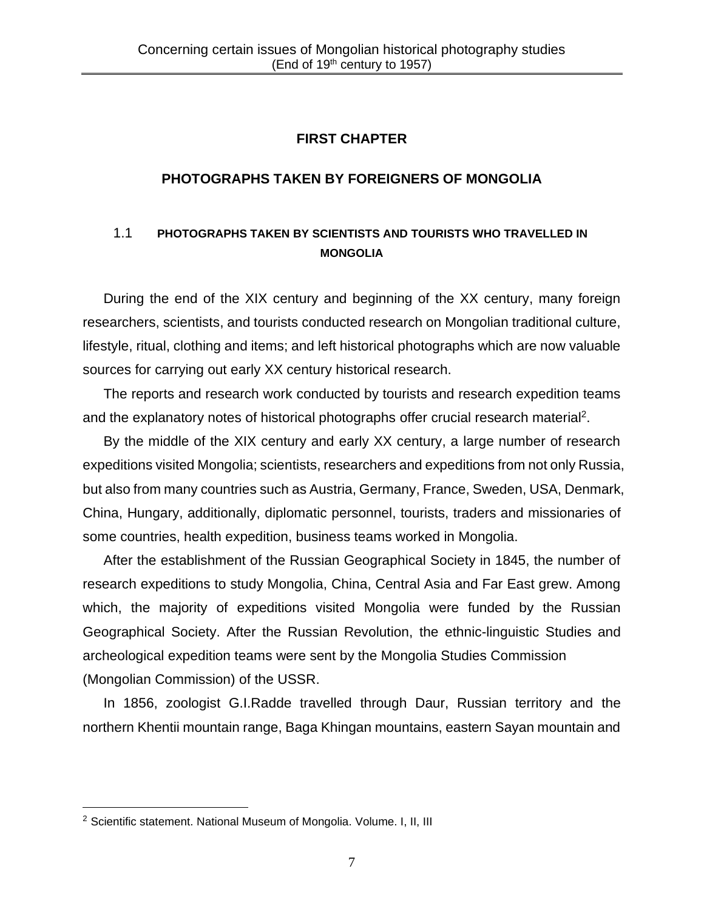# FIRST CHAPTER

# PHOTOGRAPHS TAKEN BY FOREIGNERS OF MONGOLIA

## 1.1 PHOTOGRAPHS TAKEN BY SCIENTISTS AND TOURISTS WHO TRAVELLED IN MONGOLIA

During the end of the XIX century and beginning of the XX century, many foreign researchers, scientists, and tourists conducted research on Mongolian traditional culture, lifestyle, ritual, clothing and items; and left historical photographs which are now valuable sources for carrying out early XX century historical research.

The reports and research work conducted by tourists and research expedition teams and the explanatory notes of historical photographs offer crucial research material[2].

By the middle of the XIX century and early XX century, a large number of research expeditions visited Mongolia; scientists, researchers and expeditions from not only Russia, but also from many countries such as Austria, Germany, France, Sweden, USA, Denmark, China, Hungary, additionally, diplomatic personnel, tourists, traders and missionaries of some countries, health expedition, business teams worked in Mongolia.

After the establishment of the Russian Geographical Society in 1845, the number of research expeditions to study Mongolia, China, Central Asia and Far East grew. Among which, the majority of expeditions visited Mongolia were funded by the Russian Geographical Society. After the Russian Revolution, the ethnic-linguistic Studies and archeological expedition teams were sent by the Mongolia Studies Commission (Mongolian Commission) of the USSR.

In 1856, zoologist G.I.Radde travelled through Daur, Russian territory and the northern Khentii mountain range, Baga Khingan mountains, eastern Sayan mountain and

[2] Scientific statement. National Museum of Mongolia. Volume. I, II, III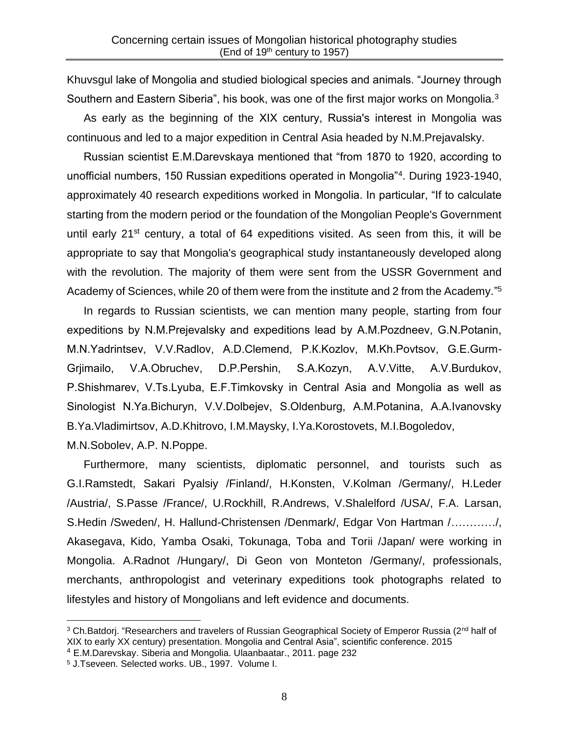Khuvsgul lake of Mongolia and studied biological species and animals. "Journey through Southern and Eastern Siberia", his book, was one of the first major works on Mongolia.[3]

As early as the beginning of the XIX century, Russia's interest in Mongolia was continuous and led to a major expedition in Central Asia headed by N.M.Prejavalsky.

Russian scientist E.M.Darevskaya mentioned that "from 1870 to 1920, according to unofficial numbers, 150 Russian expeditions operated in Mongolia"[4]. During 1923-1940, approximately 40 research expeditions worked in Mongolia. In particular, "If to calculate starting from the modern period or the foundation of the Mongolian People's Government until early 21st century, a total of 64 expeditions visited. As seen from this, it will be appropriate to say that Mongolia's geographical study instantaneously developed along with the revolution. The majority of them were sent from the USSR Government and Academy of Sciences, while 20 of them were from the institute and 2 from the Academy."[5]

In regards to Russian scientists, we can mention many people, starting from four expeditions by N.M.Prejevalsky and expeditions lead by A.M.Pozdneev, G.N.Potanin, M.N.Yadrintsev, V.V.Radlov, A.D.Clemend, P.K.Kozlov, M.Kh.Povtsov, G.E.Gurm-Grjimailo, V.A.Obruchev, D.P.Pershin, S.A.Kozyn, A.V.Vitte, A.V.Burdukov, P.Shishmarev, V.Ts.Lyuba, E.F.Timkovsky in Central Asia and Mongolia as well as Sinologist N.Ya.Bichuryn, V.V.Dolbejev, S.Oldenburg, A.M.Potanina, A.A.Ivanovsky B.Ya.Vladimirtsov, A.D.Khitrovo, I.M.Maysky, I.Ya.Korostovets, M.I.Bogoledov, M.N.Sobolev, A.P. N.Poppe.

Furthermore, many scientists, diplomatic personnel, and tourists such as G.I.Ramstedt, Sakari Pyalsiy /Finland/, H.Konsten, V.Kolman /Germany/, H.Leder /Austria/, S.Passe /France/, U.Rockhill, R.Andrews, V.Shalelford /USA/, F.A. Larsan, S.Hedin /Sweden/, H. Hallund-Christensen /Denmark/, Edgar Von Hartman /…………/, Akasegava, Kido, Yamba Osaki, Tokunaga, Toba and Torii /Japan/ were working in Mongolia. A.Radnot /Hungary/, Di Geon von Monteton /Germany/, professionals, merchants, anthropologist and veterinary expeditions took photographs related to lifestyles and history of Mongolians and left evidence and documents.

---

[3] Ch.Batdorj. "Researchers and travelers of Russian Geographical Society of Emperor Russia (2nd half of XIX to early XX century) presentation. Mongolia and Central Asia", scientific conference. 2015

[4] E.M.Darevskay. Siberia and Mongolia. Ulaanbaatar., 2011. page 232

[5] J.Tseveen. Selected works. UB., 1997. Volume I.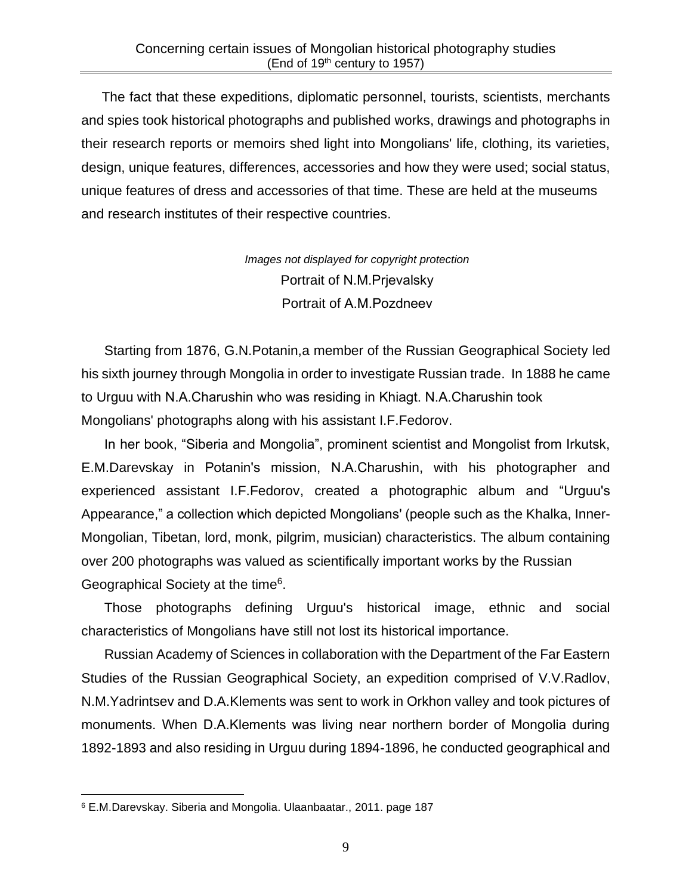The fact that these expeditions, diplomatic personnel, tourists, scientists, merchants and spies took historical photographs and published works, drawings and photographs in their research reports or memoirs shed light into Mongolians' life, clothing, its varieties, design, unique features, differences, accessories and how they were used; social status, unique features of dress and accessories of that time. These are held at the museums and research institutes of their respective countries.

*Images not displayed for copyright protection*

Portrait of N.M.Prjevalsky

Portrait of A.M.Pozdneev

Starting from 1876, G.N.Potanin,a member of the Russian Geographical Society led his sixth journey through Mongolia in order to investigate Russian trade. In 1888 he came to Urguu with N.A.Charushin who was residing in Khiagt. N.A.Charushin took Mongolians' photographs along with his assistant I.F.Fedorov.

In her book, "Siberia and Mongolia", prominent scientist and Mongolist from Irkutsk, E.M.Darevskay in Potanin's mission, N.A.Charushin, with his photographer and experienced assistant I.F.Fedorov, created a photographic album and "Urguu's Appearance," a collection which depicted Mongolians' (people such as the Khalka, Inner-Mongolian, Tibetan, lord, monk, pilgrim, musician) characteristics. The album containing over 200 photographs was valued as scientifically important works by the Russian Geographical Society at the time[6].

Those photographs defining Urguu's historical image, ethnic and social characteristics of Mongolians have still not lost its historical importance.

Russian Academy of Sciences in collaboration with the Department of the Far Eastern Studies of the Russian Geographical Society, an expedition comprised of V.V.Radlov, N.M.Yadrintsev and D.A.Klements was sent to work in Orkhon valley and took pictures of monuments. When D.A.Klements was living near northern border of Mongolia during 1892-1893 and also residing in Urguu during 1894-1896, he conducted geographical and

[6] E.M.Darevskay. Siberia and Mongolia. Ulaanbaatar., 2011. page 187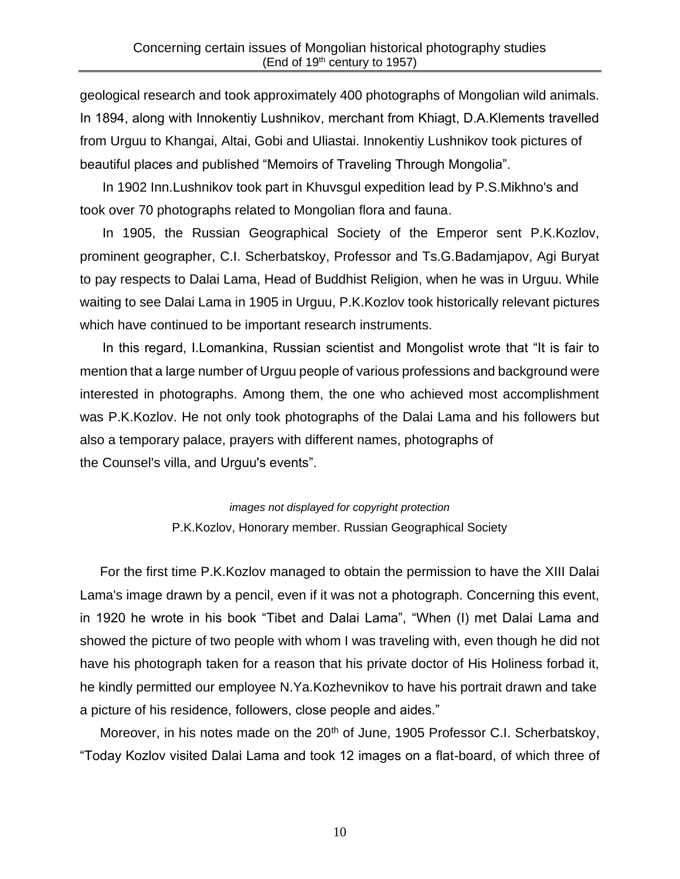geological research and took approximately 400 photographs of Mongolian wild animals. In 1894, along with Innokentiy Lushnikov, merchant from Khiagt, D.A.Klements travelled from Urguu to Khangai, Altai, Gobi and Uliastai. Innokentiy Lushnikov took pictures of beautiful places and published "Memoirs of Traveling Through Mongolia".

In 1902 Inn.Lushnikov took part in Khuvsgul expedition lead by P.S.Mikhno's and took over 70 photographs related to Mongolian flora and fauna.

In 1905, the Russian Geographical Society of the Emperor sent P.K.Kozlov, prominent geographer, C.I. Scherbatskoy, Professor and Ts.G.Badamjapov, Agi Buryat to pay respects to Dalai Lama, Head of Buddhist Religion, when he was in Urguu. While waiting to see Dalai Lama in 1905 in Urguu, P.K.Kozlov took historically relevant pictures which have continued to be important research instruments.

In this regard, I.Lomankina, Russian scientist and Mongolist wrote that "It is fair to mention that a large number of Urguu people of various professions and background were interested in photographs. Among them, the one who achieved most accomplishment was P.K.Kozlov. He not only took photographs of the Dalai Lama and his followers but also a temporary palace, prayers with different names, photographs of the Counsel's villa, and Urguu's events".

*images not displayed for copyright protection*

P.K.Kozlov, Honorary member. Russian Geographical Society

For the first time P.K.Kozlov managed to obtain the permission to have the XIII Dalai Lama's image drawn by a pencil, even if it was not a photograph. Concerning this event, in 1920 he wrote in his book "Tibet and Dalai Lama", "When (I) met Dalai Lama and showed the picture of two people with whom I was traveling with, even though he did not have his photograph taken for a reason that his private doctor of His Holiness forbad it, he kindly permitted our employee N.Ya.Kozhevnikov to have his portrait drawn and take a picture of his residence, followers, close people and aides."

Moreover, in his notes made on the 20th of June, 1905 Professor C.I. Scherbatskoy, "Today Kozlov visited Dalai Lama and took 12 images on a flat-board, of which three of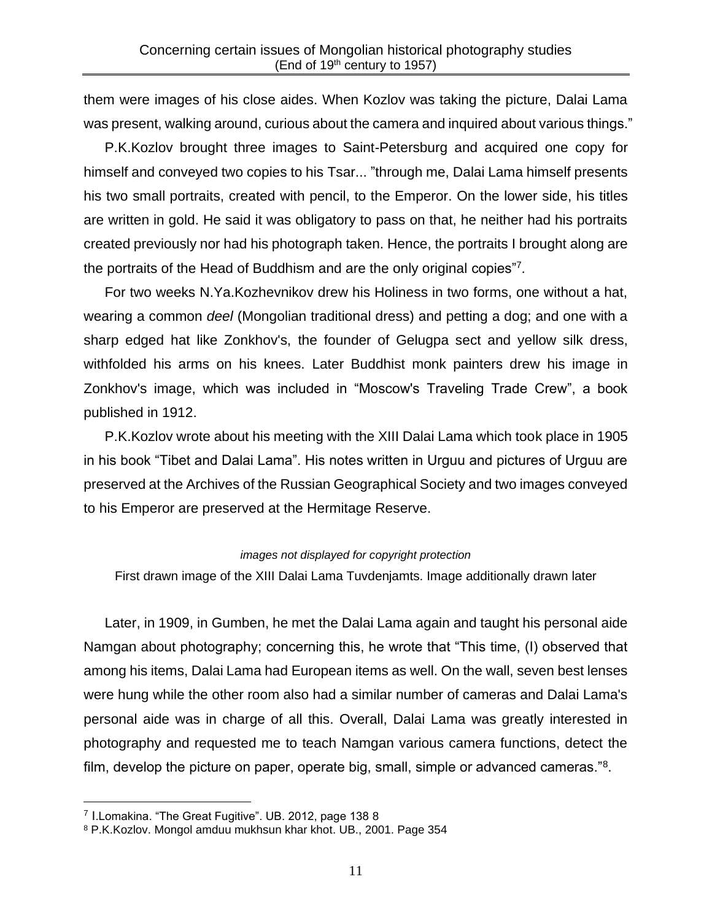them were images of his close aides. When Kozlov was taking the picture, Dalai Lama was present, walking around, curious about the camera and inquired about various things."

P.K.Kozlov brought three images to Saint-Petersburg and acquired one copy for himself and conveyed two copies to his Tsar... "through me, Dalai Lama himself presents his two small portraits, created with pencil, to the Emperor. On the lower side, his titles are written in gold. He said it was obligatory to pass on that, he neither had his portraits created previously nor had his photograph taken. Hence, the portraits I brought along are the portraits of the Head of Buddhism and are the only original copies"[7].

For two weeks N.Ya.Kozhevnikov drew his Holiness in two forms, one without a hat, wearing a common *deel* (Mongolian traditional dress) and petting a dog; and one with a sharp edged hat like Zonkhov's, the founder of Gelugpa sect and yellow silk dress, withfolded his arms on his knees. Later Buddhist monk painters drew his image in Zonkhov's image, which was included in "Moscow's Traveling Trade Crew", a book published in 1912.

P.K.Kozlov wrote about his meeting with the XIII Dalai Lama which took place in 1905 in his book "Tibet and Dalai Lama". His notes written in Urguu and pictures of Urguu are preserved at the Archives of the Russian Geographical Society and two images conveyed to his Emperor are preserved at the Hermitage Reserve.

*images not displayed for copyright protection*

First drawn image of the XIII Dalai Lama Tuvdenjamts. Image additionally drawn later

Later, in 1909, in Gumben, he met the Dalai Lama again and taught his personal aide Namgan about photography; concerning this, he wrote that "This time, (I) observed that among his items, Dalai Lama had European items as well. On the wall, seven best lenses were hung while the other room also had a similar number of cameras and Dalai Lama's personal aide was in charge of all this. Overall, Dalai Lama was greatly interested in photography and requested me to teach Namgan various camera functions, detect the film, develop the picture on paper, operate big, small, simple or advanced cameras."[8].

---

[7] I.Lomakina. "The Great Fugitive". UB. 2012, page 138 8

[8] P.K.Kozlov. Mongol amduu mukhsun khar khot. UB., 2001. Page 354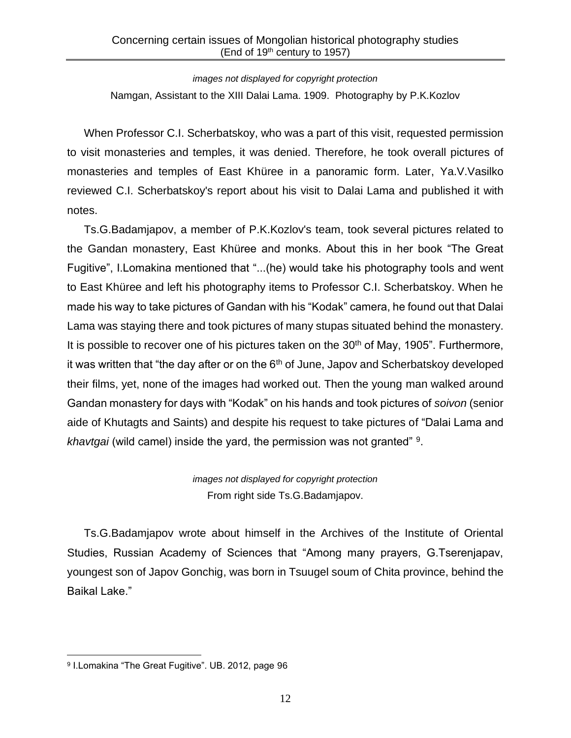*images not displayed for copyright protection*

Namgan, Assistant to the XIII Dalai Lama. 1909. Photography by P.K.Kozlov

When Professor C.I. Scherbatskoy, who was a part of this visit, requested permission to visit monasteries and temples, it was denied. Therefore, he took overall pictures of monasteries and temples of East Khüree in a panoramic form. Later, Ya.V.Vasilko reviewed C.I. Scherbatskoy's report about his visit to Dalai Lama and published it with notes.

Ts.G.Badamjapov, a member of P.K.Kozlov's team, took several pictures related to the Gandan monastery, East Khüree and monks. About this in her book "The Great Fugitive", I.Lomakina mentioned that "...(he) would take his photography tools and went to East Khüree and left his photography items to Professor C.I. Scherbatskoy. When he made his way to take pictures of Gandan with his "Kodak" camera, he found out that Dalai Lama was staying there and took pictures of many stupas situated behind the monastery. It is possible to recover one of his pictures taken on the 30th of May, 1905". Furthermore, it was written that "the day after or on the 6th of June, Japov and Scherbatskoy developed their films, yet, none of the images had worked out. Then the young man walked around Gandan monastery for days with "Kodak" on his hands and took pictures of *soivon* (senior aide of Khutagts and Saints) and despite his request to take pictures of "Dalai Lama and *khavtgai* (wild camel) inside the yard, the permission was not granted" [9].

*images not displayed for copyright protection*

From right side Ts.G.Badamjapov.

Ts.G.Badamjapov wrote about himself in the Archives of the Institute of Oriental Studies, Russian Academy of Sciences that "Among many prayers, G.Tserenjapav, youngest son of Japov Gonchig, was born in Tsuugel soum of Chita province, behind the Baikal Lake."

---

[9] I.Lomakina "The Great Fugitive". UB. 2012, page 96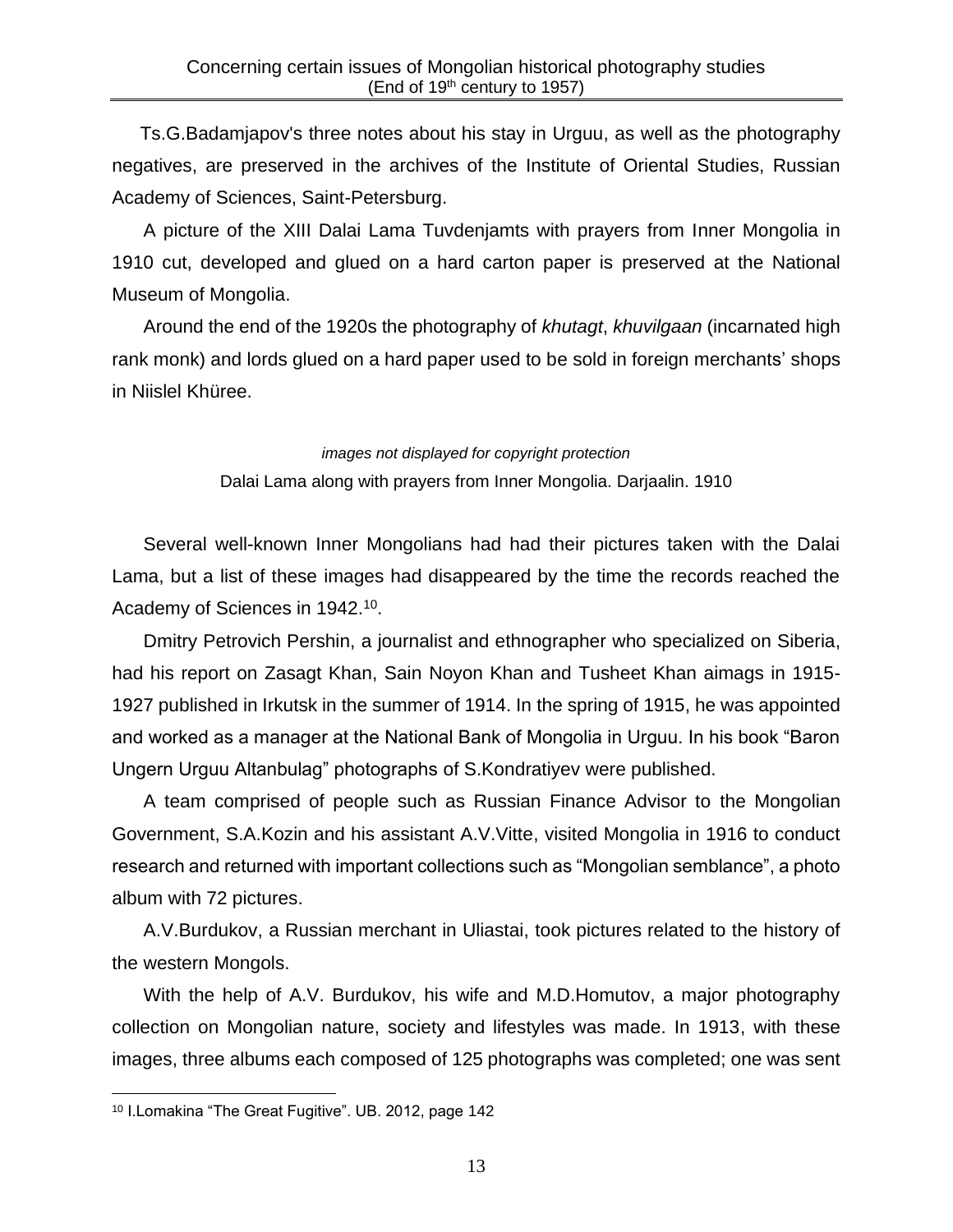Ts.G.Badamjapov's three notes about his stay in Urguu, as well as the photography negatives, are preserved in the archives of the Institute of Oriental Studies, Russian Academy of Sciences, Saint-Petersburg.

A picture of the XIII Dalai Lama Tuvdenjamts with prayers from Inner Mongolia in 1910 cut, developed and glued on a hard carton paper is preserved at the National Museum of Mongolia.

Around the end of the 1920s the photography of *khutagt*, *khuvilgaan* (incarnated high rank monk) and lords glued on a hard paper used to be sold in foreign merchants' shops in Niislel Khüree.

*images not displayed for copyright protection*

Dalai Lama along with prayers from Inner Mongolia. Darjaalin. 1910

Several well-known Inner Mongolians had had their pictures taken with the Dalai Lama, but a list of these images had disappeared by the time the records reached the Academy of Sciences in 1942.[10].

Dmitry Petrovich Pershin, a journalist and ethnographer who specialized on Siberia, had his report on Zasagt Khan, Sain Noyon Khan and Tusheet Khan aimags in 1915-1927 published in Irkutsk in the summer of 1914. In the spring of 1915, he was appointed and worked as a manager at the National Bank of Mongolia in Urguu. In his book "Baron Ungern Urguu Altanbulag" photographs of S.Kondratiyev were published.

A team comprised of people such as Russian Finance Advisor to the Mongolian Government, S.A.Kozin and his assistant A.V.Vitte, visited Mongolia in 1916 to conduct research and returned with important collections such as "Mongolian semblance", a photo album with 72 pictures.

A.V.Burdukov, a Russian merchant in Uliastai, took pictures related to the history of the western Mongols.

With the help of A.V. Burdukov, his wife and M.D.Homutov, a major photography collection on Mongolian nature, society and lifestyles was made. In 1913, with these images, three albums each composed of 125 photographs was completed; one was sent

---

[10] I.Lomakina "The Great Fugitive". UB. 2012, page 142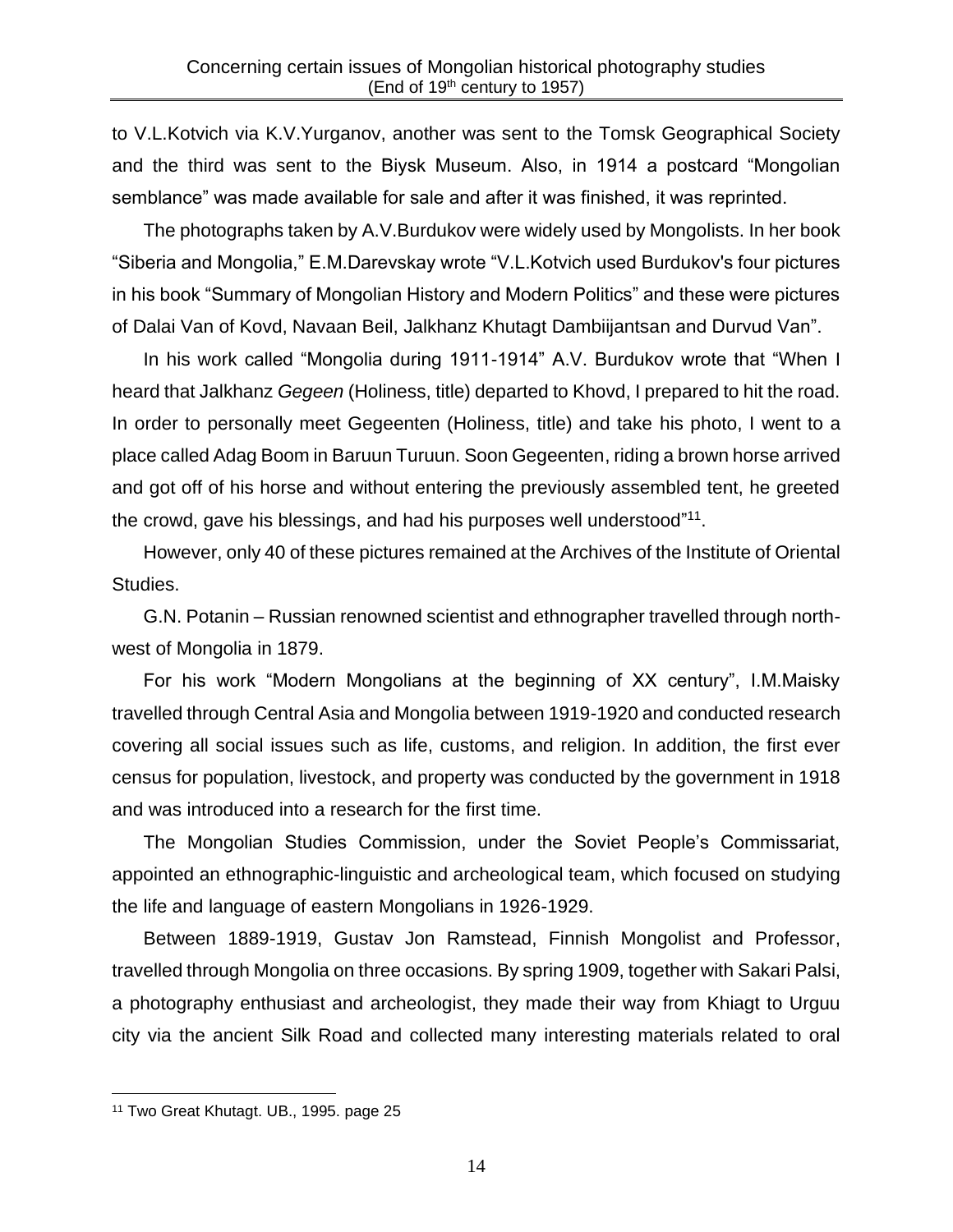to V.L.Kotvich via K.V.Yurganov, another was sent to the Tomsk Geographical Society and the third was sent to the Biysk Museum. Also, in 1914 a postcard "Mongolian semblance" was made available for sale and after it was finished, it was reprinted.

The photographs taken by A.V.Burdukov were widely used by Mongolists. In her book "Siberia and Mongolia," E.M.Darevskay wrote "V.L.Kotvich used Burdukov's four pictures in his book "Summary of Mongolian History and Modern Politics" and these were pictures of Dalai Van of Kovd, Navaan Beil, Jalkhanz Khutagt Dambiijantsan and Durvud Van".

In his work called "Mongolia during 1911-1914" A.V. Burdukov wrote that "When I heard that Jalkhanz *Gegeen* (Holiness, title) departed to Khovd, I prepared to hit the road. In order to personally meet Gegeenten (Holiness, title) and take his photo, I went to a place called Adag Boom in Baruun Turuun. Soon Gegeenten, riding a brown horse arrived and got off of his horse and without entering the previously assembled tent, he greeted the crowd, gave his blessings, and had his purposes well understood"[11].

However, only 40 of these pictures remained at the Archives of the Institute of Oriental Studies.

G.N. Potanin – Russian renowned scientist and ethnographer travelled through north-west of Mongolia in 1879.

For his work "Modern Mongolians at the beginning of XX century", I.M.Maisky travelled through Central Asia and Mongolia between 1919-1920 and conducted research covering all social issues such as life, customs, and religion. In addition, the first ever census for population, livestock, and property was conducted by the government in 1918 and was introduced into a research for the first time.

The Mongolian Studies Commission, under the Soviet People's Commissariat, appointed an ethnographic-linguistic and archeological team, which focused on studying the life and language of eastern Mongolians in 1926-1929.

Between 1889-1919, Gustav Jon Ramstead, Finnish Mongolist and Professor, travelled through Mongolia on three occasions. By spring 1909, together with Sakari Palsi, a photography enthusiast and archeologist, they made their way from Khiagt to Urguu city via the ancient Silk Road and collected many interesting materials related to oral

[11] Two Great Khutagt. UB., 1995. page 25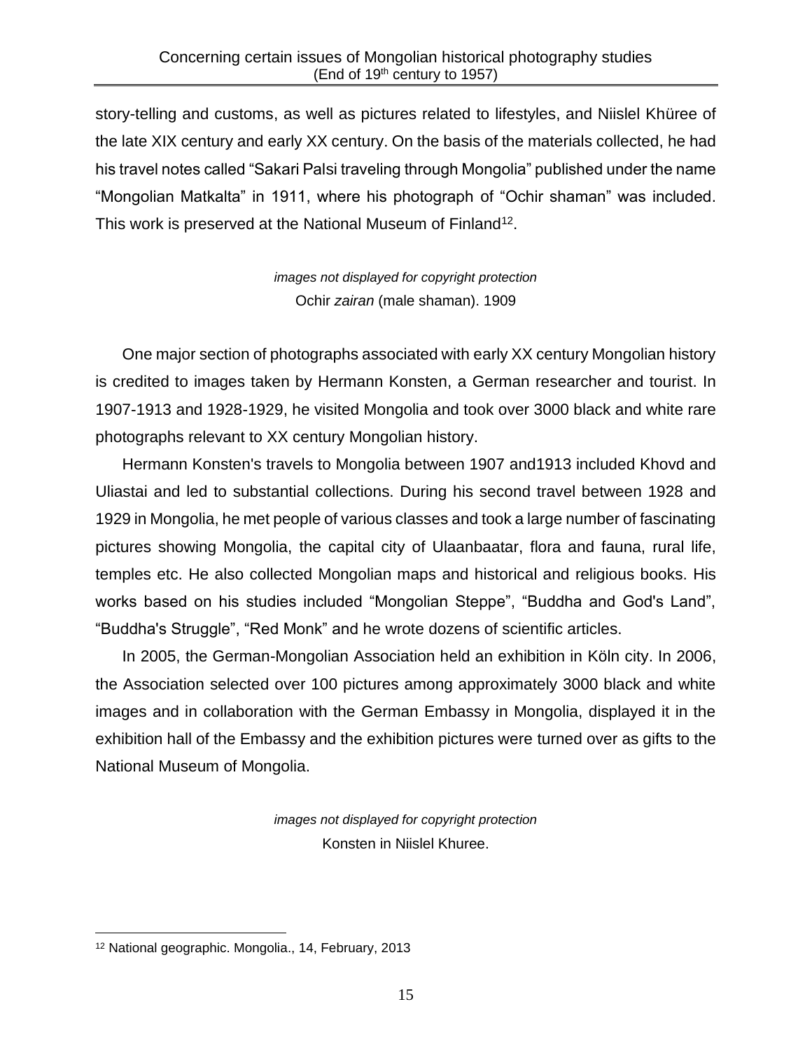story-telling and customs, as well as pictures related to lifestyles, and Niislel Khüree of the late XIX century and early XX century. On the basis of the materials collected, he had his travel notes called "Sakari Palsi traveling through Mongolia" published under the name "Mongolian Matkalta" in 1911, where his photograph of "Ochir shaman" was included. This work is preserved at the National Museum of Finland[12].

*images not displayed for copyright protection*
Ochir *zairan* (male shaman). 1909

One major section of photographs associated with early XX century Mongolian history is credited to images taken by Hermann Konsten, a German researcher and tourist. In 1907-1913 and 1928-1929, he visited Mongolia and took over 3000 black and white rare photographs relevant to XX century Mongolian history.

Hermann Konsten's travels to Mongolia between 1907 and1913 included Khovd and Uliastai and led to substantial collections. During his second travel between 1928 and 1929 in Mongolia, he met people of various classes and took a large number of fascinating pictures showing Mongolia, the capital city of Ulaanbaatar, flora and fauna, rural life, temples etc. He also collected Mongolian maps and historical and religious books. His works based on his studies included "Mongolian Steppe", "Buddha and God's Land", "Buddha's Struggle", "Red Monk" and he wrote dozens of scientific articles.

In 2005, the German-Mongolian Association held an exhibition in Köln city. In 2006, the Association selected over 100 pictures among approximately 3000 black and white images and in collaboration with the German Embassy in Mongolia, displayed it in the exhibition hall of the Embassy and the exhibition pictures were turned over as gifts to the National Museum of Mongolia.

*images not displayed for copyright protection*
Konsten in Niislel Khuree.

[12] National geographic. Mongolia., 14, February, 2013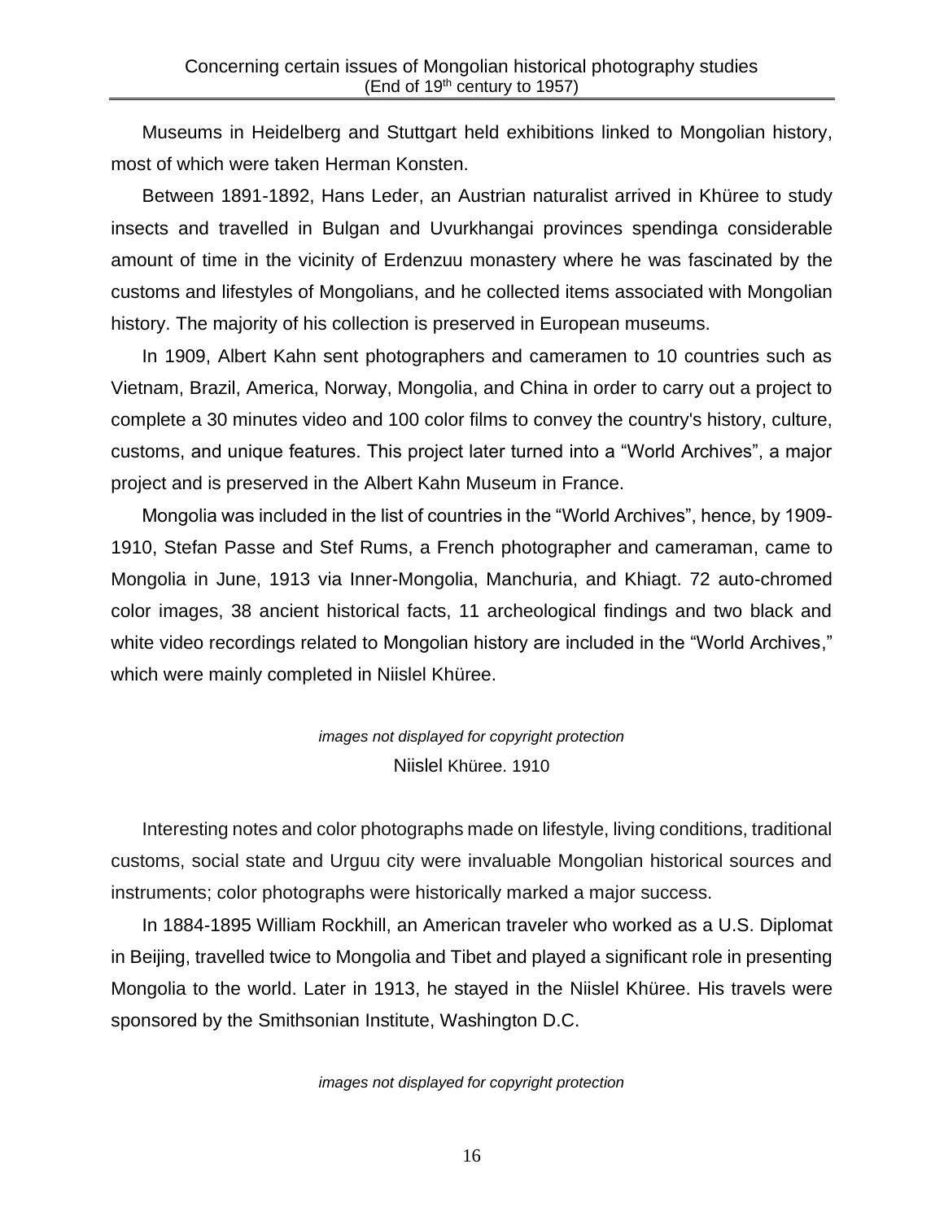Museums in Heidelberg and Stuttgart held exhibitions linked to Mongolian history, most of which were taken Herman Konsten.

Between 1891-1892, Hans Leder, an Austrian naturalist arrived in Khüree to study insects and travelled in Bulgan and Uvurkhangai provinces spendinga considerable amount of time in the vicinity of Erdenzuu monastery where he was fascinated by the customs and lifestyles of Mongolians, and he collected items associated with Mongolian history. The majority of his collection is preserved in European museums.

In 1909, Albert Kahn sent photographers and cameramen to 10 countries such as Vietnam, Brazil, America, Norway, Mongolia, and China in order to carry out a project to complete a 30 minutes video and 100 color films to convey the country's history, culture, customs, and unique features. This project later turned into a "World Archives", a major project and is preserved in the Albert Kahn Museum in France.

Mongolia was included in the list of countries in the "World Archives", hence, by 1909-1910, Stefan Passe and Stef Rums, a French photographer and cameraman, came to Mongolia in June, 1913 via Inner-Mongolia, Manchuria, and Khiagt. 72 auto-chromed color images, 38 ancient historical facts, 11 archeological findings and two black and white video recordings related to Mongolian history are included in the "World Archives," which were mainly completed in Niislel Khüree.

*images not displayed for copyright protection*

Niislel Khüree. 1910

Interesting notes and color photographs made on lifestyle, living conditions, traditional customs, social state and Urguu city were invaluable Mongolian historical sources and instruments; color photographs were historically marked a major success.

In 1884-1895 William Rockhill, an American traveler who worked as a U.S. Diplomat in Beijing, travelled twice to Mongolia and Tibet and played a significant role in presenting Mongolia to the world. Later in 1913, he stayed in the Niislel Khüree. His travels were sponsored by the Smithsonian Institute, Washington D.C.

*images not displayed for copyright protection*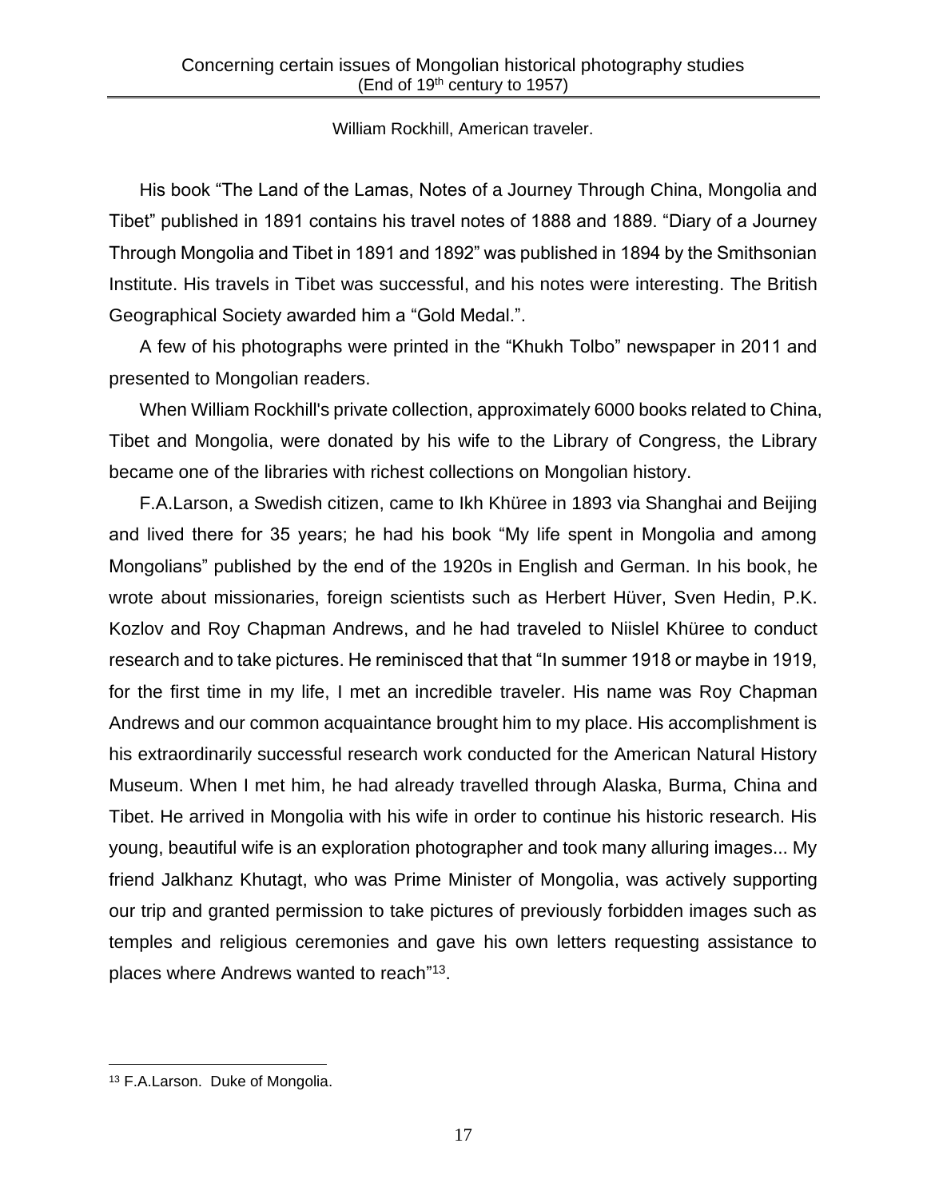William Rockhill, American traveler.

His book “The Land of the Lamas, Notes of a Journey Through China, Mongolia and Tibet” published in 1891 contains his travel notes of 1888 and 1889. “Diary of a Journey Through Mongolia and Tibet in 1891 and 1892” was published in 1894 by the Smithsonian Institute. His travels in Tibet was successful, and his notes were interesting. The British Geographical Society awarded him a “Gold Medal.”.

A few of his photographs were printed in the “Khukh Tolbo” newspaper in 2011 and presented to Mongolian readers.

When William Rockhill's private collection, approximately 6000 books related to China, Tibet and Mongolia, were donated by his wife to the Library of Congress, the Library became one of the libraries with richest collections on Mongolian history.

F.A.Larson, a Swedish citizen, came to Ikh Khüree in 1893 via Shanghai and Beijing and lived there for 35 years; he had his book “My life spent in Mongolia and among Mongolians” published by the end of the 1920s in English and German. In his book, he wrote about missionaries, foreign scientists such as Herbert Hüver, Sven Hedin, P.K. Kozlov and Roy Chapman Andrews, and he had traveled to Niislel Khüree to conduct research and to take pictures. He reminisced that that “In summer 1918 or maybe in 1919, for the first time in my life, I met an incredible traveler. His name was Roy Chapman Andrews and our common acquaintance brought him to my place. His accomplishment is his extraordinarily successful research work conducted for the American Natural History Museum. When I met him, he had already travelled through Alaska, Burma, China and Tibet. He arrived in Mongolia with his wife in order to continue his historic research. His young, beautiful wife is an exploration photographer and took many alluring images... My friend Jalkhanz Khutagt, who was Prime Minister of Mongolia, was actively supporting our trip and granted permission to take pictures of previously forbidden images such as temples and religious ceremonies and gave his own letters requesting assistance to places where Andrews wanted to reach”[13].

---

[13] F.A.Larson. Duke of Mongolia.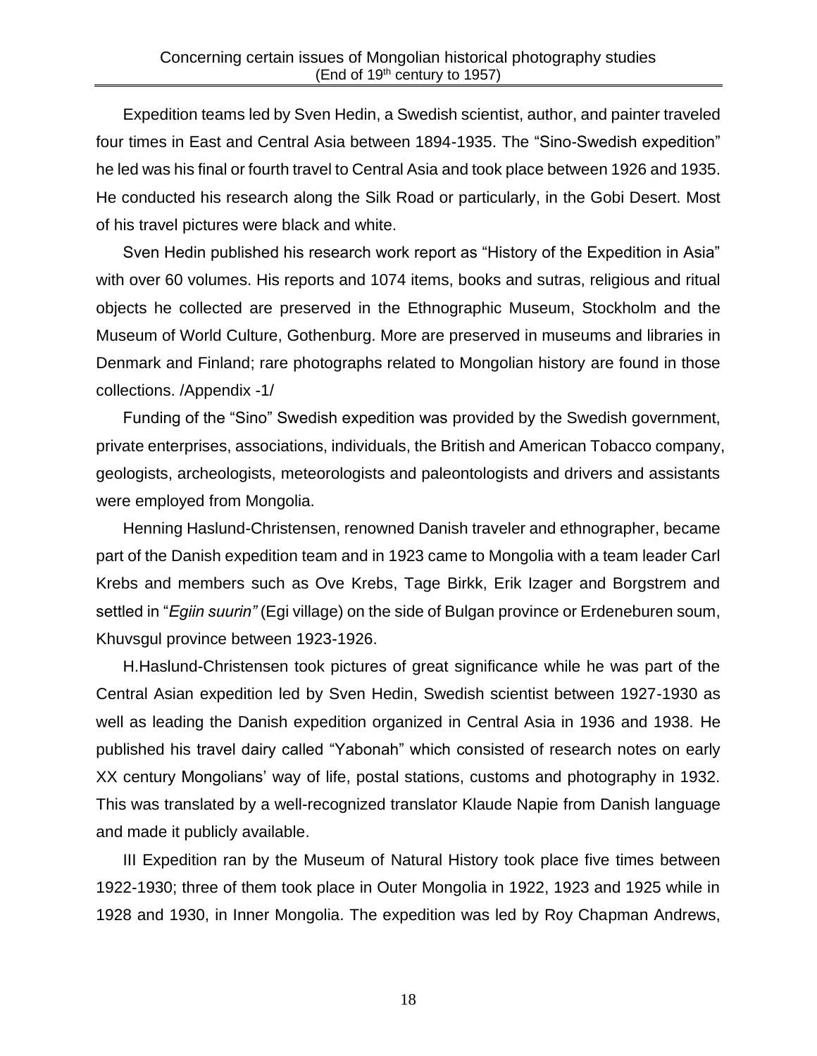Expedition teams led by Sven Hedin, a Swedish scientist, author, and painter traveled four times in East and Central Asia between 1894-1935. The "Sino-Swedish expedition" he led was his final or fourth travel to Central Asia and took place between 1926 and 1935. He conducted his research along the Silk Road or particularly, in the Gobi Desert. Most of his travel pictures were black and white.

Sven Hedin published his research work report as "History of the Expedition in Asia" with over 60 volumes. His reports and 1074 items, books and sutras, religious and ritual objects he collected are preserved in the Ethnographic Museum, Stockholm and the Museum of World Culture, Gothenburg. More are preserved in museums and libraries in Denmark and Finland; rare photographs related to Mongolian history are found in those collections. /Appendix -1/

Funding of the "Sino" Swedish expedition was provided by the Swedish government, private enterprises, associations, individuals, the British and American Tobacco company, geologists, archeologists, meteorologists and paleontologists and drivers and assistants were employed from Mongolia.

Henning Haslund-Christensen, renowned Danish traveler and ethnographer, became part of the Danish expedition team and in 1923 came to Mongolia with a team leader Carl Krebs and members such as Ove Krebs, Tage Birkk, Erik Izager and Borgstrem and settled in "*Egiin suurin"* (Egi village) on the side of Bulgan province or Erdeneburen soum, Khuvsgul province between 1923-1926.

H.Haslund-Christensen took pictures of great significance while he was part of the Central Asian expedition led by Sven Hedin, Swedish scientist between 1927-1930 as well as leading the Danish expedition organized in Central Asia in 1936 and 1938. He published his travel dairy called "Yabonah" which consisted of research notes on early XX century Mongolians' way of life, postal stations, customs and photography in 1932. This was translated by a well-recognized translator Klaude Napie from Danish language and made it publicly available.

III Expedition ran by the Museum of Natural History took place five times between 1922-1930; three of them took place in Outer Mongolia in 1922, 1923 and 1925 while in 1928 and 1930, in Inner Mongolia. The expedition was led by Roy Chapman Andrews,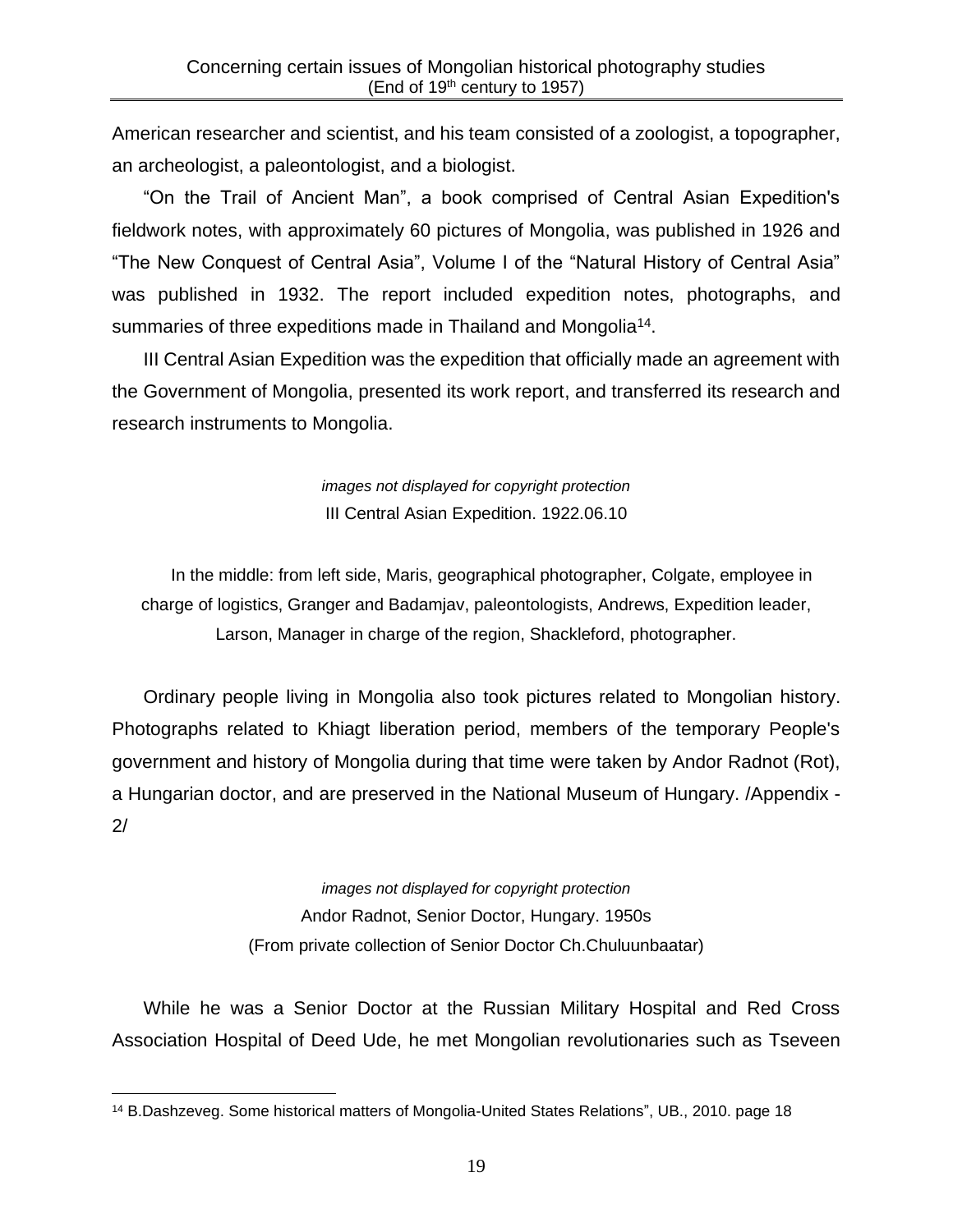American researcher and scientist, and his team consisted of a zoologist, a topographer, an archeologist, a paleontologist, and a biologist.

"On the Trail of Ancient Man", a book comprised of Central Asian Expedition's fieldwork notes, with approximately 60 pictures of Mongolia, was published in 1926 and "The New Conquest of Central Asia", Volume I of the "Natural History of Central Asia" was published in 1932. The report included expedition notes, photographs, and summaries of three expeditions made in Thailand and Mongolia[14].

III Central Asian Expedition was the expedition that officially made an agreement with the Government of Mongolia, presented its work report, and transferred its research and research instruments to Mongolia.

*images not displayed for copyright protection*

III Central Asian Expedition. 1922.06.10

In the middle: from left side, Maris, geographical photographer, Colgate, employee in charge of logistics, Granger and Badamjav, paleontologists, Andrews, Expedition leader, Larson, Manager in charge of the region, Shackleford, photographer.

Ordinary people living in Mongolia also took pictures related to Mongolian history. Photographs related to Khiagt liberation period, members of the temporary People's government and history of Mongolia during that time were taken by Andor Radnot (Rot), a Hungarian doctor, and are preserved in the National Museum of Hungary. /Appendix - 2/

*images not displayed for copyright protection*

Andor Radnot, Senior Doctor, Hungary. 1950s

(From private collection of Senior Doctor Ch.Chuluunbaatar)

While he was a Senior Doctor at the Russian Military Hospital and Red Cross Association Hospital of Deed Ude, he met Mongolian revolutionaries such as Tseveen

---

[14] B.Dashzeveg. Some historical matters of Mongolia-United States Relations", UB., 2010. page 18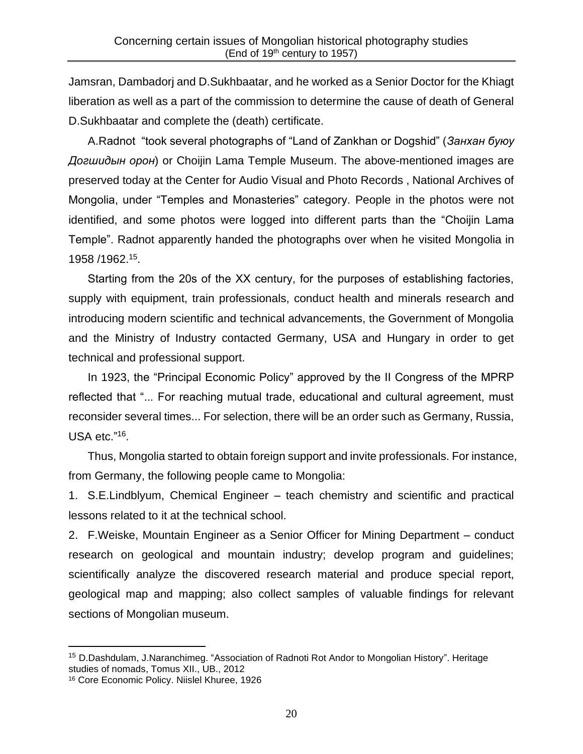Jamsran, Dambadorj and D.Sukhbaatar, and he worked as a Senior Doctor for the Khiagt liberation as well as a part of the commission to determine the cause of death of General D.Sukhbaatar and complete the (death) certificate.

A.Radnot "took several photographs of "Land of Zankhan or Dogshid" (*Занхан буюу Догшидын орон*) or Choijin Lama Temple Museum. The above-mentioned images are preserved today at the Center for Audio Visual and Photo Records , National Archives of Mongolia, under "Temples and Monasteries" category. People in the photos were not identified, and some photos were logged into different parts than the "Choijin Lama Temple". Radnot apparently handed the photographs over when he visited Mongolia in 1958 /1962.[15].

Starting from the 20s of the XX century, for the purposes of establishing factories, supply with equipment, train professionals, conduct health and minerals research and introducing modern scientific and technical advancements, the Government of Mongolia and the Ministry of Industry contacted Germany, USA and Hungary in order to get technical and professional support.

In 1923, the "Principal Economic Policy" approved by the II Congress of the MPRP reflected that "... For reaching mutual trade, educational and cultural agreement, must reconsider several times... For selection, there will be an order such as Germany, Russia, USA etc."[16].

Thus, Mongolia started to obtain foreign support and invite professionals. For instance, from Germany, the following people came to Mongolia:

1. S.E.Lindblyum, Chemical Engineer – teach chemistry and scientific and practical lessons related to it at the technical school.
2. F.Weiske, Mountain Engineer as a Senior Officer for Mining Department – conduct research on geological and mountain industry; develop program and guidelines; scientifically analyze the discovered research material and produce special report, geological map and mapping; also collect samples of valuable findings for relevant sections of Mongolian museum.

---

[15] D.Dashdulam, J.Naranchimeg. "Association of Radnoti Rot Andor to Mongolian History". Heritage studies of nomads, Tomus XII., UB., 2012

[16] Core Economic Policy. Niislel Khuree, 1926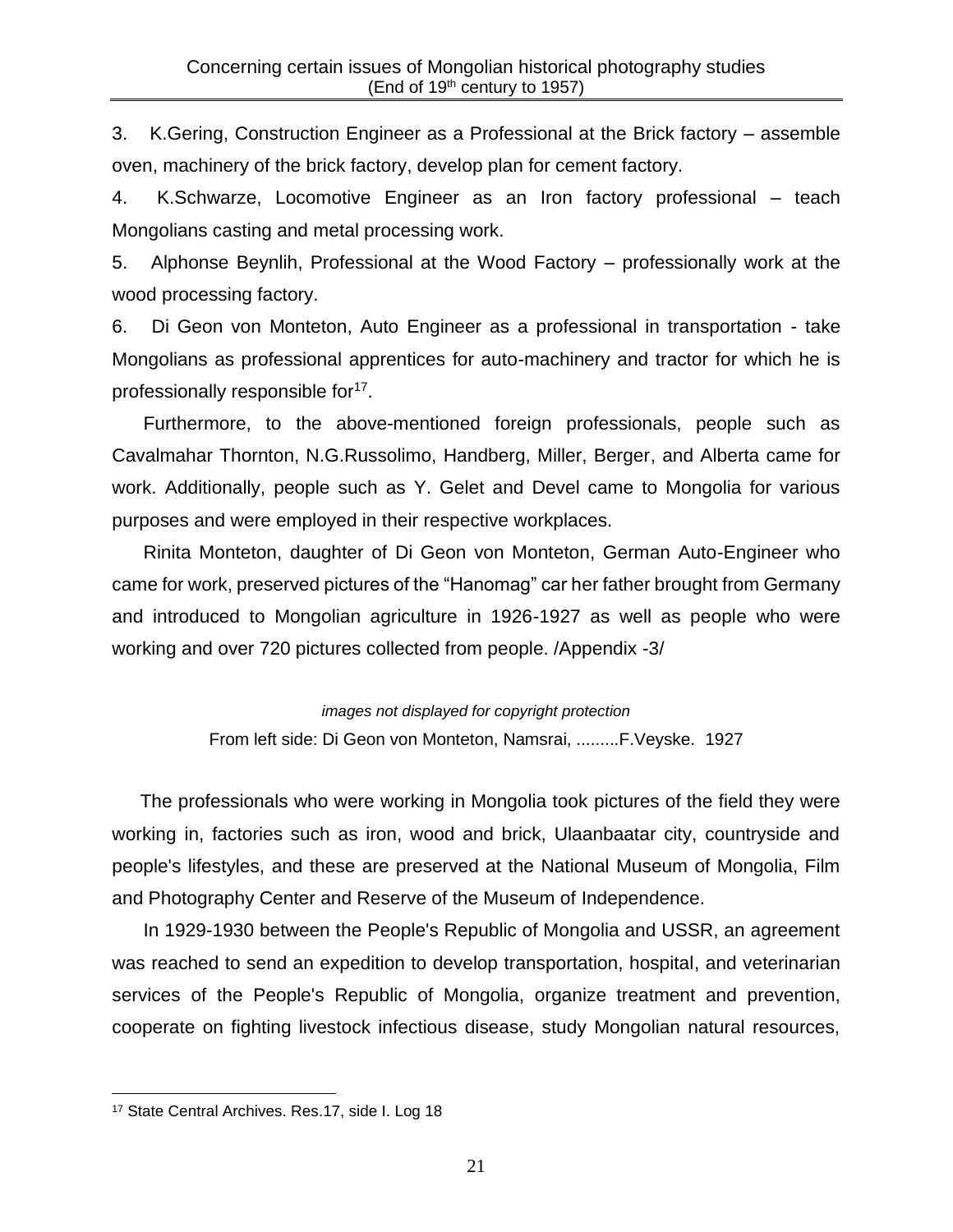3. K.Gering, Construction Engineer as a Professional at the Brick factory – assemble oven, machinery of the brick factory, develop plan for cement factory.

4. K.Schwarze, Locomotive Engineer as an Iron factory professional – teach Mongolians casting and metal processing work.

5. Alphonse Beynlih, Professional at the Wood Factory – professionally work at the wood processing factory.

6. Di Geon von Monteton, Auto Engineer as a professional in transportation - take Mongolians as professional apprentices for auto-machinery and tractor for which he is professionally responsible for[17].

Furthermore, to the above-mentioned foreign professionals, people such as Cavalmahar Thornton, N.G.Russolimo, Handberg, Miller, Berger, and Alberta came for work. Additionally, people such as Y. Gelet and Devel came to Mongolia for various purposes and were employed in their respective workplaces.

Rinita Monteton, daughter of Di Geon von Monteton, German Auto-Engineer who came for work, preserved pictures of the "Hanomag" car her father brought from Germany and introduced to Mongolian agriculture in 1926-1927 as well as people who were working and over 720 pictures collected from people. /Appendix -3/

*images not displayed for copyright protection*

From left side: Di Geon von Monteton, Namsrai, .........F.Veyske. 1927

The professionals who were working in Mongolia took pictures of the field they were working in, factories such as iron, wood and brick, Ulaanbaatar city, countryside and people's lifestyles, and these are preserved at the National Museum of Mongolia, Film and Photography Center and Reserve of the Museum of Independence.

In 1929-1930 between the People's Republic of Mongolia and USSR, an agreement was reached to send an expedition to develop transportation, hospital, and veterinarian services of the People's Republic of Mongolia, organize treatment and prevention, cooperate on fighting livestock infectious disease, study Mongolian natural resources,

[17] State Central Archives. Res.17, side I. Log 18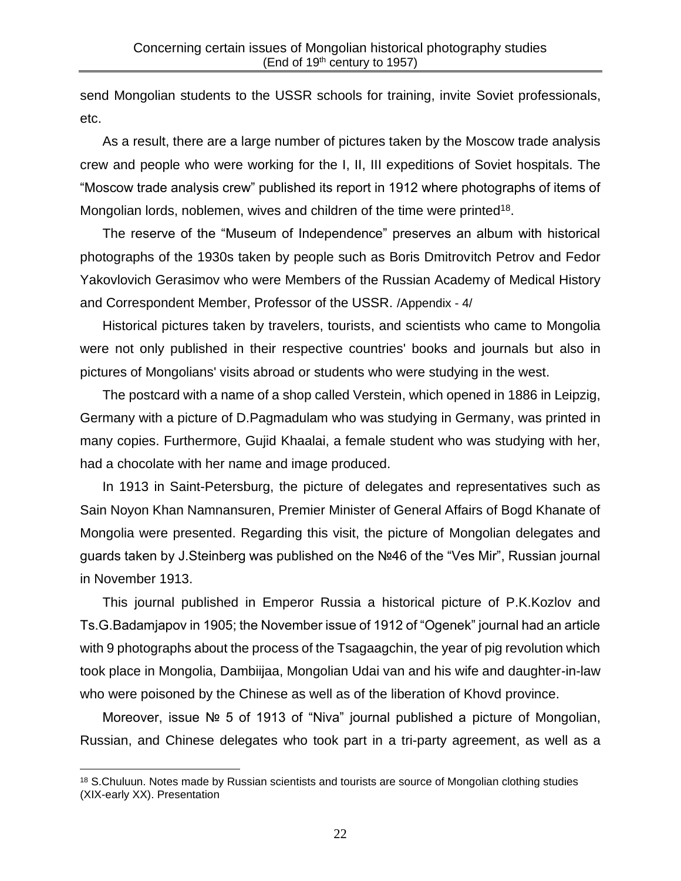send Mongolian students to the USSR schools for training, invite Soviet professionals, etc.

As a result, there are a large number of pictures taken by the Moscow trade analysis crew and people who were working for the I, II, III expeditions of Soviet hospitals. The "Moscow trade analysis crew" published its report in 1912 where photographs of items of Mongolian lords, noblemen, wives and children of the time were printed[18].

The reserve of the "Museum of Independence" preserves an album with historical photographs of the 1930s taken by people such as Boris Dmitrovitch Petrov and Fedor Yakovlovich Gerasimov who were Members of the Russian Academy of Medical History and Correspondent Member, Professor of the USSR. /Appendix - 4/

Historical pictures taken by travelers, tourists, and scientists who came to Mongolia were not only published in their respective countries' books and journals but also in pictures of Mongolians' visits abroad or students who were studying in the west.

The postcard with a name of a shop called Verstein, which opened in 1886 in Leipzig, Germany with a picture of D.Pagmadulam who was studying in Germany, was printed in many copies. Furthermore, Gujid Khaalai, a female student who was studying with her, had a chocolate with her name and image produced.

In 1913 in Saint-Petersburg, the picture of delegates and representatives such as Sain Noyon Khan Namnansuren, Premier Minister of General Affairs of Bogd Khanate of Mongolia were presented. Regarding this visit, the picture of Mongolian delegates and guards taken by J.Steinberg was published on the №46 of the "Ves Mir", Russian journal in November 1913.

This journal published in Emperor Russia a historical picture of P.K.Kozlov and Ts.G.Badamjapov in 1905; the November issue of 1912 of "Ogenek" journal had an article with 9 photographs about the process of the Tsagaagchin, the year of pig revolution which took place in Mongolia, Dambiijaa, Mongolian Udai van and his wife and daughter-in-law who were poisoned by the Chinese as well as of the liberation of Khovd province.

Moreover, issue № 5 of 1913 of "Niva" journal published a picture of Mongolian, Russian, and Chinese delegates who took part in a tri-party agreement, as well as a

[18] S.Chuluun. Notes made by Russian scientists and tourists are source of Mongolian clothing studies (XIX-early XX). Presentation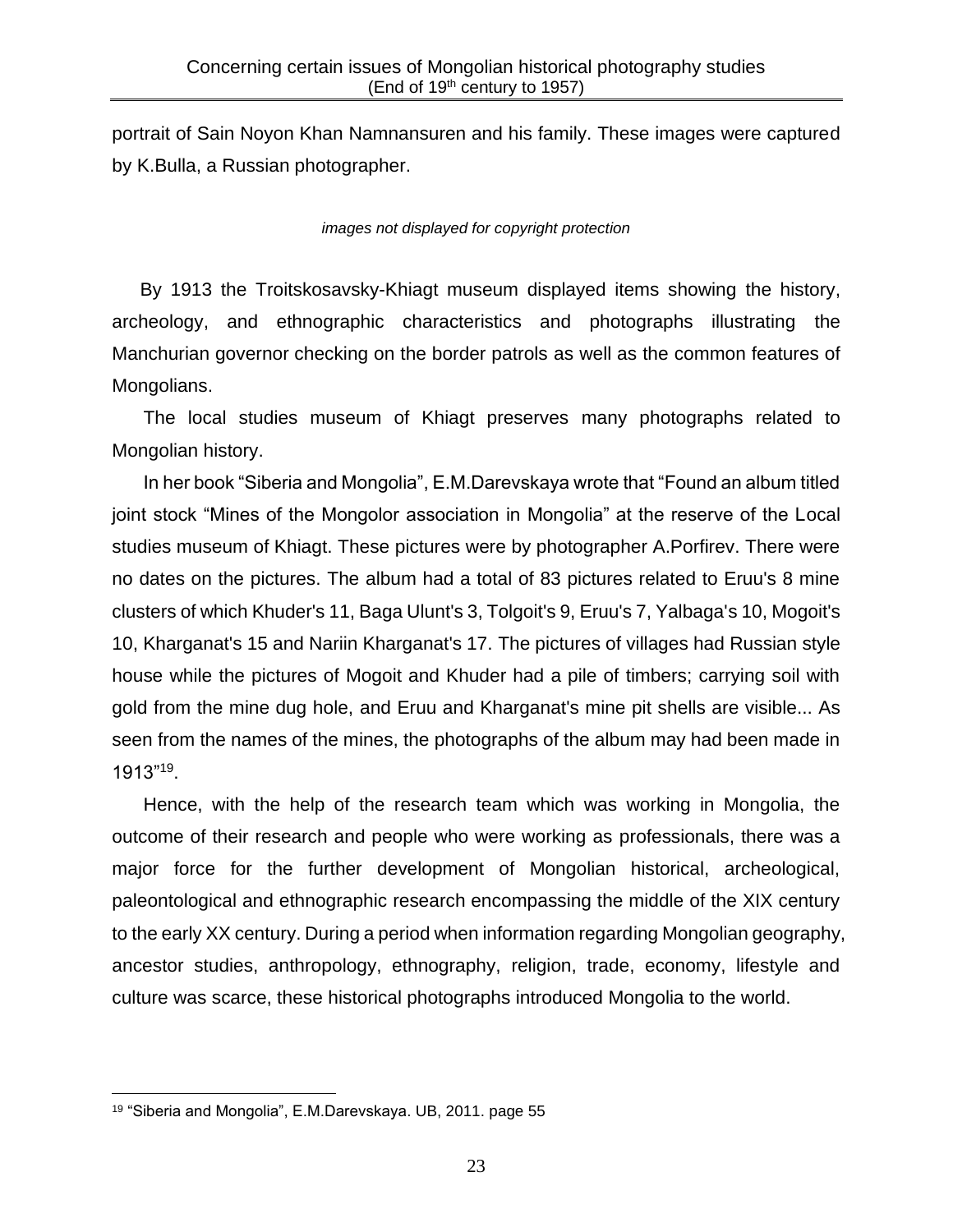portrait of Sain Noyon Khan Namnansuren and his family. These images were captured by K.Bulla, a Russian photographer.

*images not displayed for copyright protection*

By 1913 the Troitskosavsky-Khiagt museum displayed items showing the history, archeology, and ethnographic characteristics and photographs illustrating the Manchurian governor checking on the border patrols as well as the common features of Mongolians.

The local studies museum of Khiagt preserves many photographs related to Mongolian history.

In her book "Siberia and Mongolia", E.M.Darevskaya wrote that "Found an album titled joint stock "Mines of the Mongolor association in Mongolia" at the reserve of the Local studies museum of Khiagt. These pictures were by photographer A.Porfirev. There were no dates on the pictures. The album had a total of 83 pictures related to Eruu's 8 mine clusters of which Khuder's 11, Baga Ulunt's 3, Tolgoit's 9, Eruu's 7, Yalbaga's 10, Mogoit's 10, Kharganat's 15 and Nariin Kharganat's 17. The pictures of villages had Russian style house while the pictures of Mogoit and Khuder had a pile of timbers; carrying soil with gold from the mine dug hole, and Eruu and Kharganat's mine pit shells are visible... As seen from the names of the mines, the photographs of the album may had been made in 1913"[19].

Hence, with the help of the research team which was working in Mongolia, the outcome of their research and people who were working as professionals, there was a major force for the further development of Mongolian historical, archeological, paleontological and ethnographic research encompassing the middle of the XIX century to the early XX century. During a period when information regarding Mongolian geography, ancestor studies, anthropology, ethnography, religion, trade, economy, lifestyle and culture was scarce, these historical photographs introduced Mongolia to the world.

---

[19] "Siberia and Mongolia", E.M.Darevskaya. UB, 2011. page 55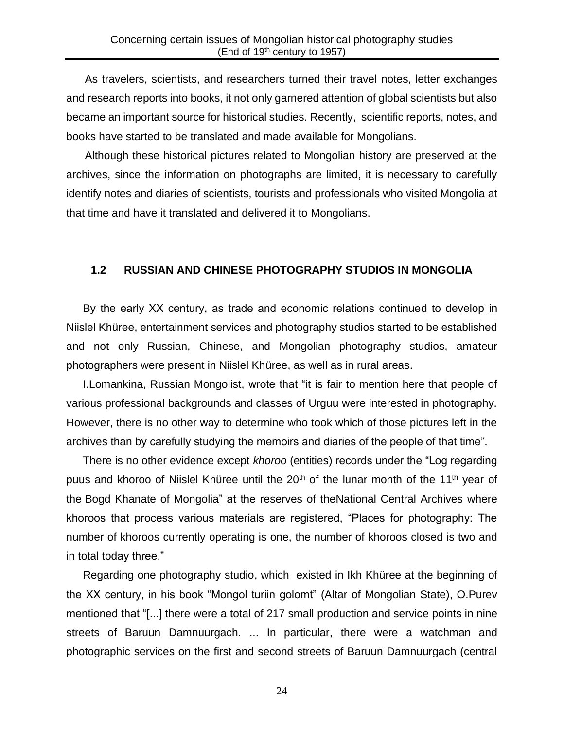As travelers, scientists, and researchers turned their travel notes, letter exchanges and research reports into books, it not only garnered attention of global scientists but also became an important source for historical studies. Recently, scientific reports, notes, and books have started to be translated and made available for Mongolians.

Although these historical pictures related to Mongolian history are preserved at the archives, since the information on photographs are limited, it is necessary to carefully identify notes and diaries of scientists, tourists and professionals who visited Mongolia at that time and have it translated and delivered it to Mongolians.

### 1.2 RUSSIAN AND CHINESE PHOTOGRAPHY STUDIOS IN MONGOLIA

By the early XX century, as trade and economic relations continued to develop in Niislel Khüree, entertainment services and photography studios started to be established and not only Russian, Chinese, and Mongolian photography studios, amateur photographers were present in Niislel Khüree, as well as in rural areas.

I.Lomankina, Russian Mongolist, wrote that "it is fair to mention here that people of various professional backgrounds and classes of Urguu were interested in photography. However, there is no other way to determine who took which of those pictures left in the archives than by carefully studying the memoirs and diaries of the people of that time".

There is no other evidence except *khoroo* (entities) records under the "Log regarding puus and khoroo of Niislel Khüree until the 20th of the lunar month of the 11th year of the Bogd Khanate of Mongolia" at the reserves of theNational Central Archives where khoroos that process various materials are registered, "Places for photography: The number of khoroos currently operating is one, the number of khoroos closed is two and in total today three."

Regarding one photography studio, which existed in Ikh Khüree at the beginning of the XX century, in his book "Mongol turiin golomt" (Altar of Mongolian State), O.Purev mentioned that "[...] there were a total of 217 small production and service points in nine streets of Baruun Damnuurgach. ... In particular, there were a watchman and photographic services on the first and second streets of Baruun Damnuurgach (central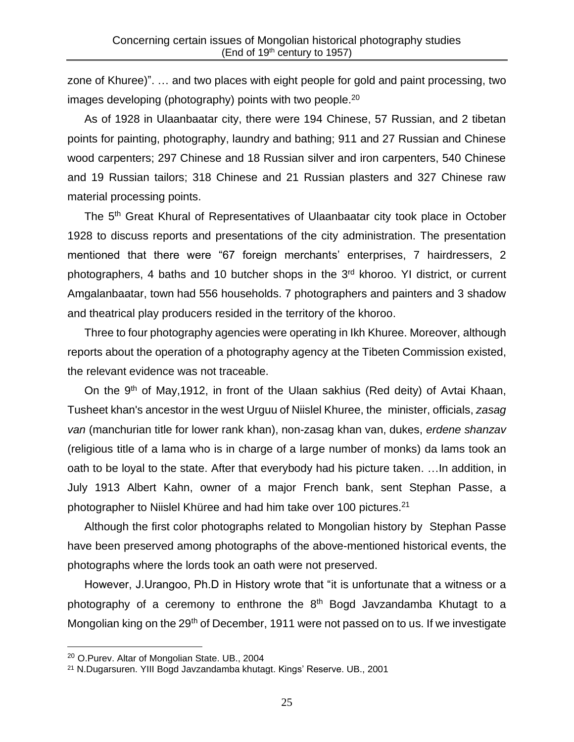zone of Khuree)". … and two places with eight people for gold and paint processing, two images developing (photography) points with two people.[20]

As of 1928 in Ulaanbaatar city, there were 194 Chinese, 57 Russian, and 2 tibetan points for painting, photography, laundry and bathing; 911 and 27 Russian and Chinese wood carpenters; 297 Chinese and 18 Russian silver and iron carpenters, 540 Chinese and 19 Russian tailors; 318 Chinese and 21 Russian plasters and 327 Chinese raw material processing points.

The 5th Great Khural of Representatives of Ulaanbaatar city took place in October 1928 to discuss reports and presentations of the city administration. The presentation mentioned that there were "67 foreign merchants' enterprises, 7 hairdressers, 2 photographers, 4 baths and 10 butcher shops in the 3rd khoroo. YI district, or current Amgalanbaatar, town had 556 households. 7 photographers and painters and 3 shadow and theatrical play producers resided in the territory of the khoroo.

Three to four photography agencies were operating in Ikh Khuree. Moreover, although reports about the operation of a photography agency at the Tibeten Commission existed, the relevant evidence was not traceable.

On the 9th of May,1912, in front of the Ulaan sakhius (Red deity) of Avtai Khaan, Tusheet khan's ancestor in the west Urguu of Niislel Khuree, the minister, officials, *zasag van* (manchurian title for lower rank khan), non-zasag khan van, dukes, *erdene shanzav* (religious title of a lama who is in charge of a large number of monks) da lams took an oath to be loyal to the state. After that everybody had his picture taken. …In addition, in July 1913 Albert Kahn, owner of a major French bank, sent Stephan Passe, a photographer to Niislel Khüree and had him take over 100 pictures.[21]

Although the first color photographs related to Mongolian history by Stephan Passe have been preserved among photographs of the above-mentioned historical events, the photographs where the lords took an oath were not preserved.

However, J.Urangoo, Ph.D in History wrote that "it is unfortunate that a witness or a photography of a ceremony to enthrone the 8th Bogd Javzandamba Khutagt to a Mongolian king on the 29th of December, 1911 were not passed on to us. If we investigate

---

[20] O.Purev. Altar of Mongolian State. UB., 2004

[21] N.Dugarsuren. YIII Bogd Javzandamba khutagt. Kings' Reserve. UB., 2001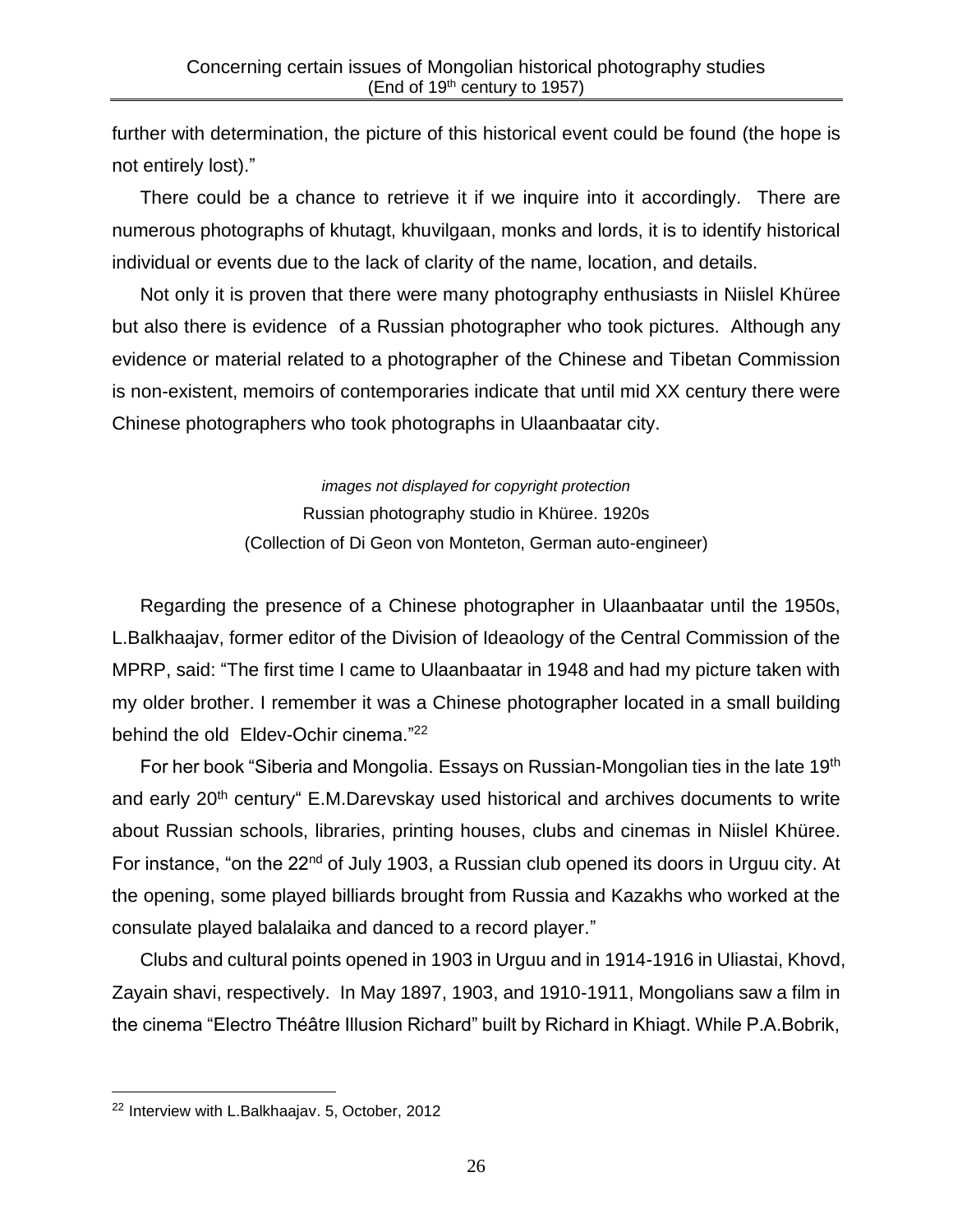further with determination, the picture of this historical event could be found (the hope is not entirely lost)."

There could be a chance to retrieve it if we inquire into it accordingly. There are numerous photographs of khutagt, khuvilgaan, monks and lords, it is to identify historical individual or events due to the lack of clarity of the name, location, and details.

Not only it is proven that there were many photography enthusiasts in Niislel Khüree but also there is evidence of a Russian photographer who took pictures. Although any evidence or material related to a photographer of the Chinese and Tibetan Commission is non-existent, memoirs of contemporaries indicate that until mid XX century there were Chinese photographers who took photographs in Ulaanbaatar city.

*images not displayed for copyright protection*

Russian photography studio in Khüree. 1920s

(Collection of Di Geon von Monteton, German auto-engineer)

Regarding the presence of a Chinese photographer in Ulaanbaatar until the 1950s, L.Balkhaajav, former editor of the Division of Ideaology of the Central Commission of the MPRP, said: "The first time I came to Ulaanbaatar in 1948 and had my picture taken with my older brother. I remember it was a Chinese photographer located in a small building behind the old Eldev-Ochir cinema."[22]

For her book "Siberia and Mongolia. Essays on Russian-Mongolian ties in the late 19th and early 20th century" E.M.Darevskay used historical and archives documents to write about Russian schools, libraries, printing houses, clubs and cinemas in Niislel Khüree. For instance, "on the 22nd of July 1903, a Russian club opened its doors in Urguu city. At the opening, some played billiards brought from Russia and Kazakhs who worked at the consulate played balalaika and danced to a record player."

Clubs and cultural points opened in 1903 in Urguu and in 1914-1916 in Uliastai, Khovd, Zayain shavi, respectively. In May 1897, 1903, and 1910-1911, Mongolians saw a film in the cinema "Electro Théâtre Illusion Richard" built by Richard in Khiagt. While P.A.Bobrik,

---

[22] Interview with L.Balkhaajav. 5, October, 2012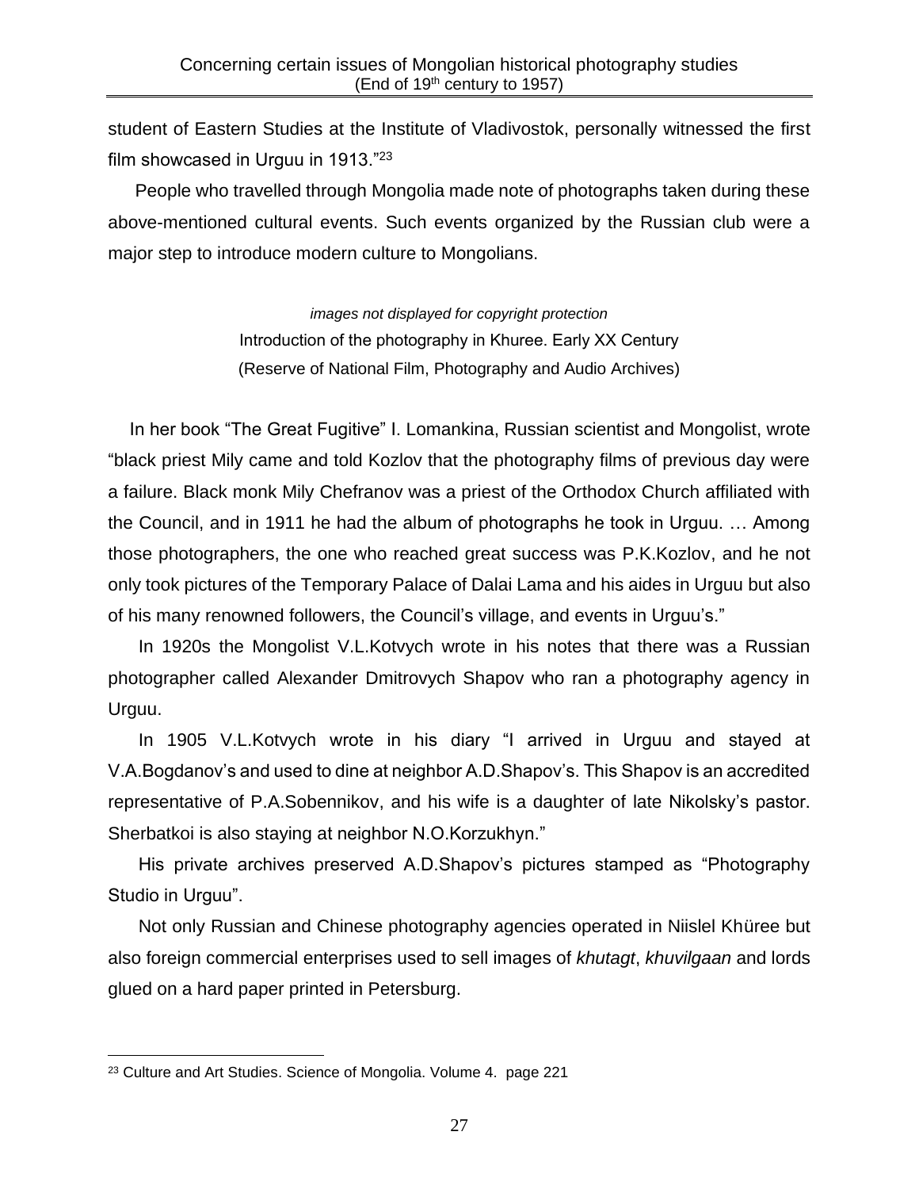student of Eastern Studies at the Institute of Vladivostok, personally witnessed the first film showcased in Urguu in 1913."[23]

People who travelled through Mongolia made note of photographs taken during these above-mentioned cultural events. Such events organized by the Russian club were a major step to introduce modern culture to Mongolians.

*images not displayed for copyright protection*

Introduction of the photography in Khuree. Early XX Century

(Reserve of National Film, Photography and Audio Archives)

In her book "The Great Fugitive" I. Lomankina, Russian scientist and Mongolist, wrote "black priest Mily came and told Kozlov that the photography films of previous day were a failure. Black monk Mily Chefranov was a priest of the Orthodox Church affiliated with the Council, and in 1911 he had the album of photographs he took in Urguu. … Among those photographers, the one who reached great success was P.K.Kozlov, and he not only took pictures of the Temporary Palace of Dalai Lama and his aides in Urguu but also of his many renowned followers, the Council's village, and events in Urguu's."

In 1920s the Mongolist V.L.Kotvych wrote in his notes that there was a Russian photographer called Alexander Dmitrovych Shapov who ran a photography agency in Urguu.

In 1905 V.L.Kotvych wrote in his diary "I arrived in Urguu and stayed at V.A.Bogdanov's and used to dine at neighbor A.D.Shapov's. This Shapov is an accredited representative of P.A.Sobennikov, and his wife is a daughter of late Nikolsky's pastor. Sherbatkoi is also staying at neighbor N.O.Korzukhyn."

His private archives preserved A.D.Shapov's pictures stamped as "Photography Studio in Urguu".

Not only Russian and Chinese photography agencies operated in Niislel Khüree but also foreign commercial enterprises used to sell images of *khutagt*, *khuvilgaan* and lords glued on a hard paper printed in Petersburg.

---

[23] Culture and Art Studies. Science of Mongolia. Volume 4. page 221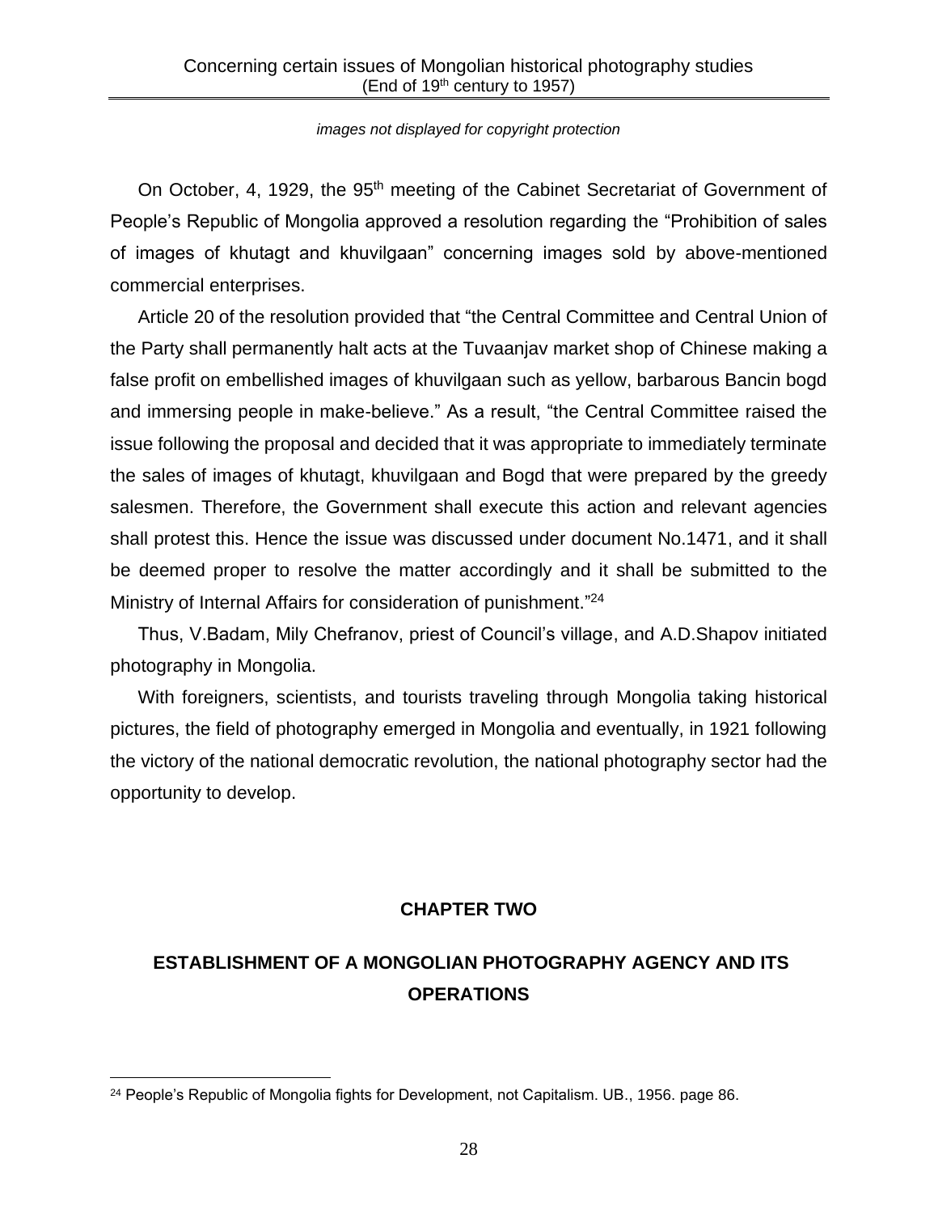*images not displayed for copyright protection*

On October, 4, 1929, the 95th meeting of the Cabinet Secretariat of Government of People's Republic of Mongolia approved a resolution regarding the "Prohibition of sales of images of khutagt and khuvilgaan" concerning images sold by above-mentioned commercial enterprises.

Article 20 of the resolution provided that "the Central Committee and Central Union of the Party shall permanently halt acts at the Tuvaanjav market shop of Chinese making a false profit on embellished images of khuvilgaan such as yellow, barbarous Bancin bogd and immersing people in make-believe." As a result, "the Central Committee raised the issue following the proposal and decided that it was appropriate to immediately terminate the sales of images of khutagt, khuvilgaan and Bogd that were prepared by the greedy salesmen. Therefore, the Government shall execute this action and relevant agencies shall protest this. Hence the issue was discussed under document No.1471, and it shall be deemed proper to resolve the matter accordingly and it shall be submitted to the Ministry of Internal Affairs for consideration of punishment."[24]

Thus, V.Badam, Mily Chefranov, priest of Council's village, and A.D.Shapov initiated photography in Mongolia.

With foreigners, scientists, and tourists traveling through Mongolia taking historical pictures, the field of photography emerged in Mongolia and eventually, in 1921 following the victory of the national democratic revolution, the national photography sector had the opportunity to develop.

# CHAPTER TWO

## ESTABLISHMENT OF A MONGOLIAN PHOTOGRAPHY AGENCY AND ITS OPERATIONS

[24] People's Republic of Mongolia fights for Development, not Capitalism. UB., 1956. page 86.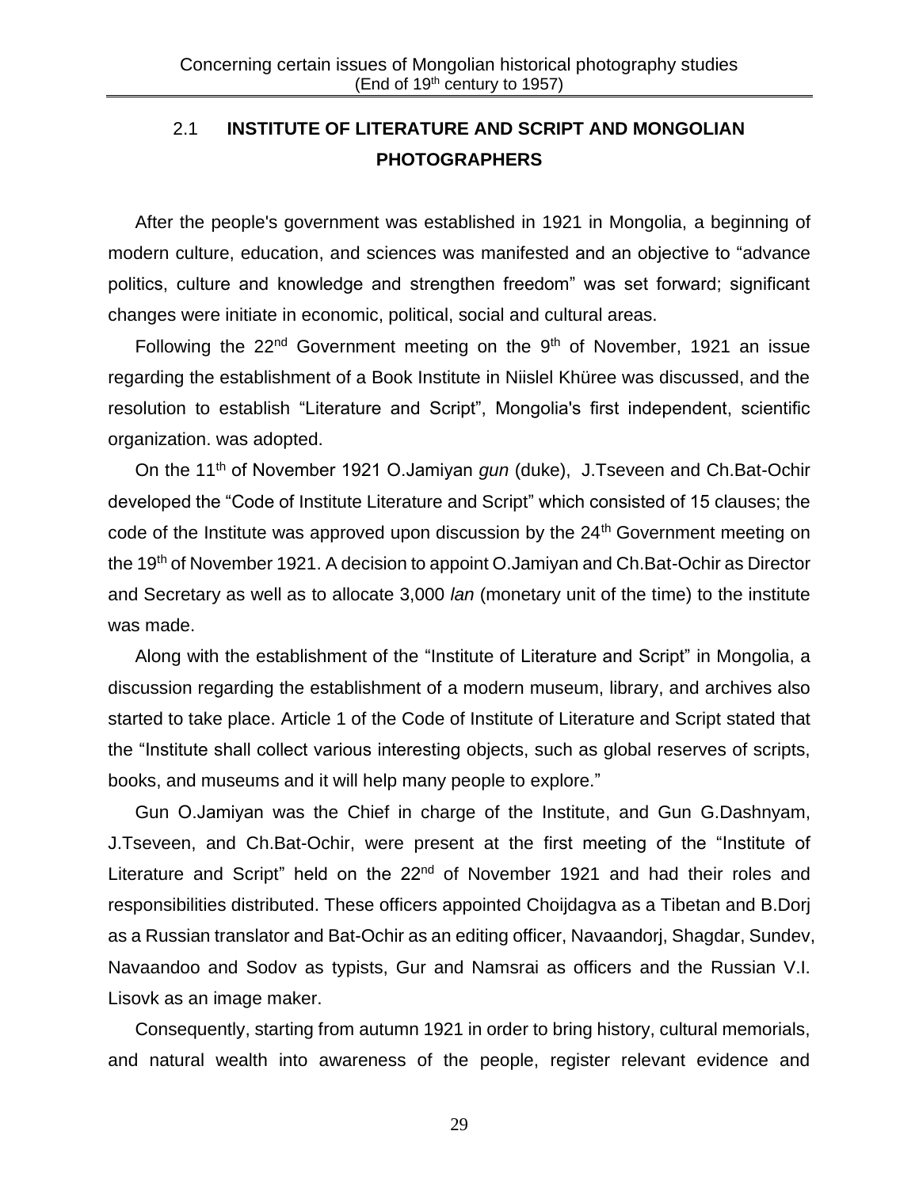## 2.1 INSTITUTE OF LITERATURE AND SCRIPT AND MONGOLIAN PHOTOGRAPHERS

After the people's government was established in 1921 in Mongolia, a beginning of modern culture, education, and sciences was manifested and an objective to "advance politics, culture and knowledge and strengthen freedom" was set forward; significant changes were initiate in economic, political, social and cultural areas.

Following the 22nd Government meeting on the 9th of November, 1921 an issue regarding the establishment of a Book Institute in Niislel Khüree was discussed, and the resolution to establish "Literature and Script", Mongolia's first independent, scientific organization. was adopted.

On the 11th of November 1921 O.Jamiyan *gun* (duke), J.Tseveen and Ch.Bat-Ochir developed the "Code of Institute Literature and Script" which consisted of 15 clauses; the code of the Institute was approved upon discussion by the 24th Government meeting on the 19th of November 1921. A decision to appoint O.Jamiyan and Ch.Bat-Ochir as Director and Secretary as well as to allocate 3,000 *lan* (monetary unit of the time) to the institute was made.

Along with the establishment of the "Institute of Literature and Script" in Mongolia, a discussion regarding the establishment of a modern museum, library, and archives also started to take place. Article 1 of the Code of Institute of Literature and Script stated that the "Institute shall collect various interesting objects, such as global reserves of scripts, books, and museums and it will help many people to explore."

Gun O.Jamiyan was the Chief in charge of the Institute, and Gun G.Dashnyam, J.Tseveen, and Ch.Bat-Ochir, were present at the first meeting of the "Institute of Literature and Script" held on the 22nd of November 1921 and had their roles and responsibilities distributed. These officers appointed Choijdagva as a Tibetan and B.Dorj as a Russian translator and Bat-Ochir as an editing officer, Navaandorj, Shagdar, Sundev, Navaandoo and Sodov as typists, Gur and Namsrai as officers and the Russian V.I. Lisovk as an image maker.

Consequently, starting from autumn 1921 in order to bring history, cultural memorials, and natural wealth into awareness of the people, register relevant evidence and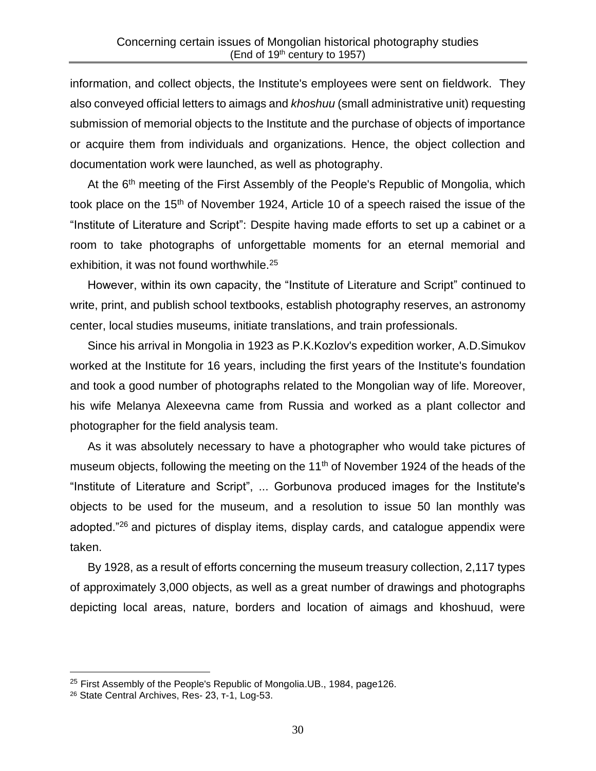information, and collect objects, the Institute's employees were sent on fieldwork. They also conveyed official letters to aimags and *khoshuu* (small administrative unit) requesting submission of memorial objects to the Institute and the purchase of objects of importance or acquire them from individuals and organizations. Hence, the object collection and documentation work were launched, as well as photography.

At the 6th meeting of the First Assembly of the People's Republic of Mongolia, which took place on the 15th of November 1924, Article 10 of a speech raised the issue of the "Institute of Literature and Script": Despite having made efforts to set up a cabinet or a room to take photographs of unforgettable moments for an eternal memorial and exhibition, it was not found worthwhile.[25]

However, within its own capacity, the "Institute of Literature and Script" continued to write, print, and publish school textbooks, establish photography reserves, an astronomy center, local studies museums, initiate translations, and train professionals.

Since his arrival in Mongolia in 1923 as P.K.Kozlov's expedition worker, A.D.Simukov worked at the Institute for 16 years, including the first years of the Institute's foundation and took a good number of photographs related to the Mongolian way of life. Moreover, his wife Melanya Alexeevna came from Russia and worked as a plant collector and photographer for the field analysis team.

As it was absolutely necessary to have a photographer who would take pictures of museum objects, following the meeting on the 11th of November 1924 of the heads of the "Institute of Literature and Script", ... Gorbunova produced images for the Institute's objects to be used for the museum, and a resolution to issue 50 lan monthly was adopted."[26] and pictures of display items, display cards, and catalogue appendix were taken.

By 1928, as a result of efforts concerning the museum treasury collection, 2,117 types of approximately 3,000 objects, as well as a great number of drawings and photographs depicting local areas, nature, borders and location of aimags and khoshuud, were

---

[25] First Assembly of the People's Republic of Mongolia.UB., 1984, page126.

[26] State Central Archives, Res- 23, т-1, Log-53.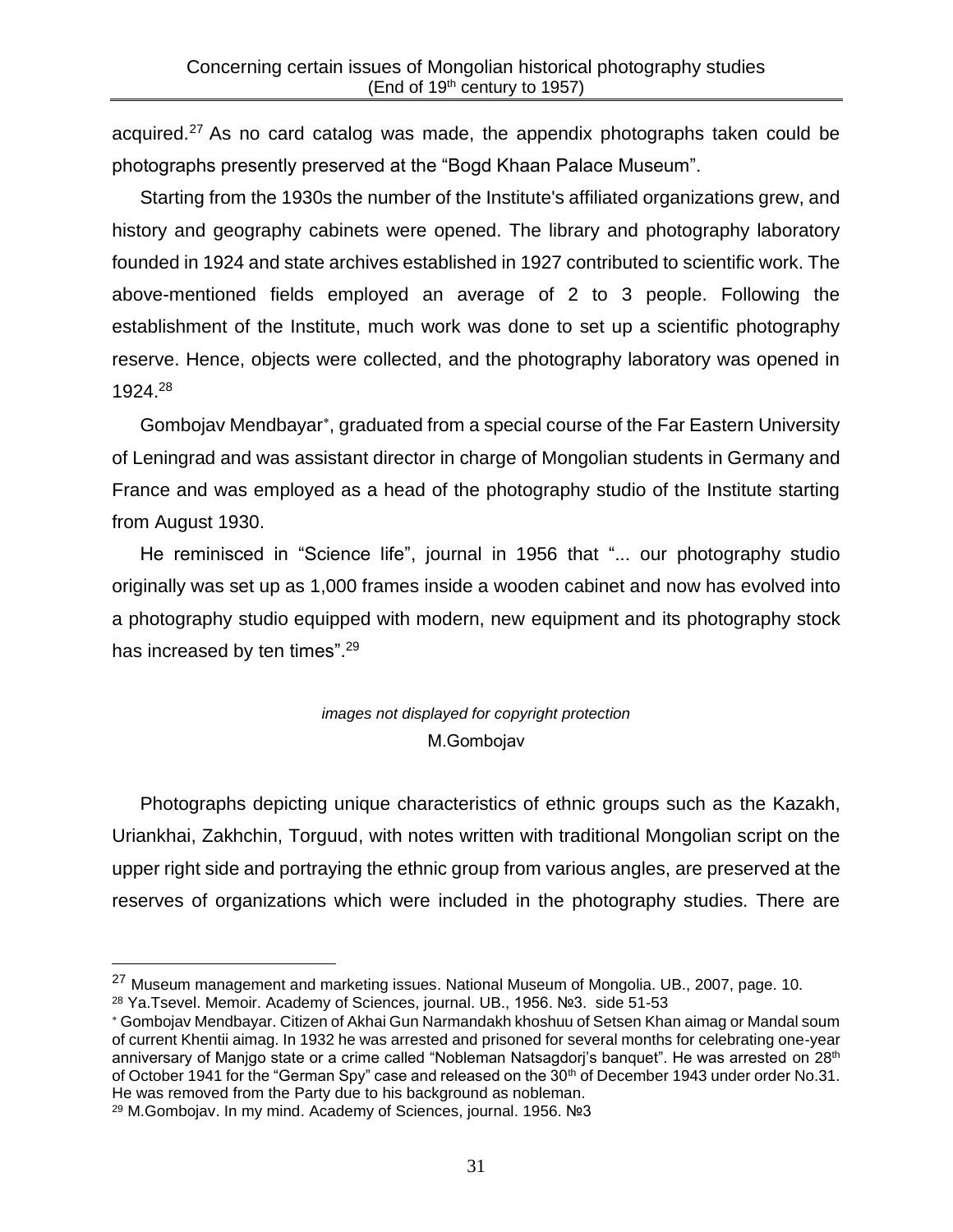acquired.[27] As no card catalog was made, the appendix photographs taken could be photographs presently preserved at the "Bogd Khaan Palace Museum".

Starting from the 1930s the number of the Institute's affiliated organizations grew, and history and geography cabinets were opened. The library and photography laboratory founded in 1924 and state archives established in 1927 contributed to scientific work. The above-mentioned fields employed an average of 2 to 3 people. Following the establishment of the Institute, much work was done to set up a scientific photography reserve. Hence, objects were collected, and the photography laboratory was opened in 1924.[28]

Gombojav Mendbayar[*], graduated from a special course of the Far Eastern University of Leningrad and was assistant director in charge of Mongolian students in Germany and France and was employed as a head of the photography studio of the Institute starting from August 1930.

He reminisced in "Science life", journal in 1956 that "... our photography studio originally was set up as 1,000 frames inside a wooden cabinet and now has evolved into a photography studio equipped with modern, new equipment and its photography stock has increased by ten times".[29]

*images not displayed for copyright protection*

M.Gombojav

Photographs depicting unique characteristics of ethnic groups such as the Kazakh, Uriankhai, Zakhchin, Torguud, with notes written with traditional Mongolian script on the upper right side and portraying the ethnic group from various angles, are preserved at the reserves of organizations which were included in the photography studies. There are

---

[27] Museum management and marketing issues. National Museum of Mongolia. UB., 2007, page. 10.

[28] Ya.Tsevel. Memoir. Academy of Sciences, journal. UB., 1956. №3. side 51-53

[*] Gombojav Mendbayar. Citizen of Akhai Gun Narmandakh khoshuu of Setsen Khan aimag or Mandal soum of current Khentii aimag. In 1932 he was arrested and prisoned for several months for celebrating one-year anniversary of Manjgo state or a crime called "Nobleman Natsagdorj's banquet". He was arrested on 28th of October 1941 for the "German Spy" case and released on the 30th of December 1943 under order No.31. He was removed from the Party due to his background as nobleman.

[29] M.Gombojav. In my mind. Academy of Sciences, journal. 1956. №3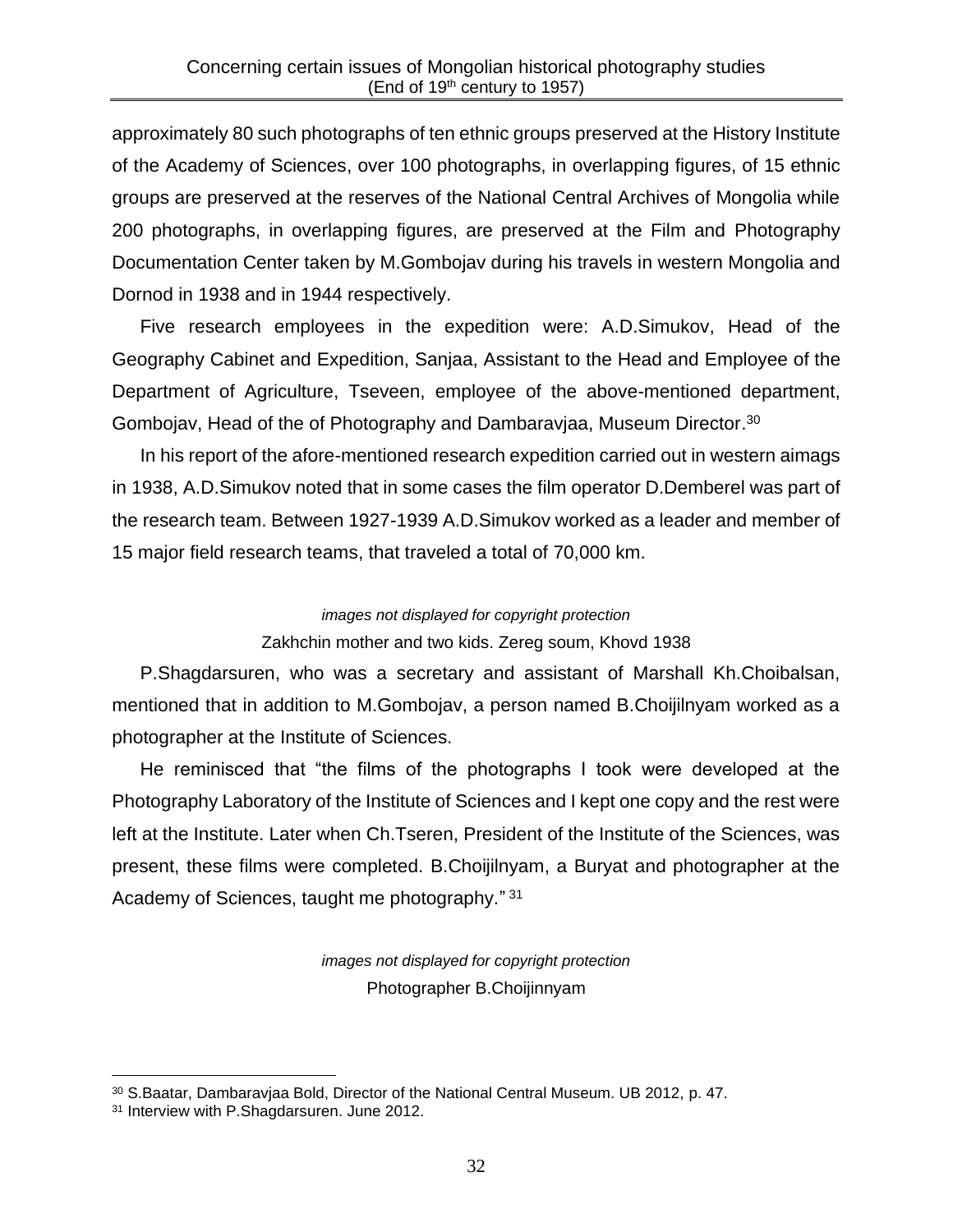approximately 80 such photographs of ten ethnic groups preserved at the History Institute of the Academy of Sciences, over 100 photographs, in overlapping figures, of 15 ethnic groups are preserved at the reserves of the National Central Archives of Mongolia while 200 photographs, in overlapping figures, are preserved at the Film and Photography Documentation Center taken by M.Gombojav during his travels in western Mongolia and Dornod in 1938 and in 1944 respectively.

Five research employees in the expedition were: A.D.Simukov, Head of the Geography Cabinet and Expedition, Sanjaa, Assistant to the Head and Employee of the Department of Agriculture, Tseveen, employee of the above-mentioned department, Gombojav, Head of the of Photography and Dambaravjaa, Museum Director.[30]

In his report of the afore-mentioned research expedition carried out in western aimags in 1938, A.D.Simukov noted that in some cases the film operator D.Demberel was part of the research team. Between 1927-1939 A.D.Simukov worked as a leader and member of 15 major field research teams, that traveled a total of 70,000 km.

*images not displayed for copyright protection*

Zakhchin mother and two kids. Zereg soum, Khovd 1938

P.Shagdarsuren, who was a secretary and assistant of Marshall Kh.Choibalsan, mentioned that in addition to M.Gombojav, a person named B.Choijilnyam worked as a photographer at the Institute of Sciences.

He reminisced that "the films of the photographs I took were developed at the Photography Laboratory of the Institute of Sciences and I kept one copy and the rest were left at the Institute. Later when Ch.Tseren, President of the Institute of the Sciences, was present, these films were completed. B.Choijilnyam, a Buryat and photographer at the Academy of Sciences, taught me photography." [31]

*images not displayed for copyright protection*

Photographer B.Choijinnyam

---

[30] S.Baatar, Dambaravjaa Bold, Director of the National Central Museum. UB 2012, p. 47.

[31] Interview with P.Shagdarsuren. June 2012.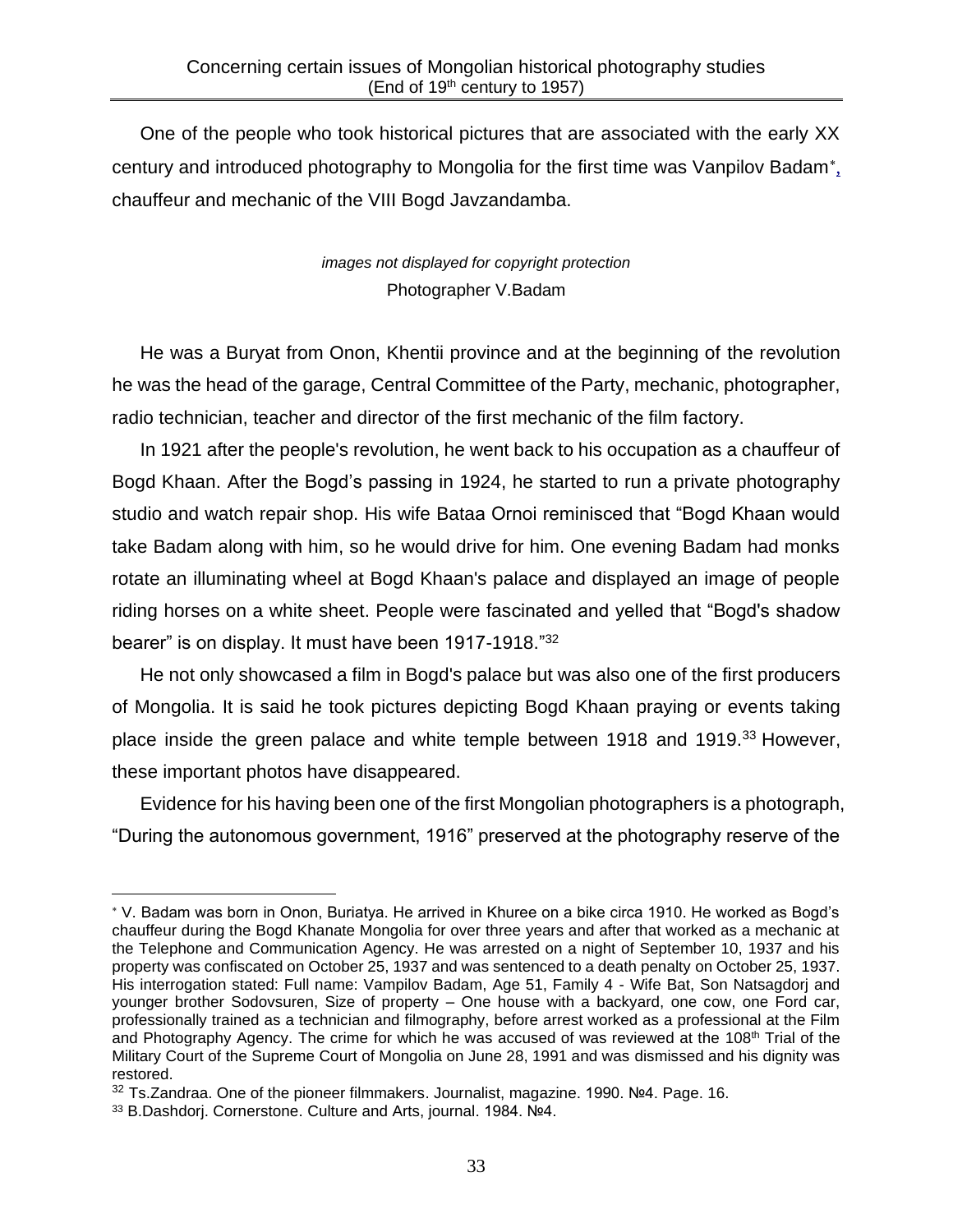One of the people who took historical pictures that are associated with the early XX century and introduced photography to Mongolia for the first time was Vanpilov Badam[*], chauffeur and mechanic of the VIII Bogd Javzandamba.

*images not displayed for copyright protection*

Photographer V.Badam

He was a Buryat from Onon, Khentii province and at the beginning of the revolution he was the head of the garage, Central Committee of the Party, mechanic, photographer, radio technician, teacher and director of the first mechanic of the film factory.

In 1921 after the people's revolution, he went back to his occupation as a chauffeur of Bogd Khaan. After the Bogd's passing in 1924, he started to run a private photography studio and watch repair shop. His wife Bataa Ornoi reminisced that "Bogd Khaan would take Badam along with him, so he would drive for him. One evening Badam had monks rotate an illuminating wheel at Bogd Khaan's palace and displayed an image of people riding horses on a white sheet. People were fascinated and yelled that "Bogd's shadow bearer" is on display. It must have been 1917-1918."[32]

He not only showcased a film in Bogd's palace but was also one of the first producers of Mongolia. It is said he took pictures depicting Bogd Khaan praying or events taking place inside the green palace and white temple between 1918 and 1919.[33] However, these important photos have disappeared.

Evidence for his having been one of the first Mongolian photographers is a photograph, "During the autonomous government, 1916" preserved at the photography reserve of the

---

[*] V. Badam was born in Onon, Buriatya. He arrived in Khuree on a bike circa 1910. He worked as Bogd's chauffeur during the Bogd Khanate Mongolia for over three years and after that worked as a mechanic at the Telephone and Communication Agency. He was arrested on a night of September 10, 1937 and his property was confiscated on October 25, 1937 and was sentenced to a death penalty on October 25, 1937. His interrogation stated: Full name: Vampilov Badam, Age 51, Family 4 - Wife Bat, Son Natsagdorj and younger brother Sodovsuren, Size of property – One house with a backyard, one cow, one Ford car, professionally trained as a technician and filmography, before arrest worked as a professional at the Film and Photography Agency. The crime for which he was accused of was reviewed at the 108th Trial of the Military Court of the Supreme Court of Mongolia on June 28, 1991 and was dismissed and his dignity was restored.

[32] Ts.Zandraa. One of the pioneer filmmakers. Journalist, magazine. 1990. №4. Page. 16.

[33] B.Dashdorj. Cornerstone. Culture and Arts, journal. 1984. №4.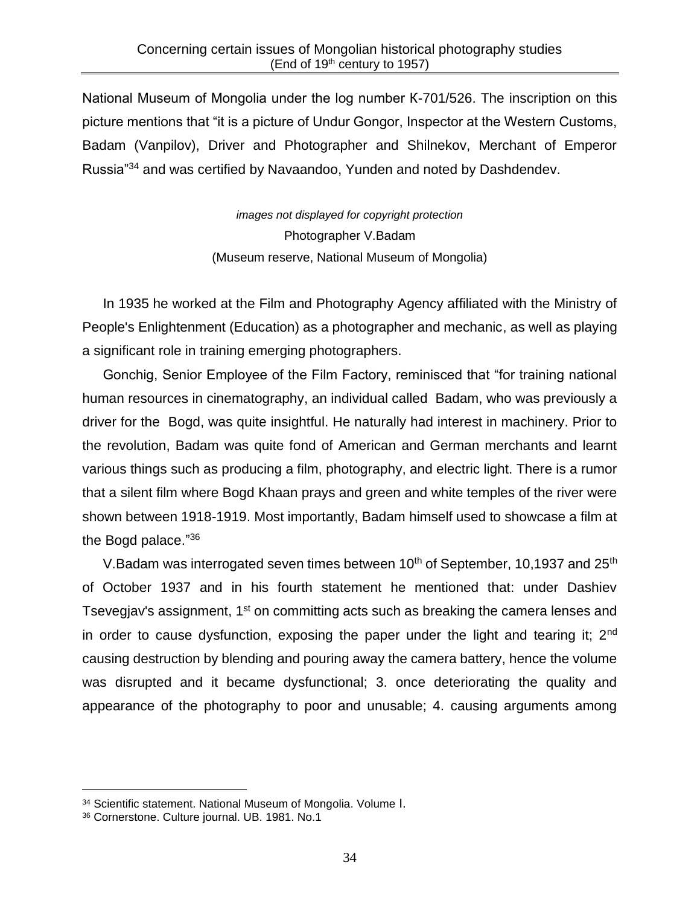National Museum of Mongolia under the log number K-701/526. The inscription on this picture mentions that "it is a picture of Undur Gongor, Inspector at the Western Customs, Badam (Vanpilov), Driver and Photographer and Shilnekov, Merchant of Emperor Russia"[34] and was certified by Navaandoo, Yunden and noted by Dashdendev.

*images not displayed for copyright protection*

Photographer V.Badam

(Museum reserve, National Museum of Mongolia)

In 1935 he worked at the Film and Photography Agency affiliated with the Ministry of People's Enlightenment (Education) as a photographer and mechanic, as well as playing a significant role in training emerging photographers.

Gonchig, Senior Employee of the Film Factory, reminisced that "for training national human resources in cinematography, an individual called Badam, who was previously a driver for the Bogd, was quite insightful. He naturally had interest in machinery. Prior to the revolution, Badam was quite fond of American and German merchants and learnt various things such as producing a film, photography, and electric light. There is a rumor that a silent film where Bogd Khaan prays and green and white temples of the river were shown between 1918-1919. Most importantly, Badam himself used to showcase a film at the Bogd palace."[36]

V.Badam was interrogated seven times between 10th of September, 10,1937 and 25th of October 1937 and in his fourth statement he mentioned that: under Dashiev Tsevegjav's assignment, 1st on committing acts such as breaking the camera lenses and in order to cause dysfunction, exposing the paper under the light and tearing it; 2nd causing destruction by blending and pouring away the camera battery, hence the volume was disrupted and it became dysfunctional; 3. once deteriorating the quality and appearance of the photography to poor and unusable; 4. causing arguments among

---

[34] Scientific statement. National Museum of Mongolia. Volume I.

[36] Cornerstone. Culture journal. UB. 1981. No.1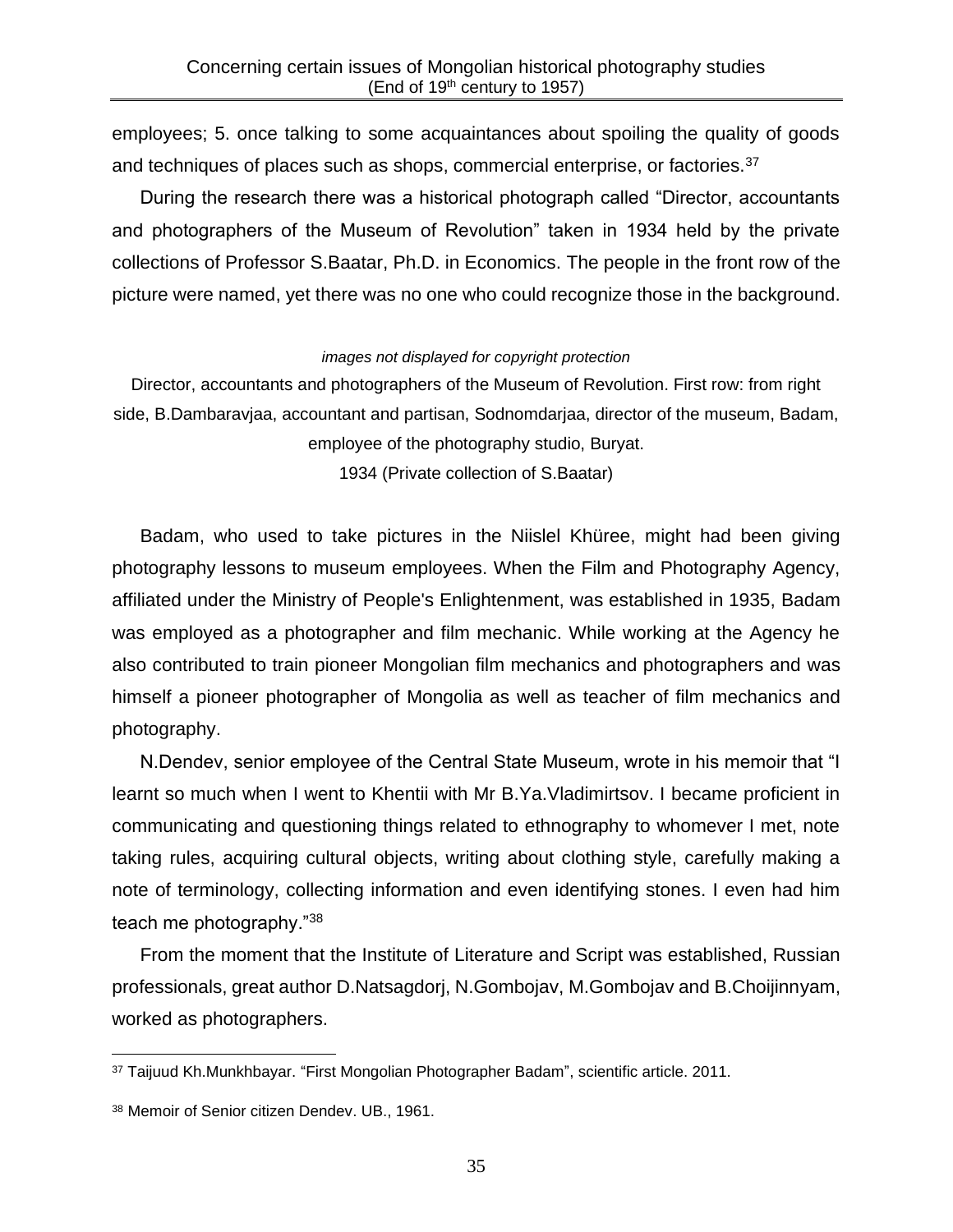employees; 5. once talking to some acquaintances about spoiling the quality of goods and techniques of places such as shops, commercial enterprise, or factories.[37]

During the research there was a historical photograph called "Director, accountants and photographers of the Museum of Revolution" taken in 1934 held by the private collections of Professor S.Baatar, Ph.D. in Economics. The people in the front row of the picture were named, yet there was no one who could recognize those in the background.

*images not displayed for copyright protection*

Director, accountants and photographers of the Museum of Revolution. First row: from right side, B.Dambaravjaa, accountant and partisan, Sodnomdarjaa, director of the museum, Badam, employee of the photography studio, Buryat.
1934 (Private collection of S.Baatar)

Badam, who used to take pictures in the Niislel Khüree, might had been giving photography lessons to museum employees. When the Film and Photography Agency, affiliated under the Ministry of People's Enlightenment, was established in 1935, Badam was employed as a photographer and film mechanic. While working at the Agency he also contributed to train pioneer Mongolian film mechanics and photographers and was himself a pioneer photographer of Mongolia as well as teacher of film mechanics and photography.

N.Dendev, senior employee of the Central State Museum, wrote in his memoir that "I learnt so much when I went to Khentii with Mr B.Ya.Vladimirtsov. I became proficient in communicating and questioning things related to ethnography to whomever I met, note taking rules, acquiring cultural objects, writing about clothing style, carefully making a note of terminology, collecting information and even identifying stones. I even had him teach me photography."[38]

From the moment that the Institute of Literature and Script was established, Russian professionals, great author D.Natsagdorj, N.Gombojav, M.Gombojav and B.Choijinnyam, worked as photographers.

---

[37] Taijuud Kh.Munkhbayar. "First Mongolian Photographer Badam", scientific article. 2011.

[38] Memoir of Senior citizen Dendev. UB., 1961.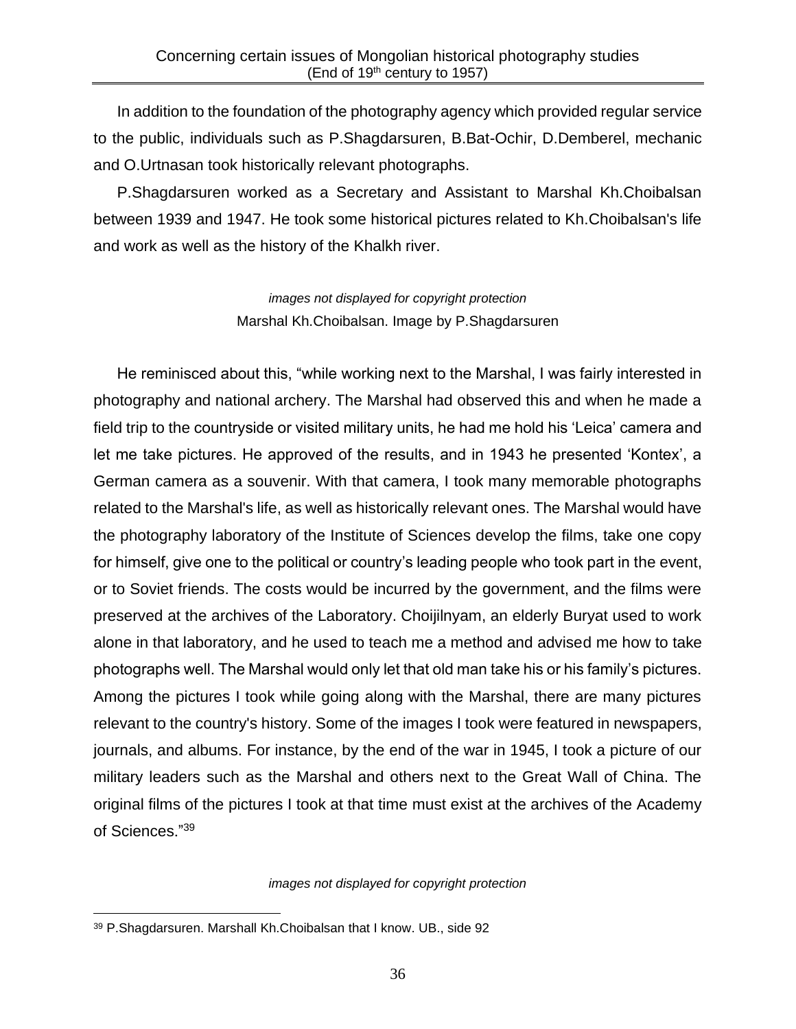In addition to the foundation of the photography agency which provided regular service to the public, individuals such as P.Shagdarsuren, B.Bat-Ochir, D.Demberel, mechanic and O.Urtnasan took historically relevant photographs.

P.Shagdarsuren worked as a Secretary and Assistant to Marshal Kh.Choibalsan between 1939 and 1947. He took some historical pictures related to Kh.Choibalsan's life and work as well as the history of the Khalkh river.

*images not displayed for copyright protection*

Marshal Kh.Choibalsan. Image by P.Shagdarsuren

He reminisced about this, "while working next to the Marshal, I was fairly interested in photography and national archery. The Marshal had observed this and when he made a field trip to the countryside or visited military units, he had me hold his 'Leica' camera and let me take pictures. He approved of the results, and in 1943 he presented 'Kontex', a German camera as a souvenir. With that camera, I took many memorable photographs related to the Marshal's life, as well as historically relevant ones. The Marshal would have the photography laboratory of the Institute of Sciences develop the films, take one copy for himself, give one to the political or country's leading people who took part in the event, or to Soviet friends. The costs would be incurred by the government, and the films were preserved at the archives of the Laboratory. Choijilnyam, an elderly Buryat used to work alone in that laboratory, and he used to teach me a method and advised me how to take photographs well. The Marshal would only let that old man take his or his family's pictures. Among the pictures I took while going along with the Marshal, there are many pictures relevant to the country's history. Some of the images I took were featured in newspapers, journals, and albums. For instance, by the end of the war in 1945, I took a picture of our military leaders such as the Marshal and others next to the Great Wall of China. The original films of the pictures I took at that time must exist at the archives of the Academy of Sciences."[39]

*images not displayed for copyright protection*

[39] P.Shagdarsuren. Marshall Kh.Choibalsan that I know. UB., side 92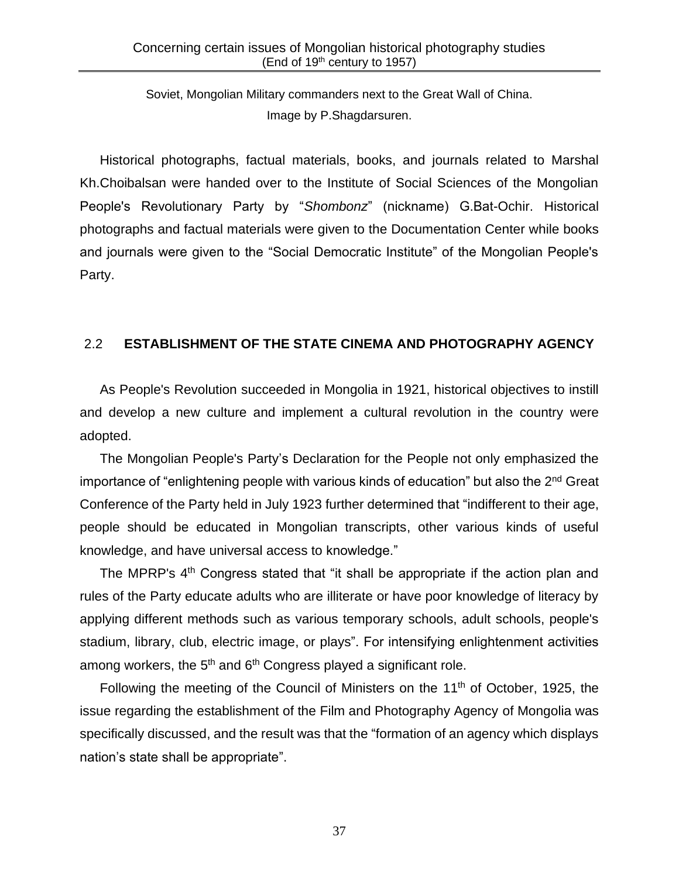Soviet, Mongolian Military commanders next to the Great Wall of China. Image by P.Shagdarsuren.

Historical photographs, factual materials, books, and journals related to Marshal Kh.Choibalsan were handed over to the Institute of Social Sciences of the Mongolian People's Revolutionary Party by "*Shombonz*" (nickname) G.Bat-Ochir. Historical photographs and factual materials were given to the Documentation Center while books and journals were given to the "Social Democratic Institute" of the Mongolian People's Party.

## 2.2 ESTABLISHMENT OF THE STATE CINEMA AND PHOTOGRAPHY AGENCY

As People's Revolution succeeded in Mongolia in 1921, historical objectives to instill and develop a new culture and implement a cultural revolution in the country were adopted.

The Mongolian People's Party's Declaration for the People not only emphasized the importance of "enlightening people with various kinds of education" but also the 2nd Great Conference of the Party held in July 1923 further determined that "indifferent to their age, people should be educated in Mongolian transcripts, other various kinds of useful knowledge, and have universal access to knowledge."

The MPRP's 4th Congress stated that "it shall be appropriate if the action plan and rules of the Party educate adults who are illiterate or have poor knowledge of literacy by applying different methods such as various temporary schools, adult schools, people's stadium, library, club, electric image, or plays". For intensifying enlightenment activities among workers, the 5th and 6th Congress played a significant role.

Following the meeting of the Council of Ministers on the 11th of October, 1925, the issue regarding the establishment of the Film and Photography Agency of Mongolia was specifically discussed, and the result was that the "formation of an agency which displays nation's state shall be appropriate".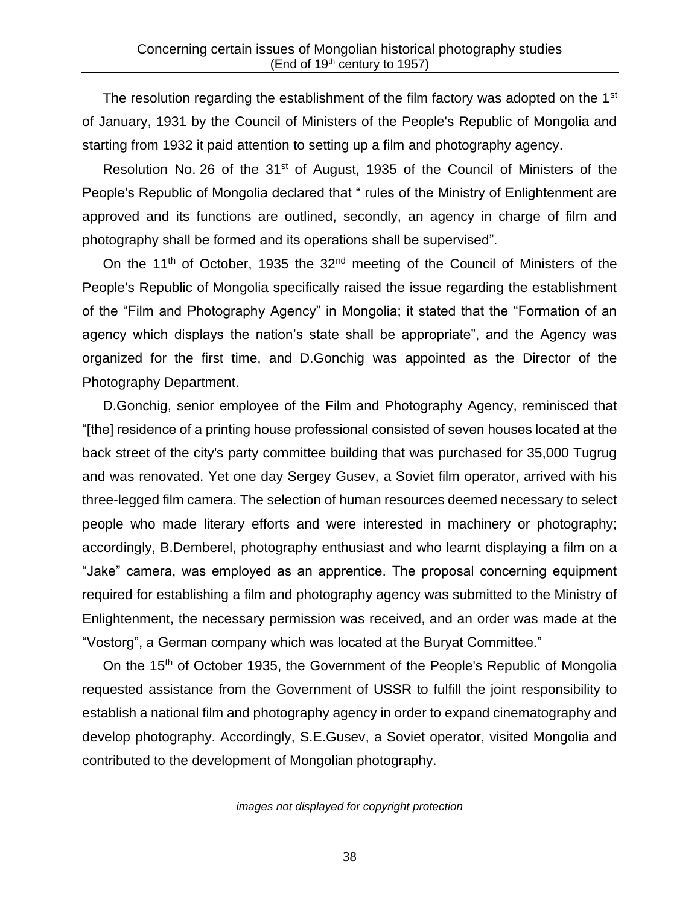The resolution regarding the establishment of the film factory was adopted on the 1st of January, 1931 by the Council of Ministers of the People's Republic of Mongolia and starting from 1932 it paid attention to setting up a film and photography agency.

Resolution No. 26 of the 31st of August, 1935 of the Council of Ministers of the People's Republic of Mongolia declared that " rules of the Ministry of Enlightenment are approved and its functions are outlined, secondly, an agency in charge of film and photography shall be formed and its operations shall be supervised".

On the 11th of October, 1935 the 32nd meeting of the Council of Ministers of the People's Republic of Mongolia specifically raised the issue regarding the establishment of the "Film and Photography Agency" in Mongolia; it stated that the "Formation of an agency which displays the nation's state shall be appropriate", and the Agency was organized for the first time, and D.Gonchig was appointed as the Director of the Photography Department.

D.Gonchig, senior employee of the Film and Photography Agency, reminisced that "[the] residence of a printing house professional consisted of seven houses located at the back street of the city's party committee building that was purchased for 35,000 Tugrug and was renovated. Yet one day Sergey Gusev, a Soviet film operator, arrived with his three-legged film camera. The selection of human resources deemed necessary to select people who made literary efforts and were interested in machinery or photography; accordingly, B.Demberel, photography enthusiast and who learnt displaying a film on a "Jake" camera, was employed as an apprentice. The proposal concerning equipment required for establishing a film and photography agency was submitted to the Ministry of Enlightenment, the necessary permission was received, and an order was made at the "Vostorg", a German company which was located at the Buryat Committee."

On the 15th of October 1935, the Government of the People's Republic of Mongolia requested assistance from the Government of USSR to fulfill the joint responsibility to establish a national film and photography agency in order to expand cinematography and develop photography. Accordingly, S.E.Gusev, a Soviet operator, visited Mongolia and contributed to the development of Mongolian photography.

*images not displayed for copyright protection*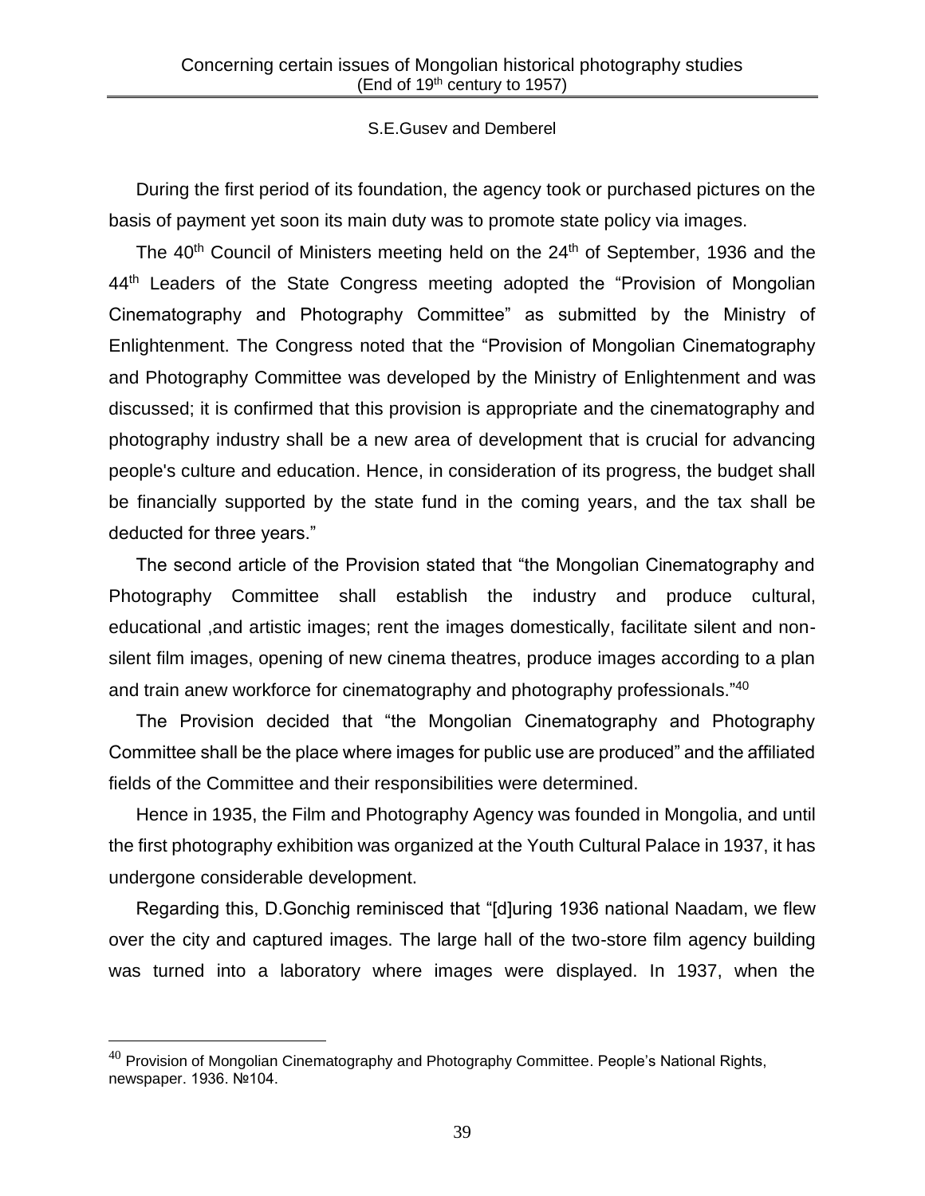During the first period of its foundation, the agency took or purchased pictures on the basis of payment yet soon its main duty was to promote state policy via images.

The 40th Council of Ministers meeting held on the 24th of September, 1936 and the 44th Leaders of the State Congress meeting adopted the "Provision of Mongolian Cinematography and Photography Committee" as submitted by the Ministry of Enlightenment. The Congress noted that the "Provision of Mongolian Cinematography and Photography Committee was developed by the Ministry of Enlightenment and was discussed; it is confirmed that this provision is appropriate and the cinematography and photography industry shall be a new area of development that is crucial for advancing people's culture and education. Hence, in consideration of its progress, the budget shall be financially supported by the state fund in the coming years, and the tax shall be deducted for three years."

The second article of the Provision stated that "the Mongolian Cinematography and Photography Committee shall establish the industry and produce cultural, educational ,and artistic images; rent the images domestically, facilitate silent and non-silent film images, opening of new cinema theatres, produce images according to a plan and train anew workforce for cinematography and photography professionals."[40]

The Provision decided that "the Mongolian Cinematography and Photography Committee shall be the place where images for public use are produced" and the affiliated fields of the Committee and their responsibilities were determined.

Hence in 1935, the Film and Photography Agency was founded in Mongolia, and until the first photography exhibition was organized at the Youth Cultural Palace in 1937, it has undergone considerable development.

Regarding this, D.Gonchig reminisced that "[d]uring 1936 national Naadam, we flew over the city and captured images. The large hall of the two-store film agency building was turned into a laboratory where images were displayed. In 1937, when the

---

[40] Provision of Mongolian Cinematography and Photography Committee. People's National Rights, newspaper. 1936. №104.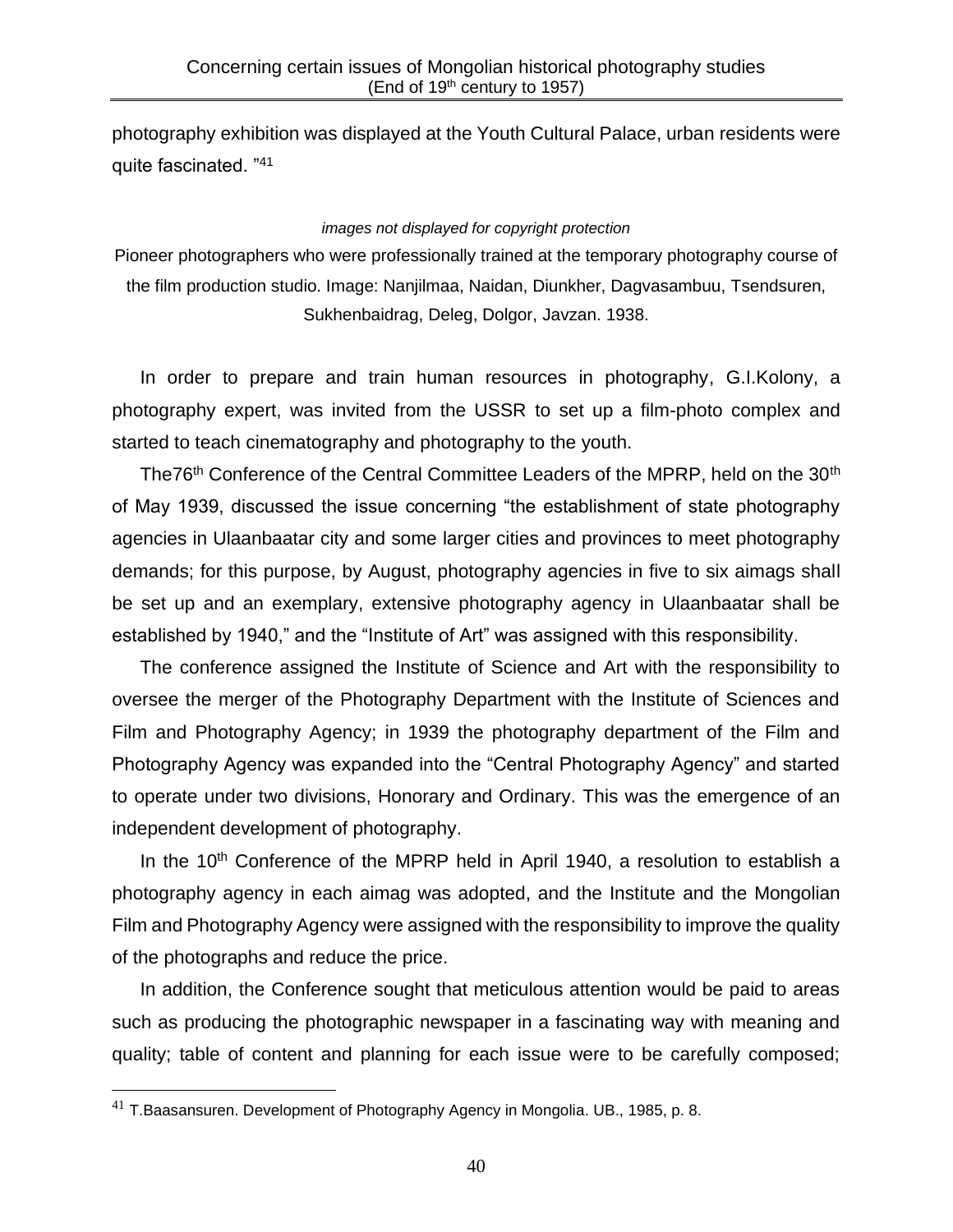photography exhibition was displayed at the Youth Cultural Palace, urban residents were quite fascinated. "[41]

*images not displayed for copyright protection*

Pioneer photographers who were professionally trained at the temporary photography course of the film production studio. Image: Nanjilmaa, Naidan, Diunkher, Dagvasambuu, Tsendsuren, Sukhenbaidrag, Deleg, Dolgor, Javzan. 1938.

In order to prepare and train human resources in photography, G.I.Kolony, a photography expert, was invited from the USSR to set up a film-photo complex and started to teach cinematography and photography to the youth.

The76th Conference of the Central Committee Leaders of the MPRP, held on the 30th of May 1939, discussed the issue concerning "the establishment of state photography agencies in Ulaanbaatar city and some larger cities and provinces to meet photography demands; for this purpose, by August, photography agencies in five to six aimags shall be set up and an exemplary, extensive photography agency in Ulaanbaatar shall be established by 1940," and the "Institute of Art" was assigned with this responsibility.

The conference assigned the Institute of Science and Art with the responsibility to oversee the merger of the Photography Department with the Institute of Sciences and Film and Photography Agency; in 1939 the photography department of the Film and Photography Agency was expanded into the "Central Photography Agency" and started to operate under two divisions, Honorary and Ordinary. This was the emergence of an independent development of photography.

In the 10th Conference of the MPRP held in April 1940, a resolution to establish a photography agency in each aimag was adopted, and the Institute and the Mongolian Film and Photography Agency were assigned with the responsibility to improve the quality of the photographs and reduce the price.

In addition, the Conference sought that meticulous attention would be paid to areas such as producing the photographic newspaper in a fascinating way with meaning and quality; table of content and planning for each issue were to be carefully composed;

[41] T.Baasansuren. Development of Photography Agency in Mongolia. UB., 1985, p. 8.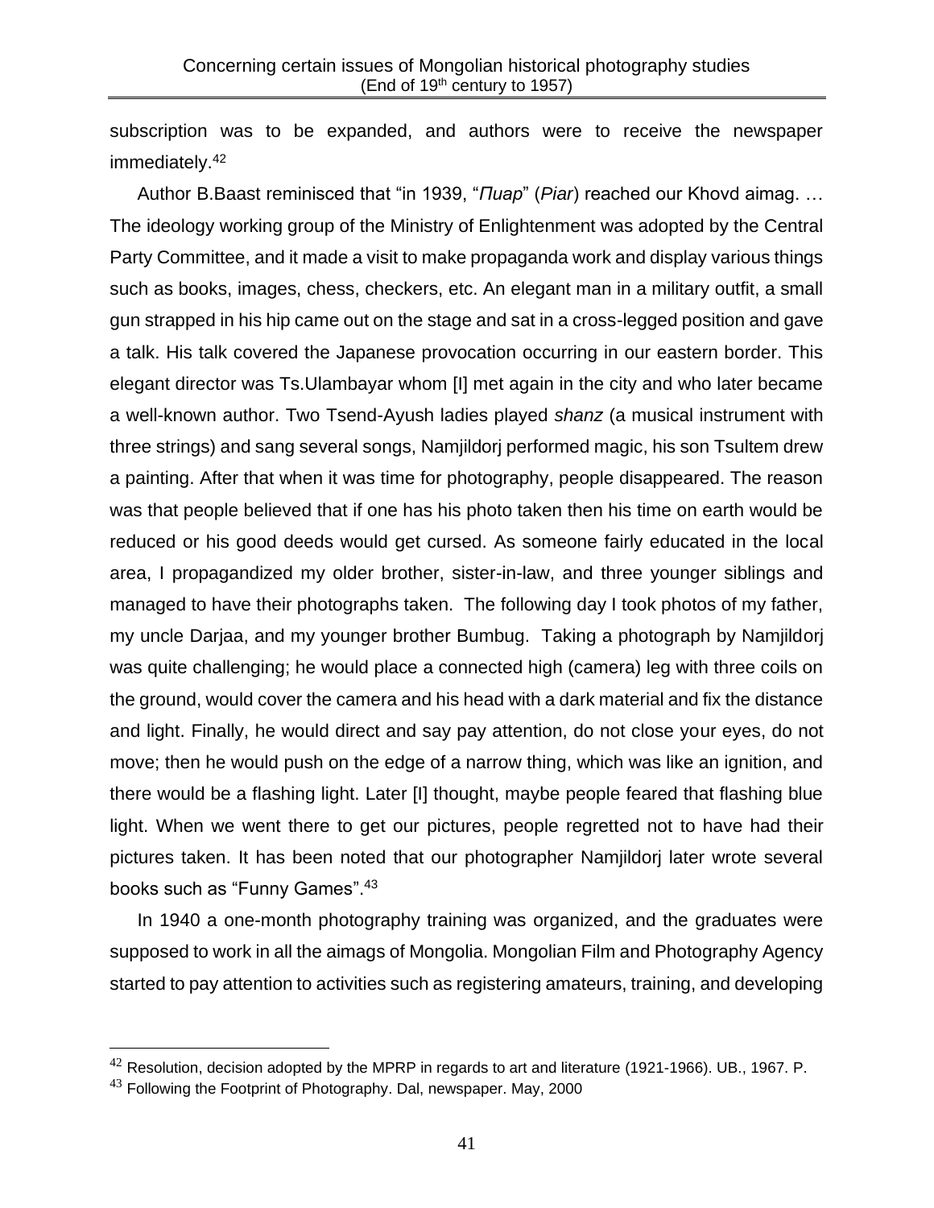subscription was to be expanded, and authors were to receive the newspaper immediately.[42]

Author B.Baast reminisced that "in 1939, "*Пиар*" (*Piar*) reached our Khovd aimag. … The ideology working group of the Ministry of Enlightenment was adopted by the Central Party Committee, and it made a visit to make propaganda work and display various things such as books, images, chess, checkers, etc. An elegant man in a military outfit, a small gun strapped in his hip came out on the stage and sat in a cross-legged position and gave a talk. His talk covered the Japanese provocation occurring in our eastern border. This elegant director was Ts.Ulambayar whom [I] met again in the city and who later became a well-known author. Two Tsend-Ayush ladies played *shanz* (a musical instrument with three strings) and sang several songs, Namjildorj performed magic, his son Tsultem drew a painting. After that when it was time for photography, people disappeared. The reason was that people believed that if one has his photo taken then his time on earth would be reduced or his good deeds would get cursed. As someone fairly educated in the local area, I propagandized my older brother, sister-in-law, and three younger siblings and managed to have their photographs taken. The following day I took photos of my father, my uncle Darjaa, and my younger brother Bumbug. Taking a photograph by Namjildorj was quite challenging; he would place a connected high (camera) leg with three coils on the ground, would cover the camera and his head with a dark material and fix the distance and light. Finally, he would direct and say pay attention, do not close your eyes, do not move; then he would push on the edge of a narrow thing, which was like an ignition, and there would be a flashing light. Later [I] thought, maybe people feared that flashing blue light. When we went there to get our pictures, people regretted not to have had their pictures taken. It has been noted that our photographer Namjildorj later wrote several books such as "Funny Games".[43]

In 1940 a one-month photography training was organized, and the graduates were supposed to work in all the aimags of Mongolia. Mongolian Film and Photography Agency started to pay attention to activities such as registering amateurs, training, and developing

---

[42] Resolution, decision adopted by the MPRP in regards to art and literature (1921-1966). UB., 1967. P.

[43] Following the Footprint of Photography. Dal, newspaper. May, 2000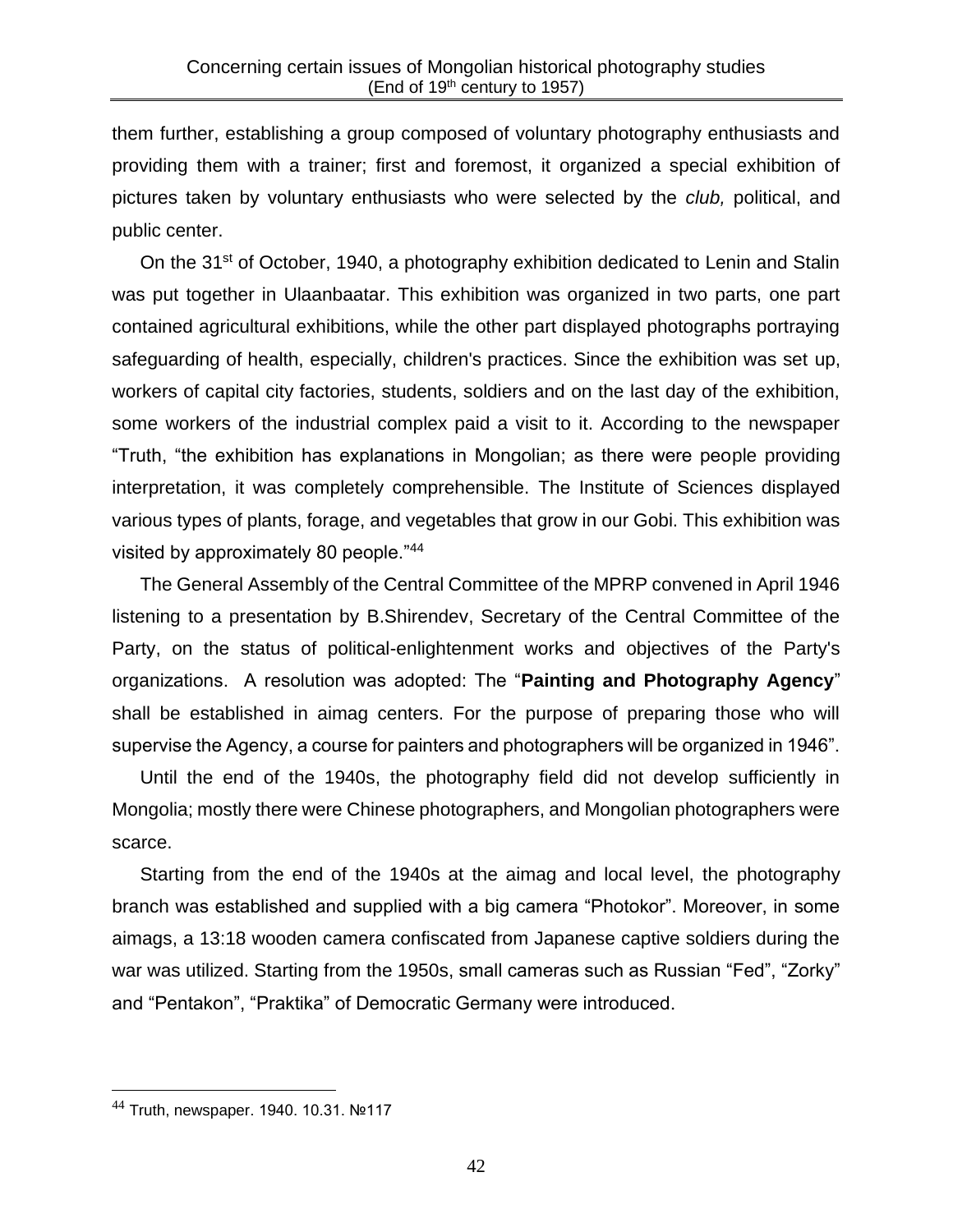them further, establishing a group composed of voluntary photography enthusiasts and providing them with a trainer; first and foremost, it organized a special exhibition of pictures taken by voluntary enthusiasts who were selected by the *club,* political, and public center.

On the 31st of October, 1940, a photography exhibition dedicated to Lenin and Stalin was put together in Ulaanbaatar. This exhibition was organized in two parts, one part contained agricultural exhibitions, while the other part displayed photographs portraying safeguarding of health, especially, children's practices. Since the exhibition was set up, workers of capital city factories, students, soldiers and on the last day of the exhibition, some workers of the industrial complex paid a visit to it. According to the newspaper "Truth, "the exhibition has explanations in Mongolian; as there were people providing interpretation, it was completely comprehensible. The Institute of Sciences displayed various types of plants, forage, and vegetables that grow in our Gobi. This exhibition was visited by approximately 80 people."[44]

The General Assembly of the Central Committee of the MPRP convened in April 1946 listening to a presentation by B.Shirendev, Secretary of the Central Committee of the Party, on the status of political-enlightenment works and objectives of the Party's organizations. A resolution was adopted: The "**Painting and Photography Agency**" shall be established in aimag centers. For the purpose of preparing those who will supervise the Agency, a course for painters and photographers will be organized in 1946".

Until the end of the 1940s, the photography field did not develop sufficiently in Mongolia; mostly there were Chinese photographers, and Mongolian photographers were scarce.

Starting from the end of the 1940s at the aimag and local level, the photography branch was established and supplied with a big camera "Photokor". Moreover, in some aimags, a 13:18 wooden camera confiscated from Japanese captive soldiers during the war was utilized. Starting from the 1950s, small cameras such as Russian "Fed", "Zorky" and "Pentakon", "Praktika" of Democratic Germany were introduced.

[44] Truth, newspaper. 1940. 10.31. №117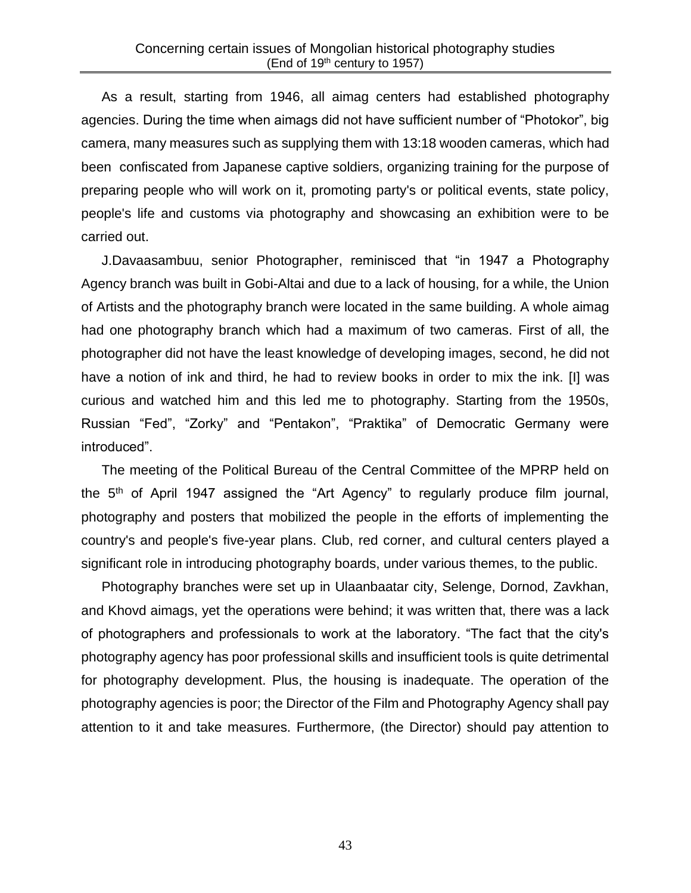As a result, starting from 1946, all aimag centers had established photography agencies. During the time when aimags did not have sufficient number of "Photokor", big camera, many measures such as supplying them with 13:18 wooden cameras, which had been confiscated from Japanese captive soldiers, organizing training for the purpose of preparing people who will work on it, promoting party's or political events, state policy, people's life and customs via photography and showcasing an exhibition were to be carried out.

J.Davaasambuu, senior Photographer, reminisced that "in 1947 a Photography Agency branch was built in Gobi-Altai and due to a lack of housing, for a while, the Union of Artists and the photography branch were located in the same building. A whole aimag had one photography branch which had a maximum of two cameras. First of all, the photographer did not have the least knowledge of developing images, second, he did not have a notion of ink and third, he had to review books in order to mix the ink. [I] was curious and watched him and this led me to photography. Starting from the 1950s, Russian "Fed", "Zorky" and "Pentakon", "Praktika" of Democratic Germany were introduced".

The meeting of the Political Bureau of the Central Committee of the MPRP held on the 5th of April 1947 assigned the "Art Agency" to regularly produce film journal, photography and posters that mobilized the people in the efforts of implementing the country's and people's five-year plans. Club, red corner, and cultural centers played a significant role in introducing photography boards, under various themes, to the public.

Photography branches were set up in Ulaanbaatar city, Selenge, Dornod, Zavkhan, and Khovd aimags, yet the operations were behind; it was written that, there was a lack of photographers and professionals to work at the laboratory. "The fact that the city's photography agency has poor professional skills and insufficient tools is quite detrimental for photography development. Plus, the housing is inadequate. The operation of the photography agencies is poor; the Director of the Film and Photography Agency shall pay attention to it and take measures. Furthermore, (the Director) should pay attention to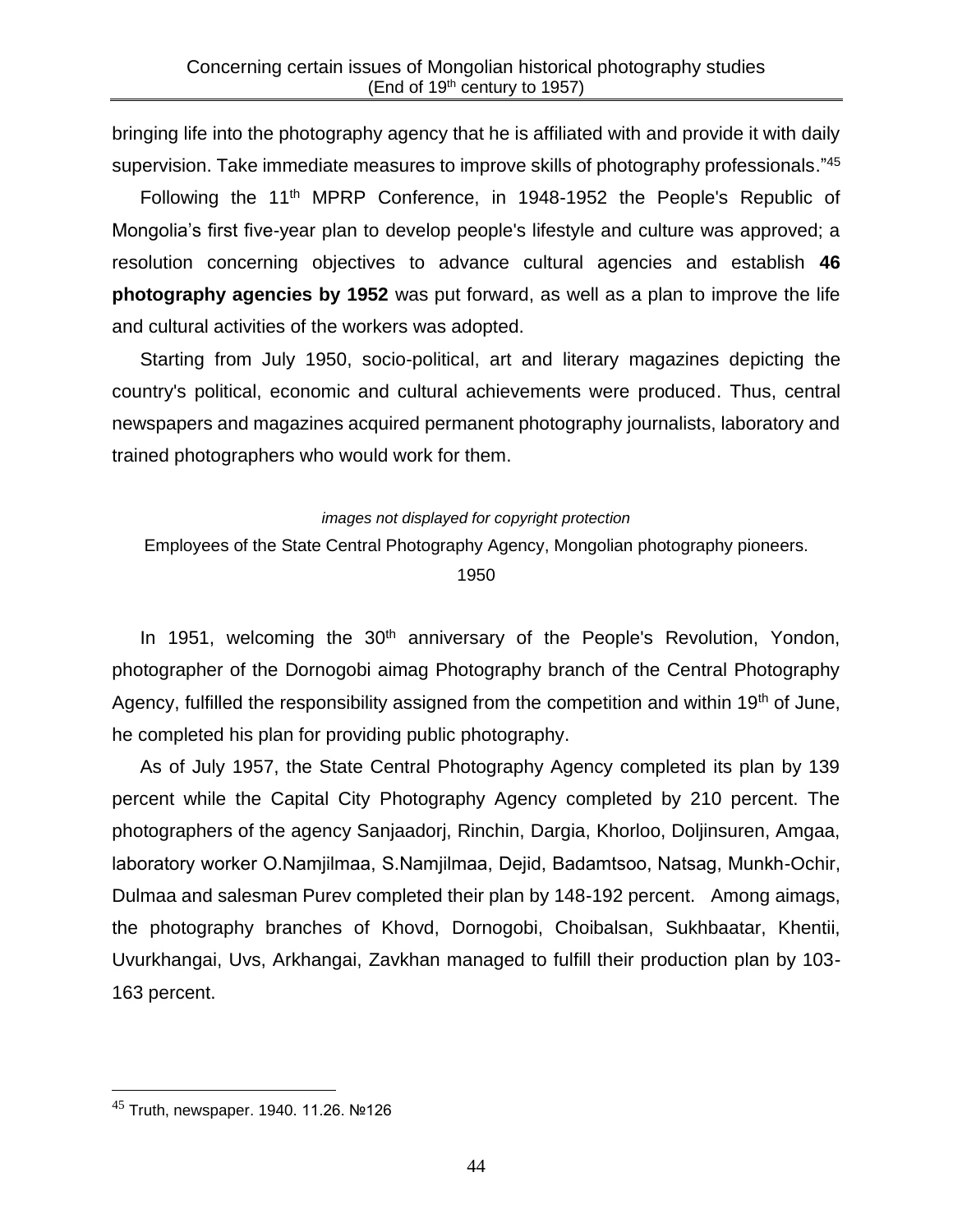bringing life into the photography agency that he is affiliated with and provide it with daily supervision. Take immediate measures to improve skills of photography professionals."[45]

Following the 11th MPRP Conference, in 1948-1952 the People's Republic of Mongolia's first five-year plan to develop people's lifestyle and culture was approved; a resolution concerning objectives to advance cultural agencies and establish **46 photography agencies by 1952** was put forward, as well as a plan to improve the life and cultural activities of the workers was adopted.

Starting from July 1950, socio-political, art and literary magazines depicting the country's political, economic and cultural achievements were produced. Thus, central newspapers and magazines acquired permanent photography journalists, laboratory and trained photographers who would work for them.

*images not displayed for copyright protection*

Employees of the State Central Photography Agency, Mongolian photography pioneers. 1950

In 1951, welcoming the 30th anniversary of the People's Revolution, Yondon, photographer of the Dornogobi aimag Photography branch of the Central Photography Agency, fulfilled the responsibility assigned from the competition and within 19th of June, he completed his plan for providing public photography.

As of July 1957, the State Central Photography Agency completed its plan by 139 percent while the Capital City Photography Agency completed by 210 percent. The photographers of the agency Sanjaadorj, Rinchin, Dargia, Khorloo, Doljinsuren, Amgaa, laboratory worker O.Namjilmaa, S.Namjilmaa, Dejid, Badamtsoo, Natsag, Munkh-Ochir, Dulmaa and salesman Purev completed their plan by 148-192 percent. Among aimags, the photography branches of Khovd, Dornogobi, Choibalsan, Sukhbaatar, Khentii, Uvurkhangai, Uvs, Arkhangai, Zavkhan managed to fulfill their production plan by 103-163 percent.

[45] Truth, newspaper. 1940. 11.26. №126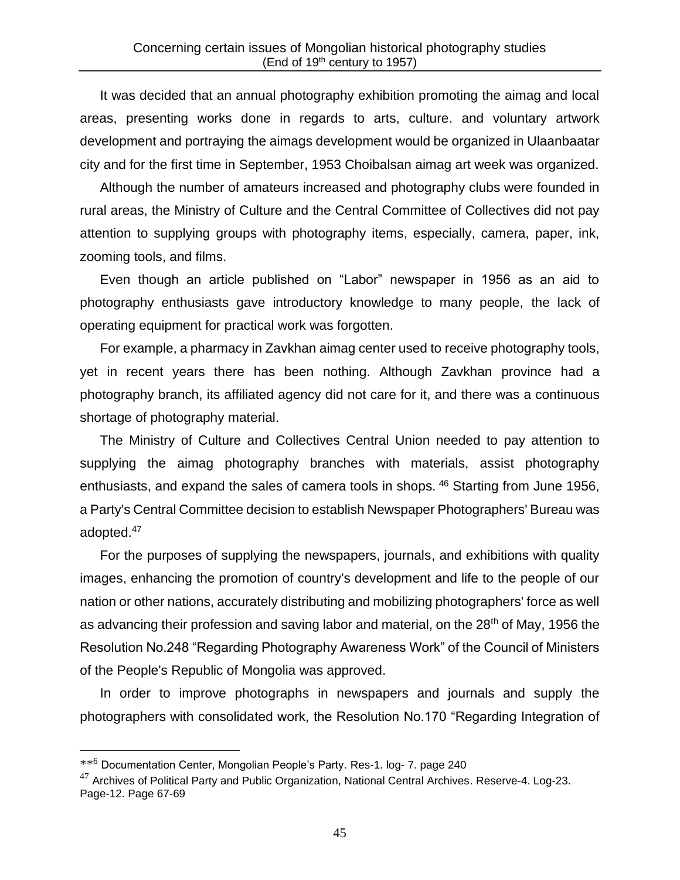It was decided that an annual photography exhibition promoting the aimag and local areas, presenting works done in regards to arts, culture. and voluntary artwork development and portraying the aimags development would be organized in Ulaanbaatar city and for the first time in September, 1953 Choibalsan aimag art week was organized.

Although the number of amateurs increased and photography clubs were founded in rural areas, the Ministry of Culture and the Central Committee of Collectives did not pay attention to supplying groups with photography items, especially, camera, paper, ink, zooming tools, and films.

Even though an article published on "Labor" newspaper in 1956 as an aid to photography enthusiasts gave introductory knowledge to many people, the lack of operating equipment for practical work was forgotten.

For example, a pharmacy in Zavkhan aimag center used to receive photography tools, yet in recent years there has been nothing. Although Zavkhan province had a photography branch, its affiliated agency did not care for it, and there was a continuous shortage of photography material.

The Ministry of Culture and Collectives Central Union needed to pay attention to supplying the aimag photography branches with materials, assist photography enthusiasts, and expand the sales of camera tools in shops. [46] Starting from June 1956, a Party's Central Committee decision to establish Newspaper Photographers' Bureau was adopted.[47]

For the purposes of supplying the newspapers, journals, and exhibitions with quality images, enhancing the promotion of country's development and life to the people of our nation or other nations, accurately distributing and mobilizing photographers' force as well as advancing their profession and saving labor and material, on the 28th of May, 1956 the Resolution No.248 "Regarding Photography Awareness Work" of the Council of Ministers of the People's Republic of Mongolia was approved.

In order to improve photographs in newspapers and journals and supply the photographers with consolidated work, the Resolution No.170 "Regarding Integration of

---

**[6] Documentation Center, Mongolian People's Party. Res-1. log- 7. page 240

[47] Archives of Political Party and Public Organization, National Central Archives. Reserve-4. Log-23. Page-12. Page 67-69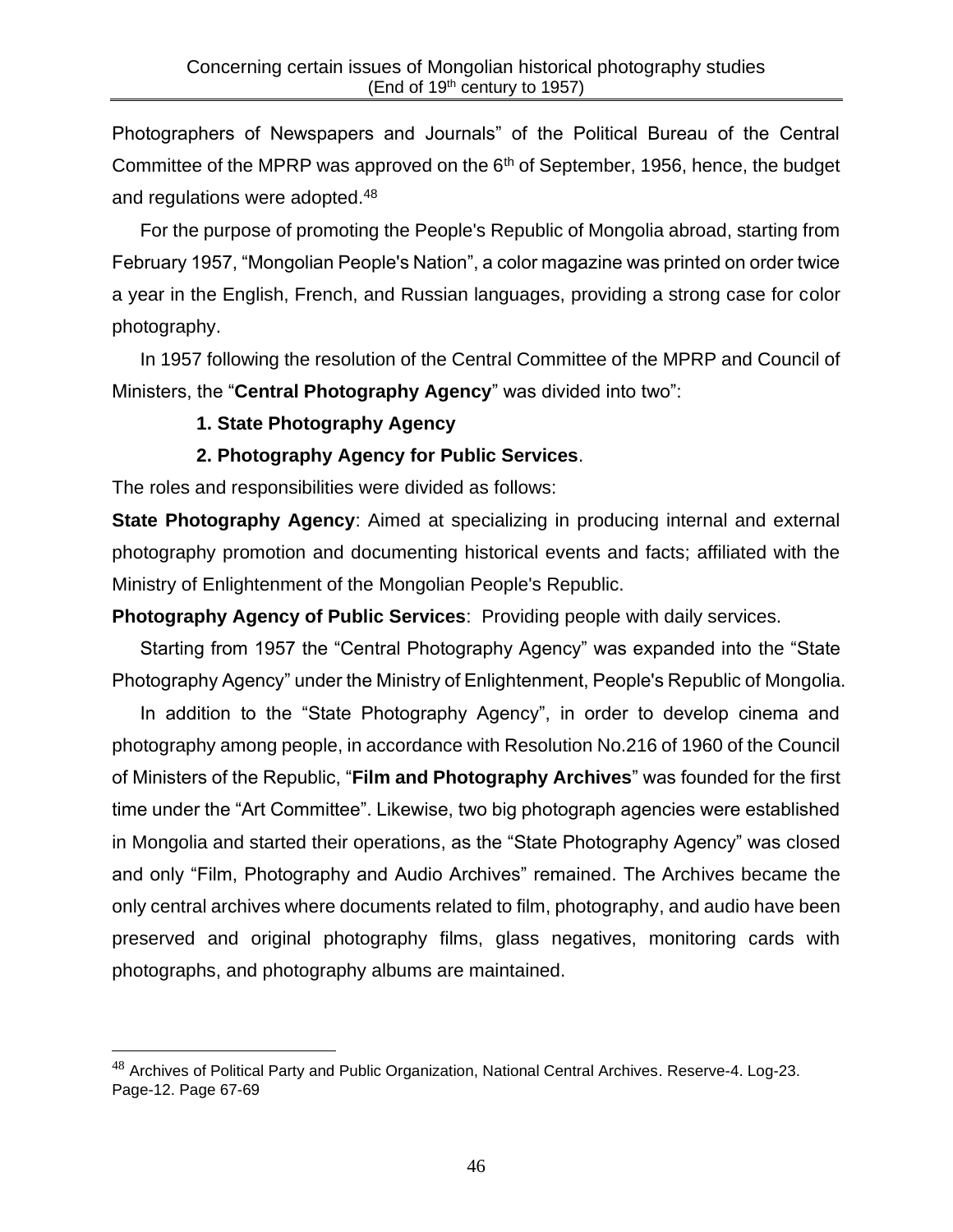Photographers of Newspapers and Journals" of the Political Bureau of the Central Committee of the MPRP was approved on the 6th of September, 1956, hence, the budget and regulations were adopted.[48]

For the purpose of promoting the People's Republic of Mongolia abroad, starting from February 1957, "Mongolian People's Nation", a color magazine was printed on order twice a year in the English, French, and Russian languages, providing a strong case for color photography.

In 1957 following the resolution of the Central Committee of the MPRP and Council of Ministers, the "**Central Photography Agency**" was divided into two":

**1. State Photography Agency**

**2. Photography Agency for Public Services**.

The roles and responsibilities were divided as follows:

**State Photography Agency**: Aimed at specializing in producing internal and external photography promotion and documenting historical events and facts; affiliated with the Ministry of Enlightenment of the Mongolian People's Republic.

**Photography Agency of Public Services**: Providing people with daily services.

Starting from 1957 the "Central Photography Agency" was expanded into the "State Photography Agency" under the Ministry of Enlightenment, People's Republic of Mongolia.

In addition to the "State Photography Agency", in order to develop cinema and photography among people, in accordance with Resolution No.216 of 1960 of the Council of Ministers of the Republic, "**Film and Photography Archives**" was founded for the first time under the "Art Committee". Likewise, two big photograph agencies were established in Mongolia and started their operations, as the "State Photography Agency" was closed and only "Film, Photography and Audio Archives" remained. The Archives became the only central archives where documents related to film, photography, and audio have been preserved and original photography films, glass negatives, monitoring cards with photographs, and photography albums are maintained.

---

[48] Archives of Political Party and Public Organization, National Central Archives. Reserve-4. Log-23. Page-12. Page 67-69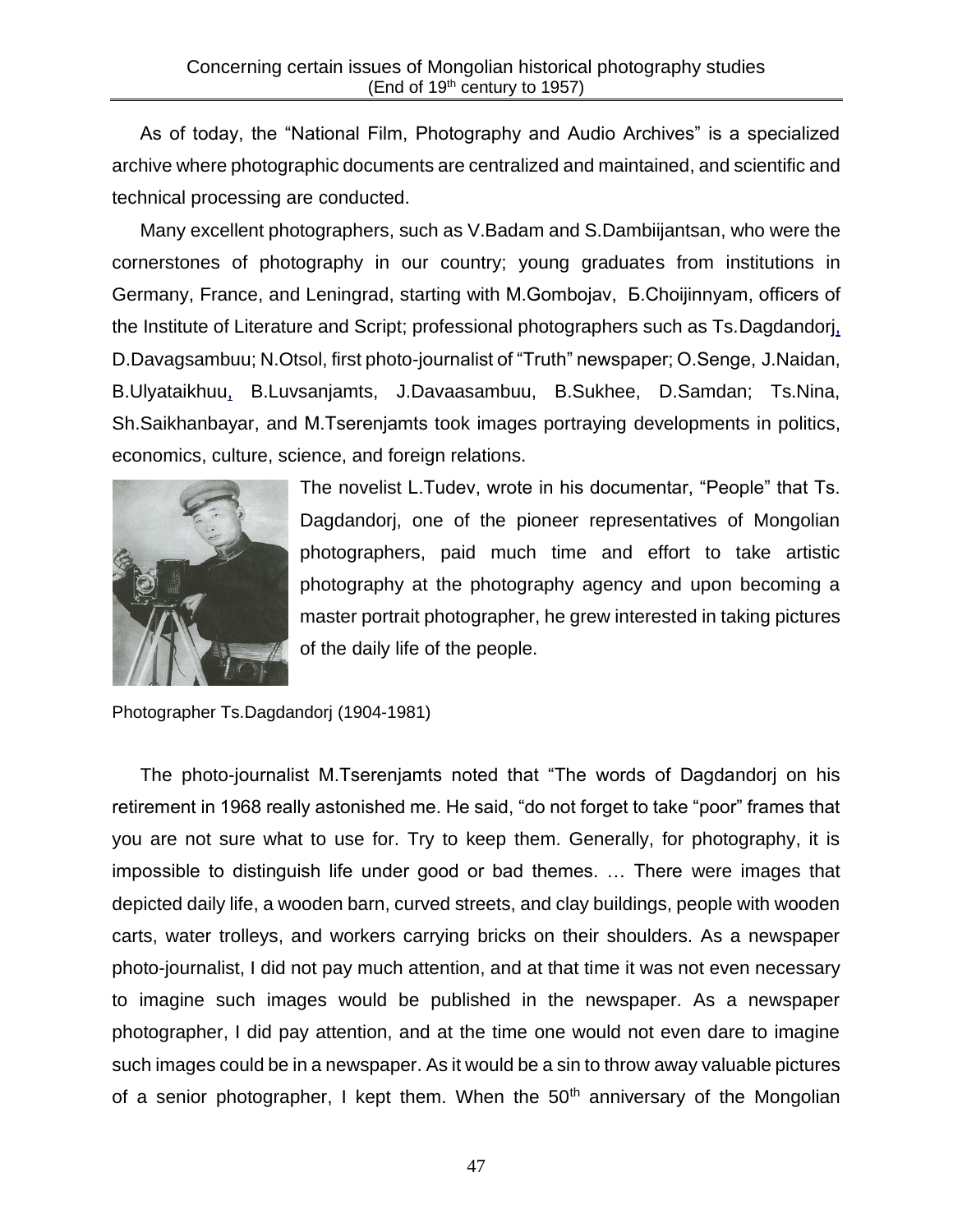As of today, the "National Film, Photography and Audio Archives" is a specialized archive where photographic documents are centralized and maintained, and scientific and technical processing are conducted.

Many excellent photographers, such as V.Badam and S.Dambiijantsan, who were the cornerstones of photography in our country; young graduates from institutions in Germany, France, and Leningrad, starting with M.Gombojav, Б.Choijinnyam, officers of the Institute of Literature and Script; professional photographers such as Ts.Dagdandorj, D.Davagsambuu; N.Otsol, first photo-journalist of "Truth" newspaper; O.Senge, J.Naidan, B.Ulyataikhuu, B.Luvsanjamts, J.Davaasambuu, B.Sukhee, D.Samdan; Ts.Nina, Sh.Saikhanbayar, and M.Tserenjamts took images portraying developments in politics, economics, culture, science, and foreign relations.

The novelist L.Tudev, wrote in his documentar, "People" that Ts. Dagdandorj, one of the pioneer representatives of Mongolian photographers, paid much time and effort to take artistic photography at the photography agency and upon becoming a master portrait photographer, he grew interested in taking pictures of the daily life of the people.

Photographer Ts.Dagdandorj (1904-1981)

The photo-journalist M.Tserenjamts noted that "The words of Dagdandorj on his retirement in 1968 really astonished me. He said, "do not forget to take "poor" frames that you are not sure what to use for. Try to keep them. Generally, for photography, it is impossible to distinguish life under good or bad themes. … There were images that depicted daily life, a wooden barn, curved streets, and clay buildings, people with wooden carts, water trolleys, and workers carrying bricks on their shoulders. As a newspaper photo-journalist, I did not pay much attention, and at that time it was not even necessary to imagine such images would be published in the newspaper. As a newspaper photographer, I did pay attention, and at the time one would not even dare to imagine such images could be in a newspaper. As it would be a sin to throw away valuable pictures of a senior photographer, I kept them. When the 50th anniversary of the Mongolian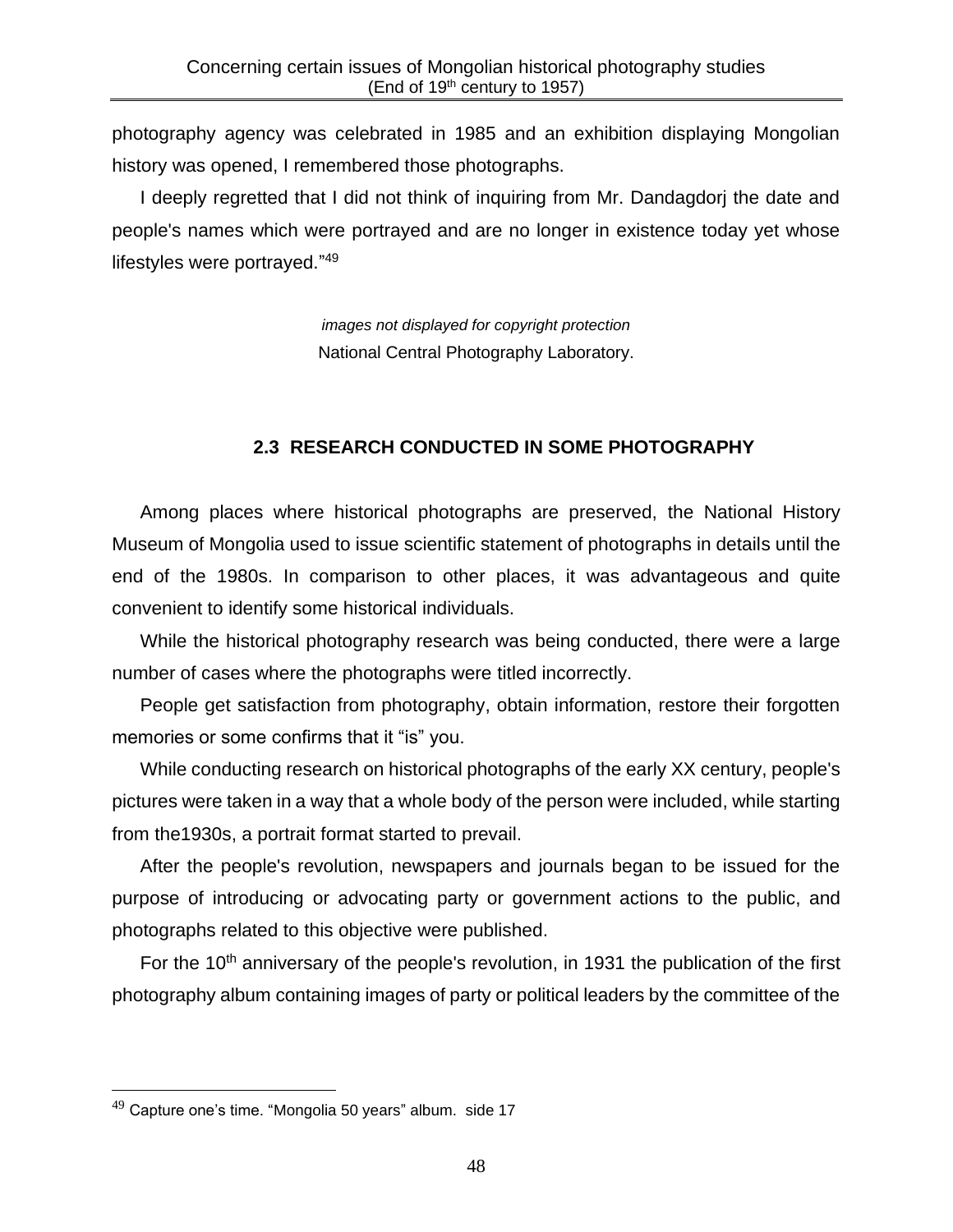photography agency was celebrated in 1985 and an exhibition displaying Mongolian history was opened, I remembered those photographs.

I deeply regretted that I did not think of inquiring from Mr. Dandagdorj the date and people's names which were portrayed and are no longer in existence today yet whose lifestyles were portrayed."[49]

*images not displayed for copyright protection*
National Central Photography Laboratory.

### 2.3 RESEARCH CONDUCTED IN SOME PHOTOGRAPHY

Among places where historical photographs are preserved, the National History Museum of Mongolia used to issue scientific statement of photographs in details until the end of the 1980s. In comparison to other places, it was advantageous and quite convenient to identify some historical individuals.

While the historical photography research was being conducted, there were a large number of cases where the photographs were titled incorrectly.

People get satisfaction from photography, obtain information, restore their forgotten memories or some confirms that it "is" you.

While conducting research on historical photographs of the early XX century, people's pictures were taken in a way that a whole body of the person were included, while starting from the1930s, a portrait format started to prevail.

After the people's revolution, newspapers and journals began to be issued for the purpose of introducing or advocating party or government actions to the public, and photographs related to this objective were published.

For the 10th anniversary of the people's revolution, in 1931 the publication of the first photography album containing images of party or political leaders by the committee of the

[49] Capture one's time. "Mongolia 50 years" album. side 17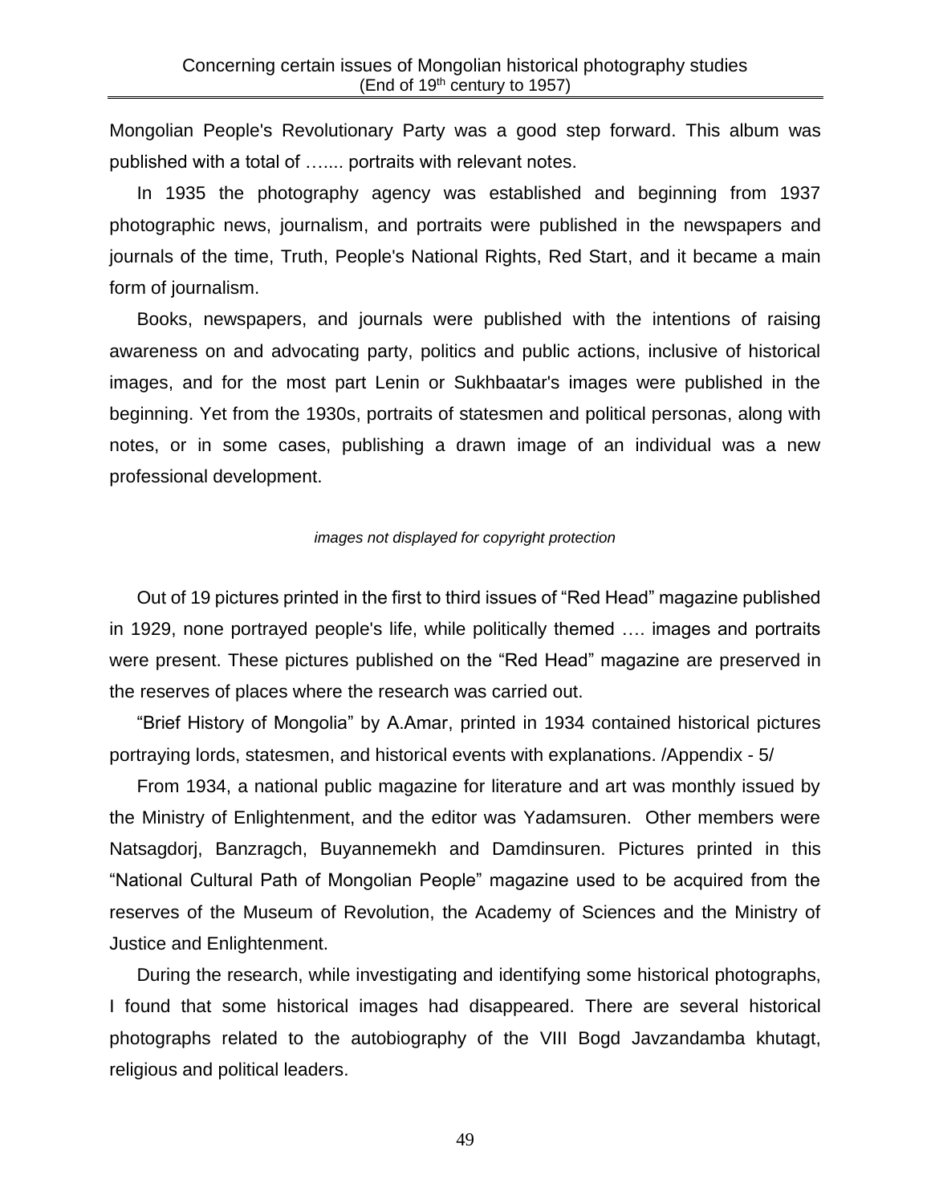Mongolian People's Revolutionary Party was a good step forward. This album was published with a total of ….... portraits with relevant notes.

In 1935 the photography agency was established and beginning from 1937 photographic news, journalism, and portraits were published in the newspapers and journals of the time, Truth, People's National Rights, Red Start, and it became a main form of journalism.

Books, newspapers, and journals were published with the intentions of raising awareness on and advocating party, politics and public actions, inclusive of historical images, and for the most part Lenin or Sukhbaatar's images were published in the beginning. Yet from the 1930s, portraits of statesmen and political personas, along with notes, or in some cases, publishing a drawn image of an individual was a new professional development.

*images not displayed for copyright protection*

Out of 19 pictures printed in the first to third issues of "Red Head" magazine published in 1929, none portrayed people's life, while politically themed …. images and portraits were present. These pictures published on the "Red Head" magazine are preserved in the reserves of places where the research was carried out.

"Brief History of Mongolia" by A.Amar, printed in 1934 contained historical pictures portraying lords, statesmen, and historical events with explanations. /Appendix - 5/

From 1934, a national public magazine for literature and art was monthly issued by the Ministry of Enlightenment, and the editor was Yadamsuren. Other members were Natsagdorj, Banzragch, Buyannemekh and Damdinsuren. Pictures printed in this "National Cultural Path of Mongolian People" magazine used to be acquired from the reserves of the Museum of Revolution, the Academy of Sciences and the Ministry of Justice and Enlightenment.

During the research, while investigating and identifying some historical photographs, I found that some historical images had disappeared. There are several historical photographs related to the autobiography of the VIII Bogd Javzandamba khutagt, religious and political leaders.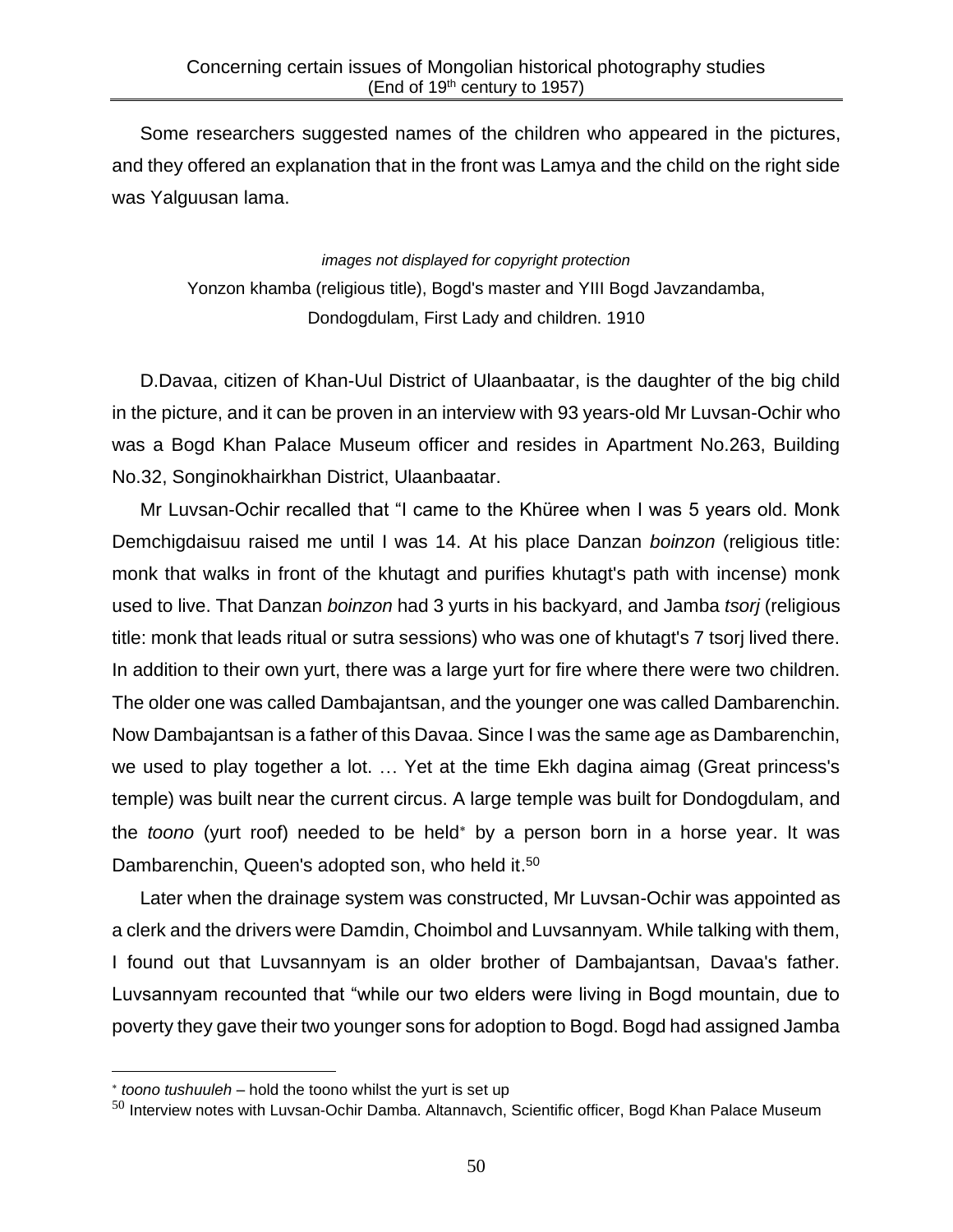Some researchers suggested names of the children who appeared in the pictures, and they offered an explanation that in the front was Lamya and the child on the right side was Yalguusan lama.

*images not displayed for copyright protection*

Yonzon khamba (religious title), Bogd's master and YIII Bogd Javzandamba, Dondogdulam, First Lady and children. 1910

D.Davaa, citizen of Khan-Uul District of Ulaanbaatar, is the daughter of the big child in the picture, and it can be proven in an interview with 93 years-old Mr Luvsan-Ochir who was a Bogd Khan Palace Museum officer and resides in Apartment No.263, Building No.32, Songinokhairkhan District, Ulaanbaatar.

Mr Luvsan-Ochir recalled that "I came to the Khüree when I was 5 years old. Monk Demchigdaisuu raised me until I was 14. At his place Danzan *boinzon* (religious title: monk that walks in front of the khutagt and purifies khutagt's path with incense) monk used to live. That Danzan *boinzon* had 3 yurts in his backyard, and Jamba *tsorj* (religious title: monk that leads ritual or sutra sessions) who was one of khutagt's 7 tsorj lived there. In addition to their own yurt, there was a large yurt for fire where there were two children. The older one was called Dambajantsan, and the younger one was called Dambarenchin. Now Dambajantsan is a father of this Davaa. Since I was the same age as Dambarenchin, we used to play together a lot. … Yet at the time Ekh dagina aimag (Great princess's temple) was built near the current circus. A large temple was built for Dondogdulam, and the *toono* (yurt roof) needed to be held* by a person born in a horse year. It was Dambarenchin, Queen's adopted son, who held it.[50]

Later when the drainage system was constructed, Mr Luvsan-Ochir was appointed as a clerk and the drivers were Damdin, Choimbol and Luvsannyam. While talking with them, I found out that Luvsannyam is an older brother of Dambajantsan, Davaa's father. Luvsannyam recounted that "while our two elders were living in Bogd mountain, due to poverty they gave their two younger sons for adoption to Bogd. Bogd had assigned Jamba

---

* *toono tushuuleh* – hold the toono whilst the yurt is set up

[50] Interview notes with Luvsan-Ochir Damba. Altannavch, Scientific officer, Bogd Khan Palace Museum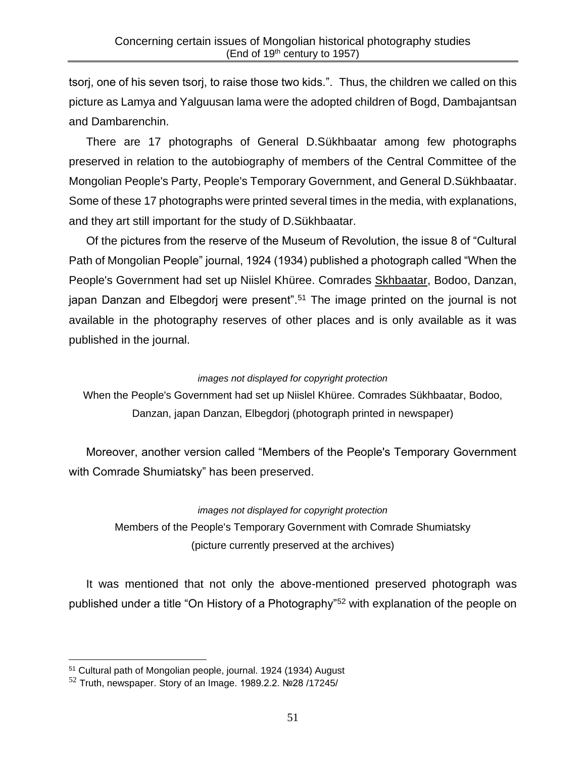tsorj, one of his seven tsorj, to raise those two kids.". Thus, the children we called on this picture as Lamya and Yalguusan lama were the adopted children of Bogd, Dambajantsan and Dambarenchin.

There are 17 photographs of General D.Sükhbaatar among few photographs preserved in relation to the autobiography of members of the Central Committee of the Mongolian People's Party, People's Temporary Government, and General D.Sükhbaatar. Some of these 17 photographs were printed several times in the media, with explanations, and they art still important for the study of D.Sükhbaatar.

Of the pictures from the reserve of the Museum of Revolution, the issue 8 of "Cultural Path of Mongolian People" journal, 1924 (1934) published a photograph called "When the People's Government had set up Niislel Khüree. Comrades Skhbaatar, Bodoo, Danzan, japan Danzan and Elbegdorj were present".[51] The image printed on the journal is not available in the photography reserves of other places and is only available as it was published in the journal.

*images not displayed for copyright protection*

When the People's Government had set up Niislel Khüree. Comrades Sükhbaatar, Bodoo, Danzan, japan Danzan, Elbegdorj (photograph printed in newspaper)

Moreover, another version called "Members of the People's Temporary Government with Comrade Shumiatsky" has been preserved.

*images not displayed for copyright protection*

Members of the People's Temporary Government with Comrade Shumiatsky (picture currently preserved at the archives)

It was mentioned that not only the above-mentioned preserved photograph was published under a title "On History of a Photography"[52] with explanation of the people on

---

[51] Cultural path of Mongolian people, journal. 1924 (1934) August

[52] Truth, newspaper. Story of an Image. 1989.2.2. №28 /17245/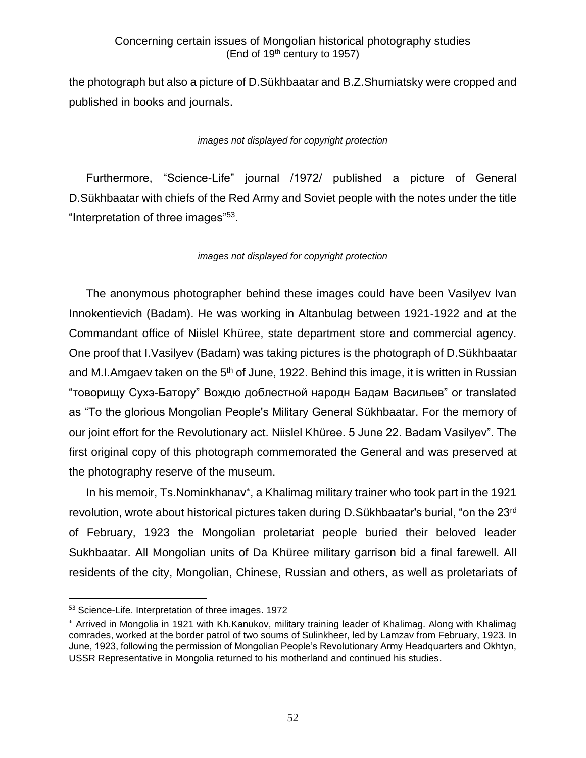the photograph but also a picture of D.Sükhbaatar and B.Z.Shumiatsky were cropped and published in books and journals.

*images not displayed for copyright protection*

Furthermore, “Science-Life” journal /1972/ published a picture of General D.Sükhbaatar with chiefs of the Red Army and Soviet people with the notes under the title “Interpretation of three images”[53].

*images not displayed for copyright protection*

The anonymous photographer behind these images could have been Vasilyev Ivan Innokentievich (Badam). He was working in Altanbulag between 1921-1922 and at the Commandant office of Niislel Khüree, state department store and commercial agency. One proof that I.Vasilyev (Badam) was taking pictures is the photograph of D.Sükhbaatar and M.I.Amgaev taken on the 5th of June, 1922. Behind this image, it is written in Russian “товорищу Сухэ-Батору” Вождю доблестной народн Бадам Васильев” or translated as “To the glorious Mongolian People's Military General Sükhbaatar. For the memory of our joint effort for the Revolutionary act. Niislel Khüree. 5 June 22. Badam Vasilyev”. The first original copy of this photograph commemorated the General and was preserved at the photography reserve of the museum.

In his memoir, Ts.Nominkhanav*, a Khalimag military trainer who took part in the 1921 revolution, wrote about historical pictures taken during D.Sükhbaatar's burial, “on the 23rd of February, 1923 the Mongolian proletariat people buried their beloved leader Sukhbaatar. All Mongolian units of Da Khüree military garrison bid a final farewell. All residents of the city, Mongolian, Chinese, Russian and others, as well as proletariats of

---

[53] Science-Life. Interpretation of three images. 1972

* Arrived in Mongolia in 1921 with Kh.Kanukov, military training leader of Khalimag. Along with Khalimag comrades, worked at the border patrol of two soums of Sulinkheer, led by Lamzav from February, 1923. In June, 1923, following the permission of Mongolian People’s Revolutionary Army Headquarters and Okhtyn, USSR Representative in Mongolia returned to his motherland and continued his studies.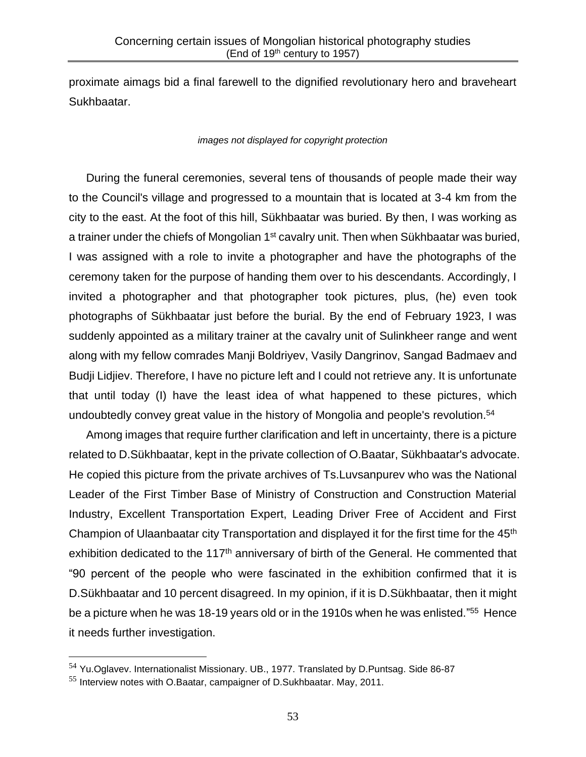proximate aimags bid a final farewell to the dignified revolutionary hero and braveheart Sukhbaatar.

*images not displayed for copyright protection*

During the funeral ceremonies, several tens of thousands of people made their way to the Council's village and progressed to a mountain that is located at 3-4 km from the city to the east. At the foot of this hill, Sükhbaatar was buried. By then, I was working as a trainer under the chiefs of Mongolian 1st cavalry unit. Then when Sükhbaatar was buried, I was assigned with a role to invite a photographer and have the photographs of the ceremony taken for the purpose of handing them over to his descendants. Accordingly, I invited a photographer and that photographer took pictures, plus, (he) even took photographs of Sükhbaatar just before the burial. By the end of February 1923, I was suddenly appointed as a military trainer at the cavalry unit of Sulinkheer range and went along with my fellow comrades Manji Boldriyev, Vasily Dangrinov, Sangad Badmaev and Budji Lidjiev. Therefore, I have no picture left and I could not retrieve any. It is unfortunate that until today (I) have the least idea of what happened to these pictures, which undoubtedly convey great value in the history of Mongolia and people's revolution.[54]

Among images that require further clarification and left in uncertainty, there is a picture related to D.Sükhbaatar, kept in the private collection of O.Baatar, Sükhbaatar's advocate. He copied this picture from the private archives of Ts.Luvsanpurev who was the National Leader of the First Timber Base of Ministry of Construction and Construction Material Industry, Excellent Transportation Expert, Leading Driver Free of Accident and First Champion of Ulaanbaatar city Transportation and displayed it for the first time for the 45th exhibition dedicated to the 117th anniversary of birth of the General. He commented that "90 percent of the people who were fascinated in the exhibition confirmed that it is D.Sükhbaatar and 10 percent disagreed. In my opinion, if it is D.Sükhbaatar, then it might be a picture when he was 18-19 years old or in the 1910s when he was enlisted."[55] Hence it needs further investigation.

---

[54] Yu.Oglavev. Internationalist Missionary. UB., 1977. Translated by D.Puntsag. Side 86-87

[55] Interview notes with O.Baatar, campaigner of D.Sukhbaatar. May, 2011.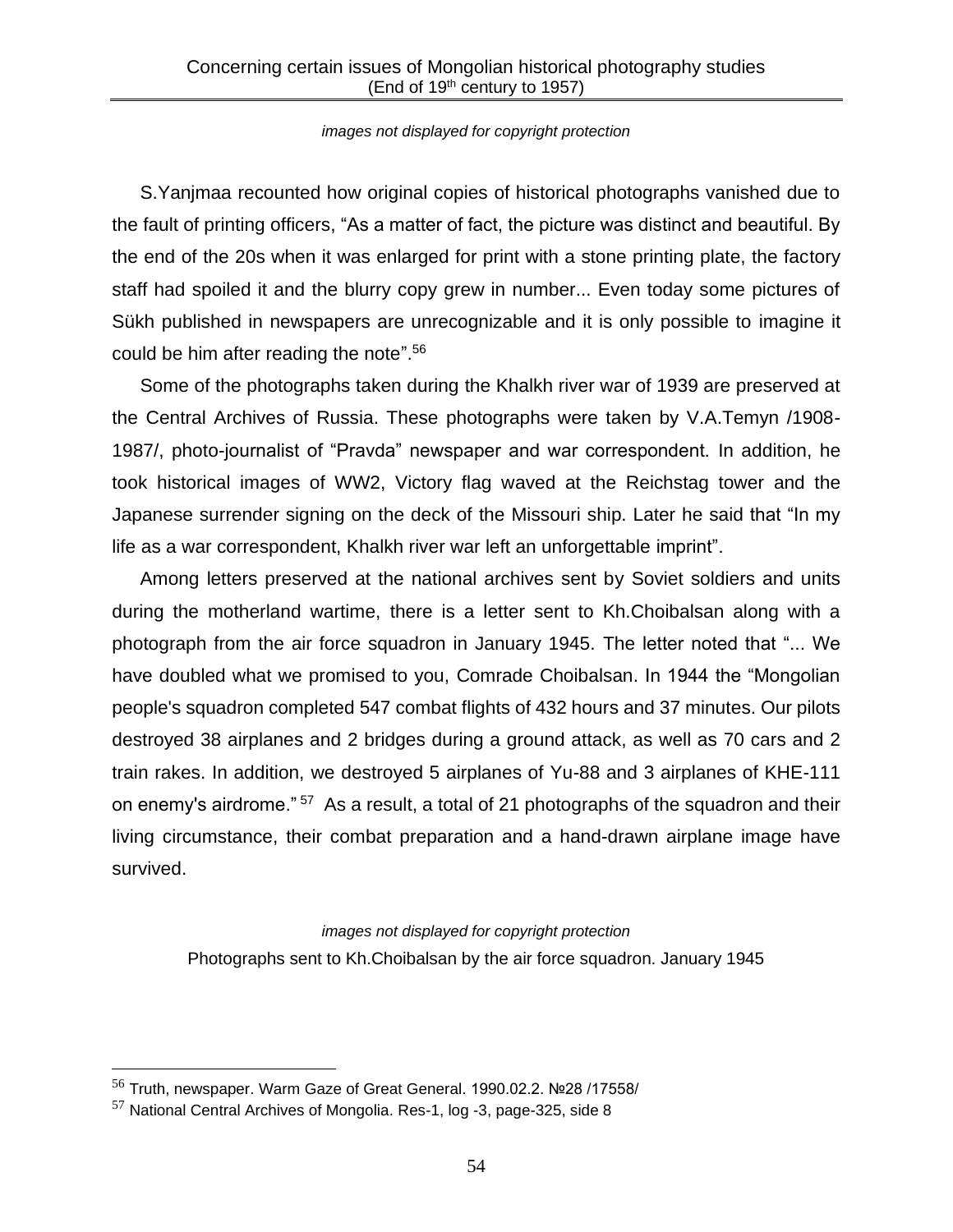*images not displayed for copyright protection*

S.Yanjmaa recounted how original copies of historical photographs vanished due to the fault of printing officers, “As a matter of fact, the picture was distinct and beautiful. By the end of the 20s when it was enlarged for print with a stone printing plate, the factory staff had spoiled it and the blurry copy grew in number... Even today some pictures of Sükh published in newspapers are unrecognizable and it is only possible to imagine it could be him after reading the note”.[56]

Some of the photographs taken during the Khalkh river war of 1939 are preserved at the Central Archives of Russia. These photographs were taken by V.A.Temyn /1908-1987/, photo-journalist of “Pravda” newspaper and war correspondent. In addition, he took historical images of WW2, Victory flag waved at the Reichstag tower and the Japanese surrender signing on the deck of the Missouri ship. Later he said that “In my life as a war correspondent, Khalkh river war left an unforgettable imprint”.

Among letters preserved at the national archives sent by Soviet soldiers and units during the motherland wartime, there is a letter sent to Kh.Choibalsan along with a photograph from the air force squadron in January 1945. The letter noted that “... We have doubled what we promised to you, Comrade Choibalsan. In 1944 the “Mongolian people's squadron completed 547 combat flights of 432 hours and 37 minutes. Our pilots destroyed 38 airplanes and 2 bridges during a ground attack, as well as 70 cars and 2 train rakes. In addition, we destroyed 5 airplanes of Yu-88 and 3 airplanes of KHE-111 on enemy's airdrome.”[57] As a result, a total of 21 photographs of the squadron and their living circumstance, their combat preparation and a hand-drawn airplane image have survived.

*images not displayed for copyright protection*

Photographs sent to Kh.Choibalsan by the air force squadron. January 1945

---

[56] Truth, newspaper. Warm Gaze of Great General. 1990.02.2. №28 /17558/

[57] National Central Archives of Mongolia. Res-1, log -3, page-325, side 8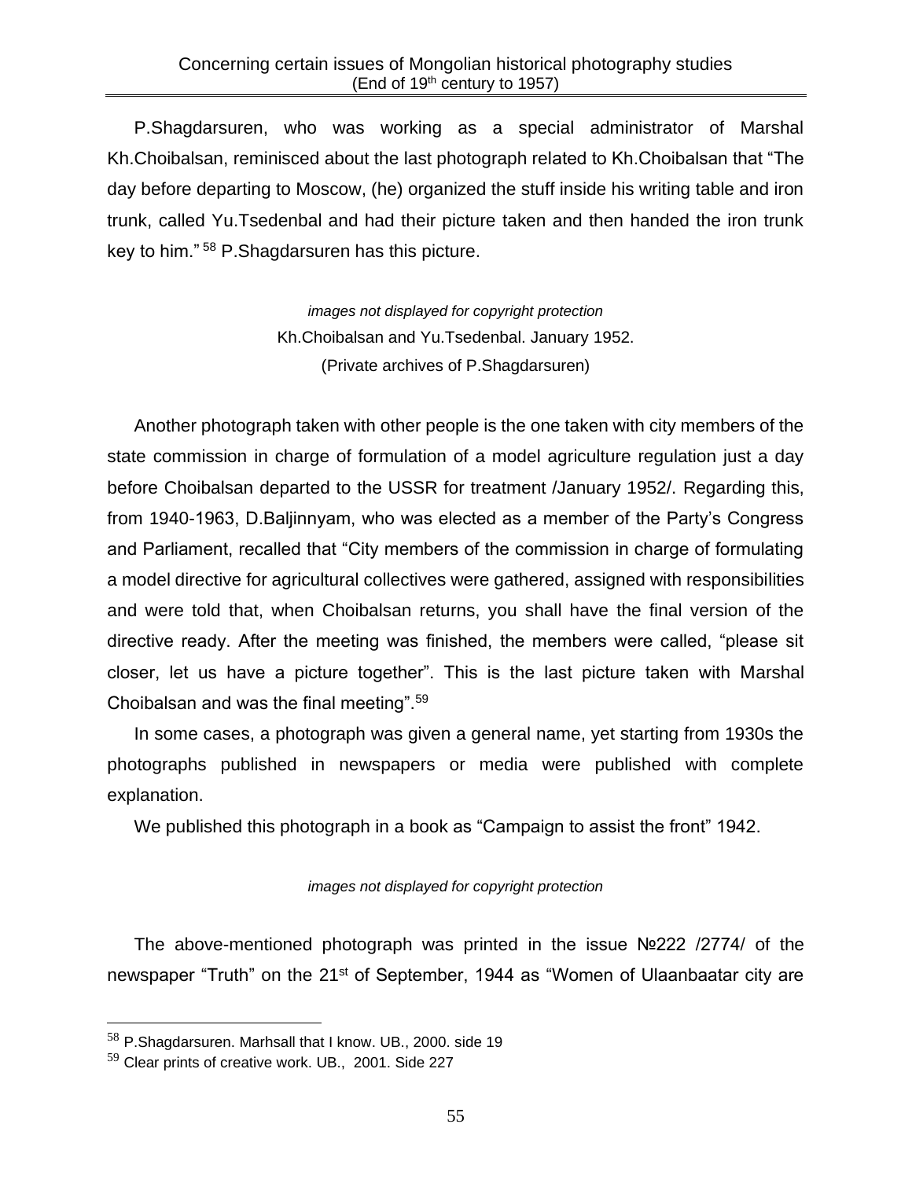P.Shagdarsuren, who was working as a special administrator of Marshal Kh.Choibalsan, reminisced about the last photograph related to Kh.Choibalsan that "The day before departing to Moscow, (he) organized the stuff inside his writing table and iron trunk, called Yu.Tsedenbal and had their picture taken and then handed the iron trunk key to him." [58] P.Shagdarsuren has this picture.

*images not displayed for copyright protection*

Kh.Choibalsan and Yu.Tsedenbal. January 1952.

(Private archives of P.Shagdarsuren)

Another photograph taken with other people is the one taken with city members of the state commission in charge of formulation of a model agriculture regulation just a day before Choibalsan departed to the USSR for treatment /January 1952/. Regarding this, from 1940-1963, D.Baljinnyam, who was elected as a member of the Party's Congress and Parliament, recalled that "City members of the commission in charge of formulating a model directive for agricultural collectives were gathered, assigned with responsibilities and were told that, when Choibalsan returns, you shall have the final version of the directive ready. After the meeting was finished, the members were called, "please sit closer, let us have a picture together". This is the last picture taken with Marshal Choibalsan and was the final meeting".[59]

In some cases, a photograph was given a general name, yet starting from 1930s the photographs published in newspapers or media were published with complete explanation.

We published this photograph in a book as "Campaign to assist the front" 1942.

*images not displayed for copyright protection*

The above-mentioned photograph was printed in the issue №222 /2774/ of the newspaper "Truth" on the 21st of September, 1944 as "Women of Ulaanbaatar city are

---

[58] P.Shagdarsuren. Marhsall that I know. UB., 2000. side 19

[59] Clear prints of creative work. UB., 2001. Side 227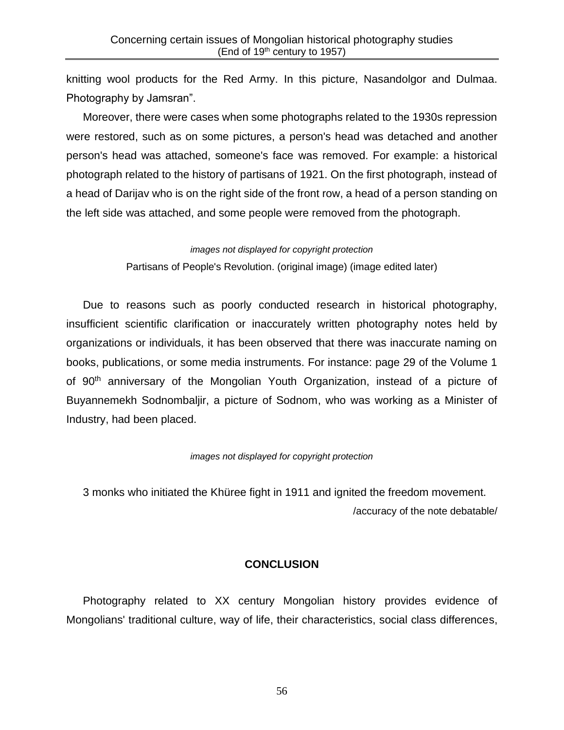knitting wool products for the Red Army. In this picture, Nasandolgor and Dulmaa. Photography by Jamsran".

Moreover, there were cases when some photographs related to the 1930s repression were restored, such as on some pictures, a person's head was detached and another person's head was attached, someone's face was removed. For example: a historical photograph related to the history of partisans of 1921. On the first photograph, instead of a head of Darijav who is on the right side of the front row, a head of a person standing on the left side was attached, and some people were removed from the photograph.

*images not displayed for copyright protection*

Partisans of People's Revolution. (original image) (image edited later)

Due to reasons such as poorly conducted research in historical photography, insufficient scientific clarification or inaccurately written photography notes held by organizations or individuals, it has been observed that there was inaccurate naming on books, publications, or some media instruments. For instance: page 29 of the Volume 1 of 90th anniversary of the Mongolian Youth Organization, instead of a picture of Buyannemekh Sodnombaljir, a picture of Sodnom, who was working as a Minister of Industry, had been placed.

*images not displayed for copyright protection*

3 monks who initiated the Khüree fight in 1911 and ignited the freedom movement.

/accuracy of the note debatable/

## CONCLUSION

Photography related to XX century Mongolian history provides evidence of Mongolians' traditional culture, way of life, their characteristics, social class differences,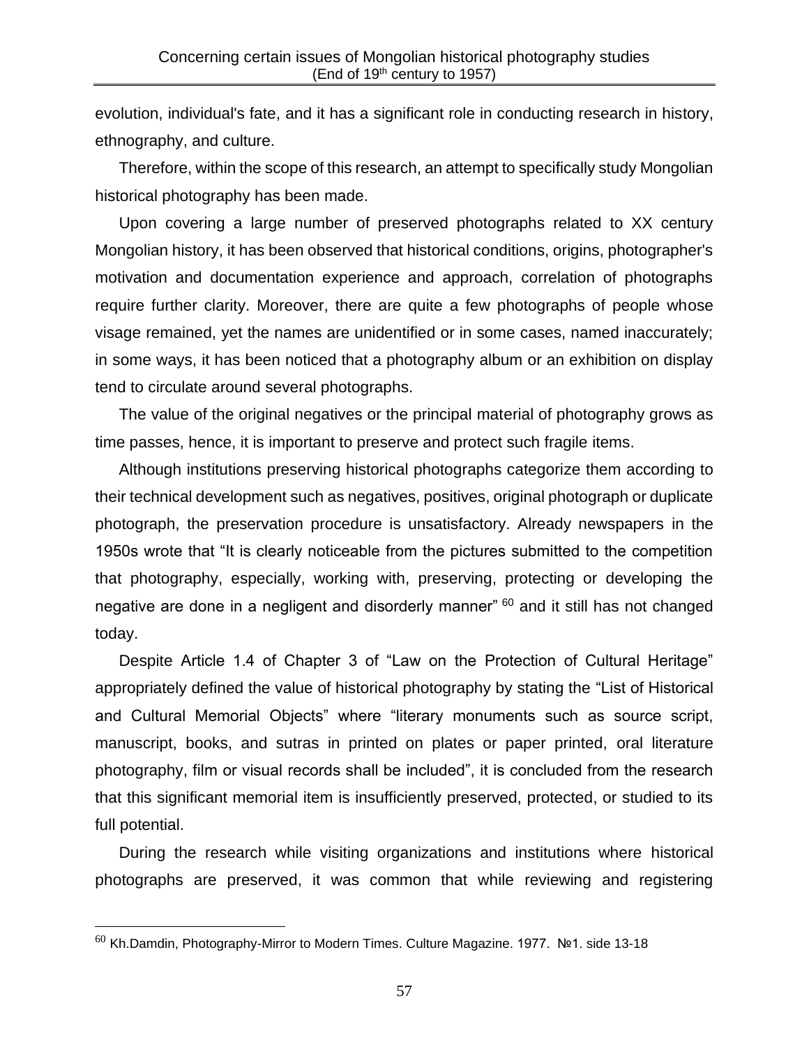evolution, individual's fate, and it has a significant role in conducting research in history, ethnography, and culture.

Therefore, within the scope of this research, an attempt to specifically study Mongolian historical photography has been made.

Upon covering a large number of preserved photographs related to XX century Mongolian history, it has been observed that historical conditions, origins, photographer's motivation and documentation experience and approach, correlation of photographs require further clarity. Moreover, there are quite a few photographs of people whose visage remained, yet the names are unidentified or in some cases, named inaccurately; in some ways, it has been noticed that a photography album or an exhibition on display tend to circulate around several photographs.

The value of the original negatives or the principal material of photography grows as time passes, hence, it is important to preserve and protect such fragile items.

Although institutions preserving historical photographs categorize them according to their technical development such as negatives, positives, original photograph or duplicate photograph, the preservation procedure is unsatisfactory. Already newspapers in the 1950s wrote that "It is clearly noticeable from the pictures submitted to the competition that photography, especially, working with, preserving, protecting or developing the negative are done in a negligent and disorderly manner" [60] and it still has not changed today.

Despite Article 1.4 of Chapter 3 of "Law on the Protection of Cultural Heritage" appropriately defined the value of historical photography by stating the "List of Historical and Cultural Memorial Objects" where "literary monuments such as source script, manuscript, books, and sutras in printed on plates or paper printed, oral literature photography, film or visual records shall be included", it is concluded from the research that this significant memorial item is insufficiently preserved, protected, or studied to its full potential.

During the research while visiting organizations and institutions where historical photographs are preserved, it was common that while reviewing and registering

---

[60] Kh.Damdin, Photography-Mirror to Modern Times. Culture Magazine. 1977. №1. side 13-18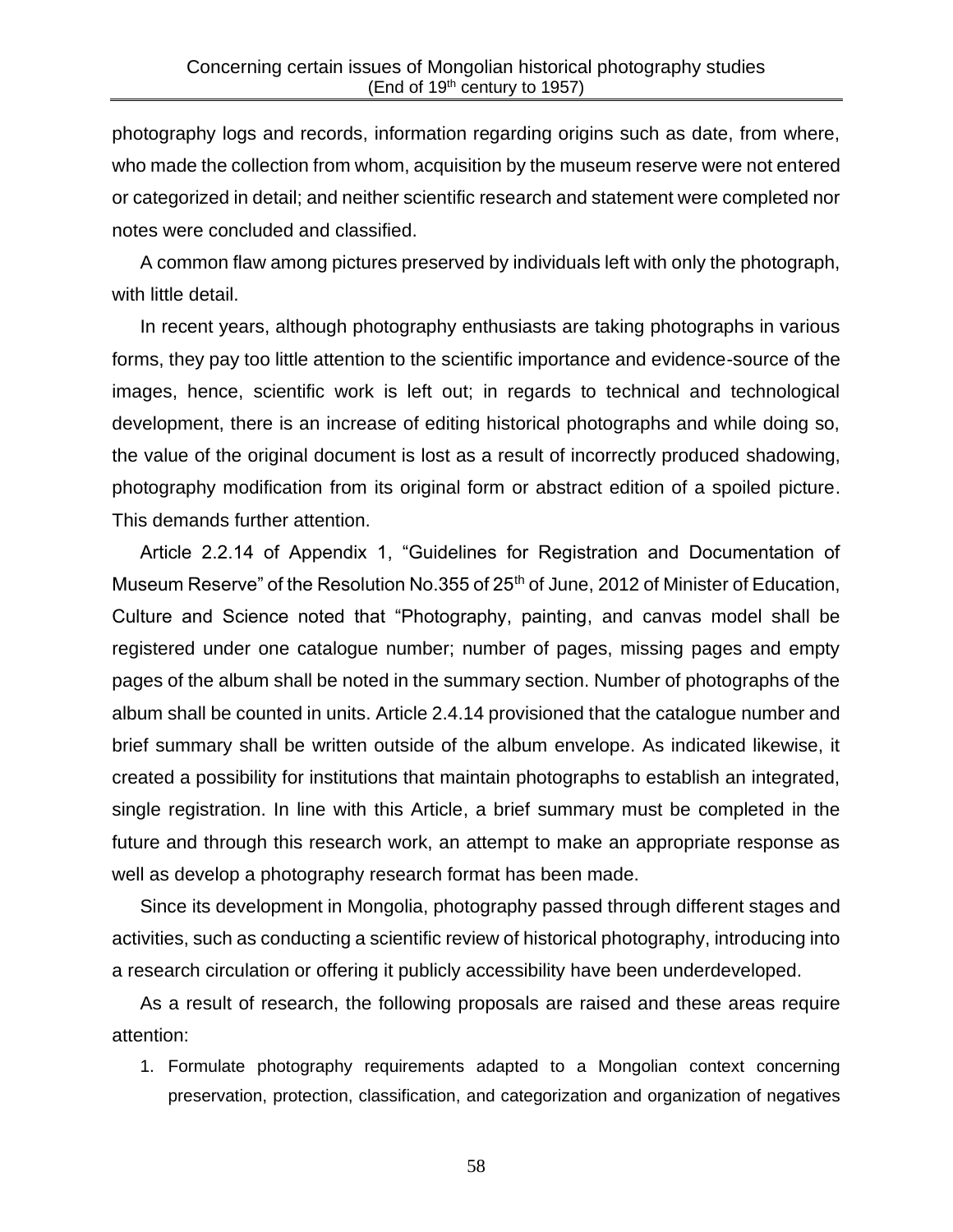photography logs and records, information regarding origins such as date, from where, who made the collection from whom, acquisition by the museum reserve were not entered or categorized in detail; and neither scientific research and statement were completed nor notes were concluded and classified.

A common flaw among pictures preserved by individuals left with only the photograph, with little detail.

In recent years, although photography enthusiasts are taking photographs in various forms, they pay too little attention to the scientific importance and evidence-source of the images, hence, scientific work is left out; in regards to technical and technological development, there is an increase of editing historical photographs and while doing so, the value of the original document is lost as a result of incorrectly produced shadowing, photography modification from its original form or abstract edition of a spoiled picture. This demands further attention.

Article 2.2.14 of Appendix 1, "Guidelines for Registration and Documentation of Museum Reserve" of the Resolution No.355 of 25th of June, 2012 of Minister of Education, Culture and Science noted that "Photography, painting, and canvas model shall be registered under one catalogue number; number of pages, missing pages and empty pages of the album shall be noted in the summary section. Number of photographs of the album shall be counted in units. Article 2.4.14 provisioned that the catalogue number and brief summary shall be written outside of the album envelope. As indicated likewise, it created a possibility for institutions that maintain photographs to establish an integrated, single registration. In line with this Article, a brief summary must be completed in the future and through this research work, an attempt to make an appropriate response as well as develop a photography research format has been made.

Since its development in Mongolia, photography passed through different stages and activities, such as conducting a scientific review of historical photography, introducing into a research circulation or offering it publicly accessibility have been underdeveloped.

As a result of research, the following proposals are raised and these areas require attention:

1. Formulate photography requirements adapted to a Mongolian context concerning preservation, protection, classification, and categorization and organization of negatives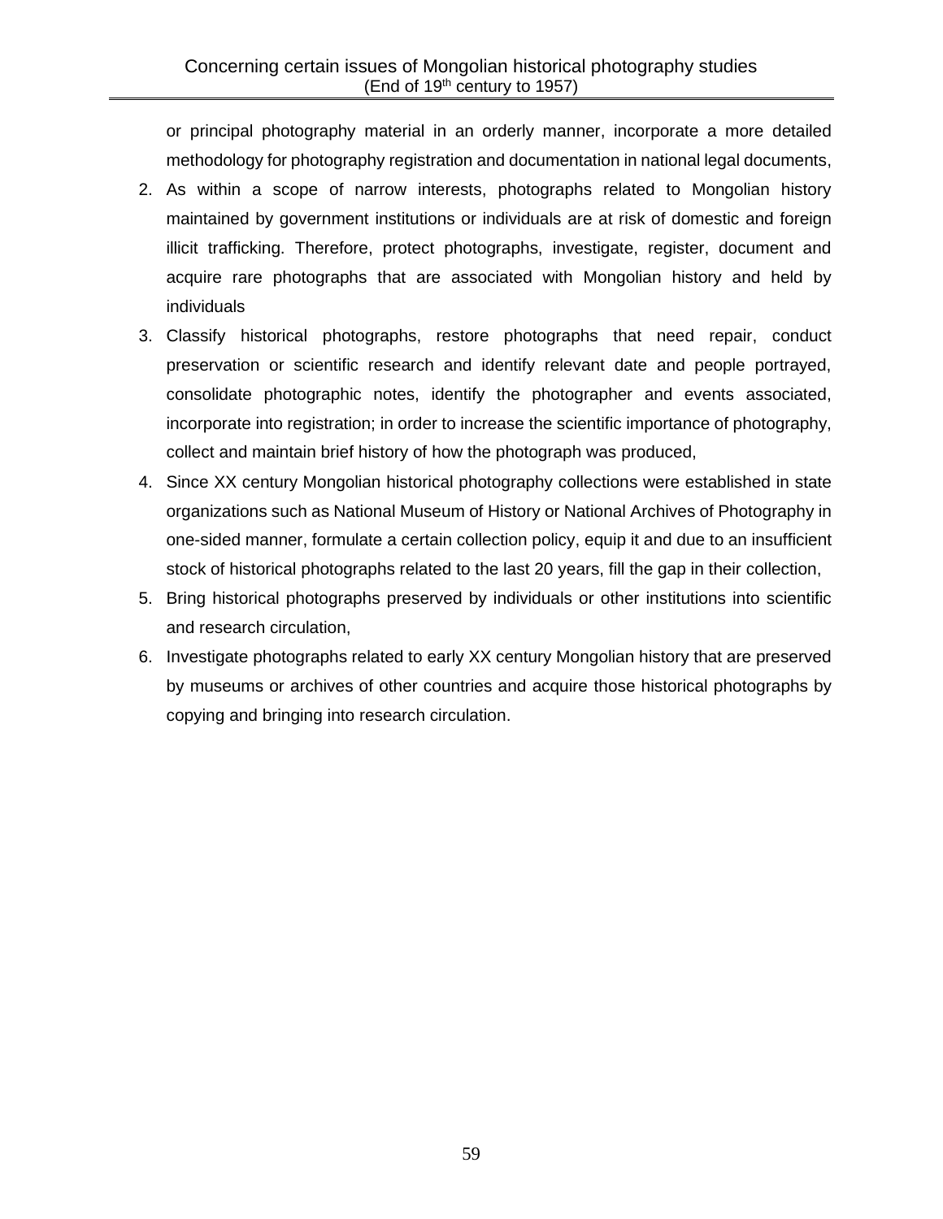or principal photography material in an orderly manner, incorporate a more detailed methodology for photography registration and documentation in national legal documents,

2. As within a scope of narrow interests, photographs related to Mongolian history maintained by government institutions or individuals are at risk of domestic and foreign illicit trafficking. Therefore, protect photographs, investigate, register, document and acquire rare photographs that are associated with Mongolian history and held by individuals
3. Classify historical photographs, restore photographs that need repair, conduct preservation or scientific research and identify relevant date and people portrayed, consolidate photographic notes, identify the photographer and events associated, incorporate into registration; in order to increase the scientific importance of photography, collect and maintain brief history of how the photograph was produced,
4. Since XX century Mongolian historical photography collections were established in state organizations such as National Museum of History or National Archives of Photography in one-sided manner, formulate a certain collection policy, equip it and due to an insufficient stock of historical photographs related to the last 20 years, fill the gap in their collection,
5. Bring historical photographs preserved by individuals or other institutions into scientific and research circulation,
6. Investigate photographs related to early XX century Mongolian history that are preserved by museums or archives of other countries and acquire those historical photographs by copying and bringing into research circulation.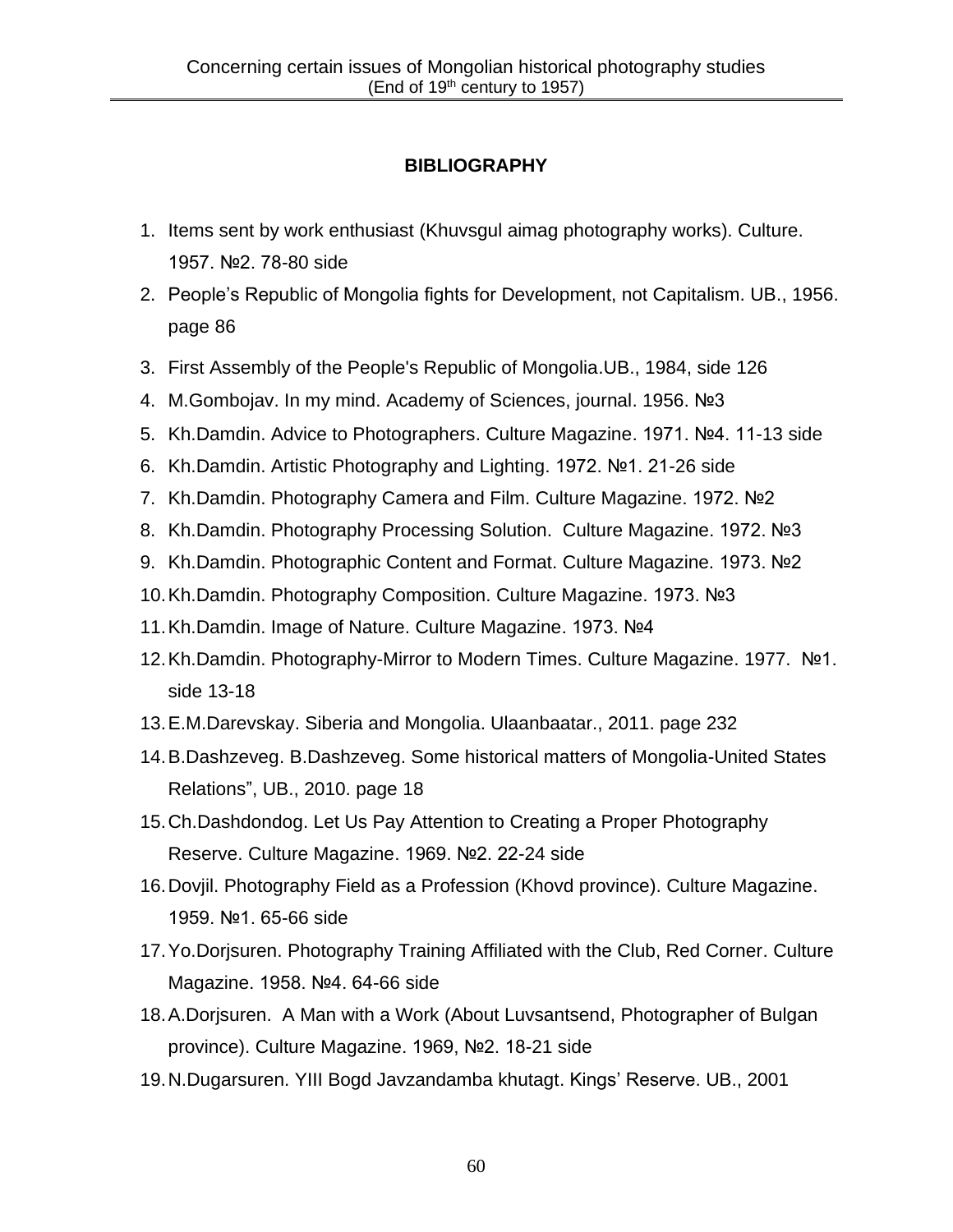## BIBLIOGRAPHY

1. Items sent by work enthusiast (Khuvsgul aimag photography works). Culture. 1957. №2. 78-80 side
2. People's Republic of Mongolia fights for Development, not Capitalism. UB., 1956. page 86
3. First Assembly of the People's Republic of Mongolia.UB., 1984, side 126
4. M.Gombojav. In my mind. Academy of Sciences, journal. 1956. №3
5. Kh.Damdin. Advice to Photographers. Culture Magazine. 1971. №4. 11-13 side
6. Kh.Damdin. Artistic Photography and Lighting. 1972. №1. 21-26 side
7. Kh.Damdin. Photography Camera and Film. Culture Magazine. 1972. №2
8. Kh.Damdin. Photography Processing Solution. Culture Magazine. 1972. №3
9. Kh.Damdin. Photographic Content and Format. Culture Magazine. 1973. №2
10. Kh.Damdin. Photography Composition. Culture Magazine. 1973. №3
11. Kh.Damdin. Image of Nature. Culture Magazine. 1973. №4
12. Kh.Damdin. Photography-Mirror to Modern Times. Culture Magazine. 1977. №1. side 13-18
13. E.M.Darevskay. Siberia and Mongolia. Ulaanbaatar., 2011. page 232
14. B.Dashzeveg. B.Dashzeveg. Some historical matters of Mongolia-United States Relations", UB., 2010. page 18
15. Ch.Dashdondog. Let Us Pay Attention to Creating a Proper Photography Reserve. Culture Magazine. 1969. №2. 22-24 side
16. Dovjil. Photography Field as a Profession (Khovd province). Culture Magazine. 1959. №1. 65-66 side
17. Yo.Dorjsuren. Photography Training Affiliated with the Club, Red Corner. Culture Magazine. 1958. №4. 64-66 side
18. A.Dorjsuren. A Man with a Work (About Luvsantsend, Photographer of Bulgan province). Culture Magazine. 1969, №2. 18-21 side
19. N.Dugarsuren. YIII Bogd Javzandamba khutagt. Kings' Reserve. UB., 2001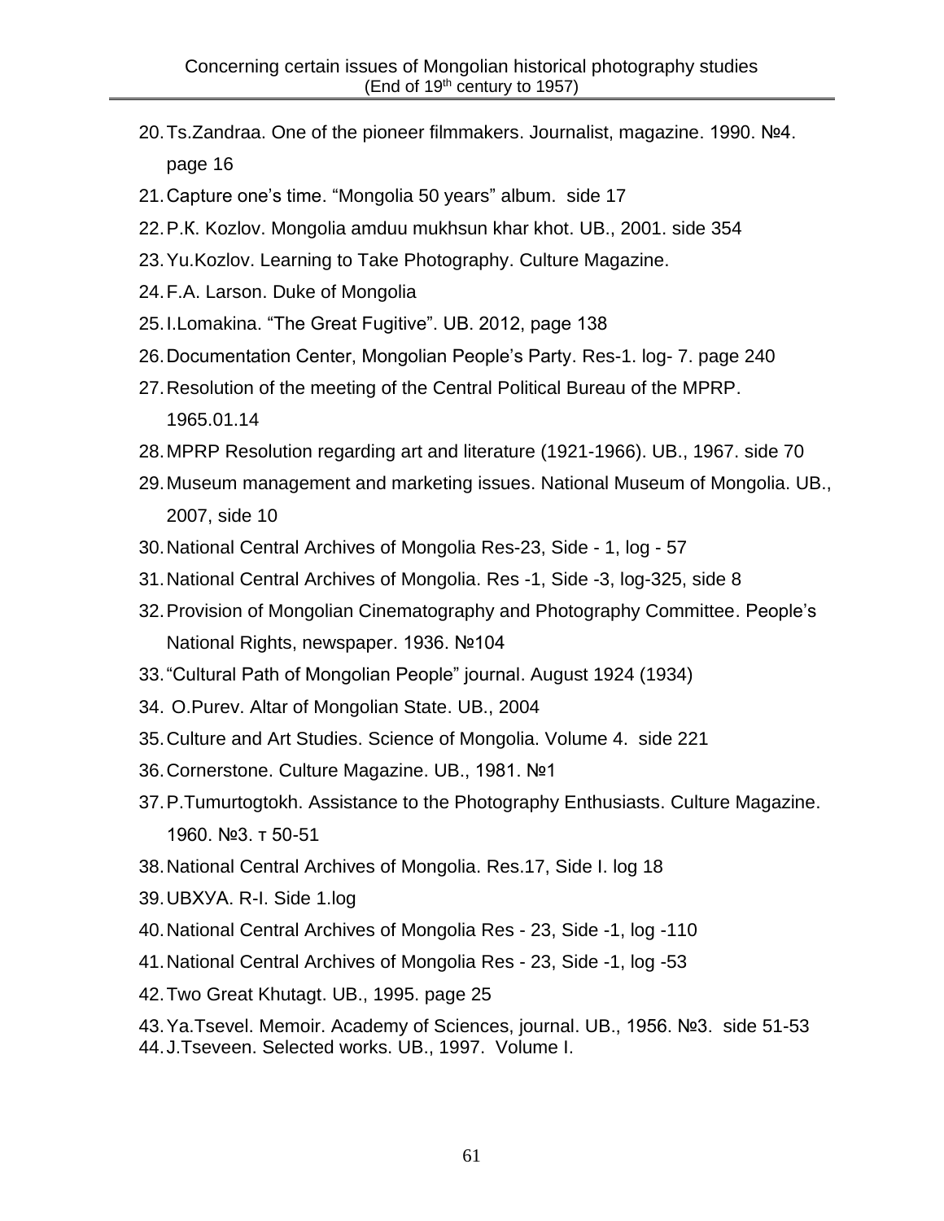20. Ts.Zandraa. One of the pioneer filmmakers. Journalist, magazine. 1990. №4. page 16
21. Capture one's time. "Mongolia 50 years" album. side 17
22. P.K. Kozlov. Mongolia amduu mukhsun khar khot. UB., 2001. side 354
23. Yu.Kozlov. Learning to Take Photography. Culture Magazine.
24. F.A. Larson. Duke of Mongolia
25. I.Lomakina. "The Great Fugitive". UB. 2012, page 138
26. Documentation Center, Mongolian People's Party. Res-1. log- 7. page 240
27. Resolution of the meeting of the Central Political Bureau of the MPRP. 1965.01.14
28. MPRP Resolution regarding art and literature (1921-1966). UB., 1967. side 70
29. Museum management and marketing issues. National Museum of Mongolia. UB., 2007, side 10
30. National Central Archives of Mongolia Res-23, Side - 1, log - 57
31. National Central Archives of Mongolia. Res -1, Side -3, log-325, side 8
32. Provision of Mongolian Cinematography and Photography Committee. People's National Rights, newspaper. 1936. №104
33. "Cultural Path of Mongolian People" journal. August 1924 (1934)
34. O.Purev. Altar of Mongolian State. UB., 2004
35. Culture and Art Studies. Science of Mongolia. Volume 4. side 221
36. Cornerstone. Culture Magazine. UB., 1981. №1
37. P.Tumurtogtokh. Assistance to the Photography Enthusiasts. Culture Magazine. 1960. №3. т 50-51
38. National Central Archives of Mongolia. Res.17, Side I. log 18
39. UBХУА. R-I. Side 1.log
40. National Central Archives of Mongolia Res - 23, Side -1, log -110
41. National Central Archives of Mongolia Res - 23, Side -1, log -53
42. Two Great Khutagt. UB., 1995. page 25
43. Ya.Tsevel. Memoir. Academy of Sciences, journal. UB., 1956. №3. side 51-53
44. J.Tseveen. Selected works. UB., 1997. Volume I.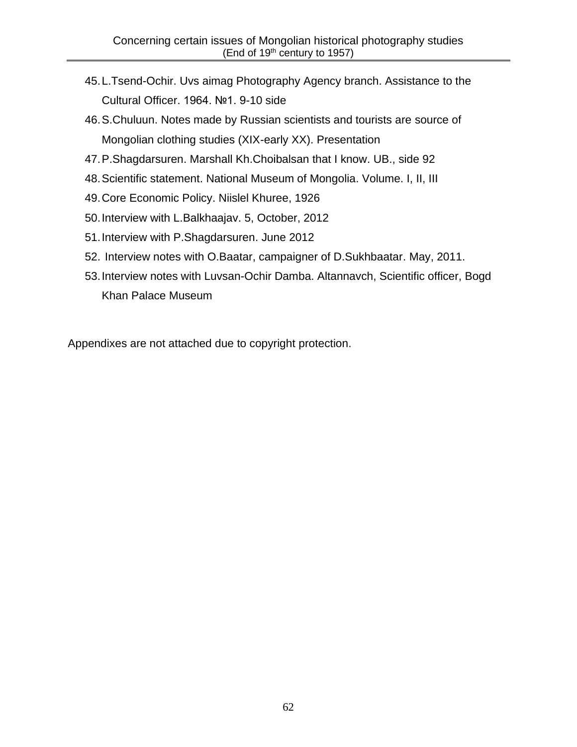45. L.Tsend-Ochir. Uvs aimag Photography Agency branch. Assistance to the Cultural Officer. 1964. №1. 9-10 side
46. S.Chuluun. Notes made by Russian scientists and tourists are source of Mongolian clothing studies (XIX-early XX). Presentation
47. P.Shagdarsuren. Marshall Kh.Choibalsan that I know. UB., side 92
48. Scientific statement. National Museum of Mongolia. Volume. I, II, III
49. Core Economic Policy. Niislel Khuree, 1926
50. Interview with L.Balkhaajav. 5, October, 2012
51. Interview with P.Shagdarsuren. June 2012
52. Interview notes with O.Baatar, campaigner of D.Sukhbaatar. May, 2011.
53. Interview notes with Luvsan-Ochir Damba. Altannavch, Scientific officer, Bogd Khan Palace Museum

Appendixes are not attached due to copyright protection.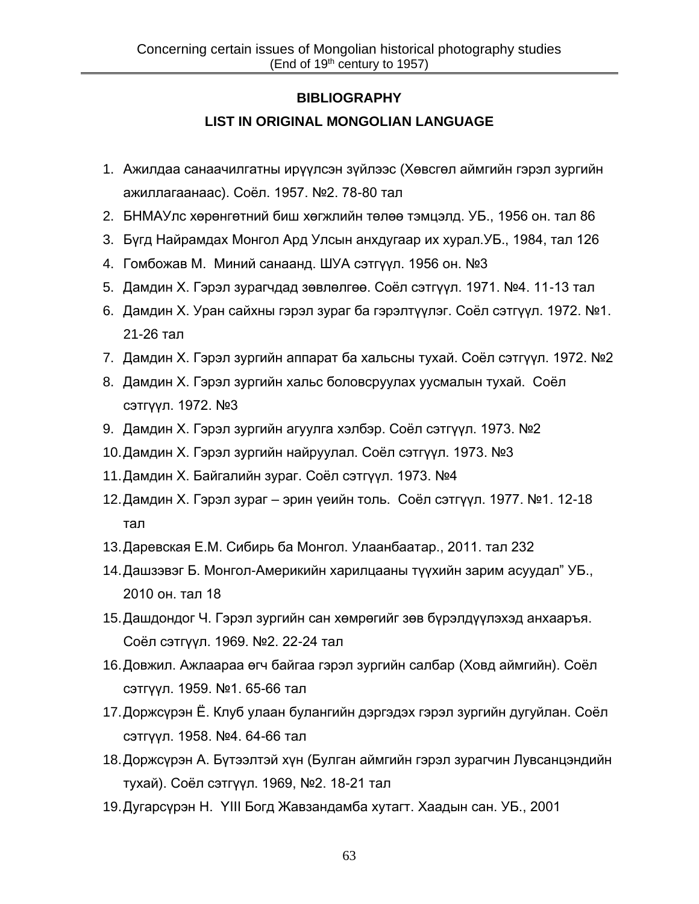## BIBLIOGRAPHY

## LIST IN ORIGINAL MONGOLIAN LANGUAGE

1. Ажилдаа санаачилгатны ирүүлсэн зүйлээс (Хөвсгөл аймгийн гэрэл зургийн ажиллагаанаас). Соёл. 1957. №2. 78-80 тал
2. БНМАУлс хөрөнгөтний биш хөгжлийн төлөө тэмцэлд. УБ., 1956 он. тал 86
3. Бүгд Найрамдах Монгол Ард Улсын анхдугаар их хурал.УБ., 1984, тал 126
4. Гомбожав М. Миний санаанд. ШУА сэтгүүл. 1956 он. №3
5. Дамдин Х. Гэрэл зурагчдад зөвлөлгөө. Соёл сэтгүүл. 1971. №4. 11-13 тал
6. Дамдин Х. Уран сайхны гэрэл зураг ба гэрэлтүүлэг. Соёл сэтгүүл. 1972. №1. 21-26 тал
7. Дамдин Х. Гэрэл зургийн аппарат ба хальсны тухай. Соёл сэтгүүл. 1972. №2
8. Дамдин Х. Гэрэл зургийн хальс боловсруулах уусмалын тухай. Соёл сэтгүүл. 1972. №3
9. Дамдин Х. Гэрэл зургийн агуулга хэлбэр. Соёл сэтгүүл. 1973. №2
10. Дамдин Х. Гэрэл зургийн найруулал. Соёл сэтгүүл. 1973. №3
11. Дамдин Х. Байгалийн зураг. Соёл сэтгүүл. 1973. №4
12. Дамдин Х. Гэрэл зураг – эрин үеийн толь. Соёл сэтгүүл. 1977. №1. 12-18 тал
13. Даревская Е.М. Сибирь ба Монгол. Улаанбаатар., 2011. тал 232
14. Дашзэвэг Б. Монгол-Америкийн харилцааны түүхийн зарим асуудал" УБ., 2010 он. тал 18
15. Дашдондог Ч. Гэрэл зургийн сан хөмрөгийг зөв бүрэлдүүлэхэд анхааръя. Соёл сэтгүүл. 1969. №2. 22-24 тал
16. Довжил. Ажлаараа өгч байгаа гэрэл зургийн салбар (Ховд аймгийн). Соёл сэтгүүл. 1959. №1. 65-66 тал
17. Доржсүрэн Ё. Клуб улаан булангийн дэргэдэх гэрэл зургийн дугуйлан. Соёл сэтгүүл. 1958. №4. 64-66 тал
18. Доржсүрэн А. Бүтээлтэй хүн (Булган аймгийн гэрэл зурагчин Лувсанцэндийн тухай). Соёл сэтгүүл. 1969, №2. 18-21 тал
19. Дугарсүрэн Н. YIII Богд Жавзандамба хутагт. Хаадын сан. УБ., 2001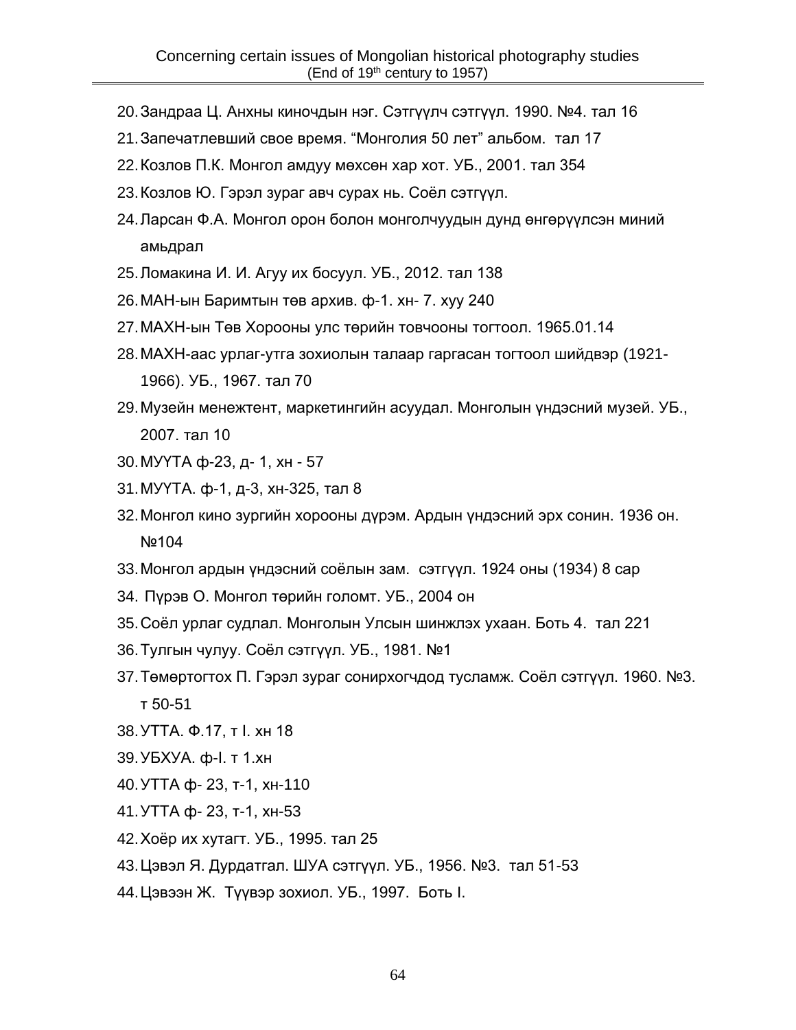20. Зандраа Ц. Анхны киночдын нэг. Сэтгүүлч сэтгүүл. 1990. №4. тал 16
21. Запечатлевший свое время. “Монголия 50 лет” альбом. тал 17
22. Козлов П.К. Монгол амдуу мөхсөн хар хот. УБ., 2001. тал 354
23. Козлов Ю. Гэрэл зураг авч сурах нь. Соёл сэтгүүл.
24. Ларсан Ф.А. Монгол орон болон монголчуудын дунд өнгөрүүлсэн миний амьдрал
25. Ломакина И. И. Агуу их босуул. УБ., 2012. тал 138
26. МАН-ын Баримтын төв архив. ф-1. хн- 7. хуу 240
27. МАХН-ын Төв Хорооны улс төрийн товчооны тогтоол. 1965.01.14
28. МАХН-аас урлаг-утга зохиолын талаар гаргасан тогтоол шийдвэр (1921-1966). УБ., 1967. тал 70
29. Музейн менежтент, маркетингийн асуудал. Монголын үндэсний музей. УБ., 2007. тал 10
30. МУҮТА ф-23, д- 1, хн - 57
31. МУҮТА. ф-1, д-3, хн-325, тал 8
32. Монгол кино зургийн хорооны дүрэм. Ардын үндэсний эрх сонин. 1936 он. №104
33. Монгол ардын үндэсний соёлын зам. сэтгүүл. 1924 оны (1934) 8 сар
34. Пүрэв О. Монгол төрийн голомт. УБ., 2004 он
35. Соёл урлаг судлал. Монголын Улсын шинжлэх ухаан. Боть 4. тал 221
36. Тулгын чулуу. Соёл сэтгүүл. УБ., 1981. №1
37. Төмөртогтох П. Гэрэл зураг сонирхогчдод тусламж. Соёл сэтгүүл. 1960. №3. т 50-51
38. УТТА. Ф.17, т I. хн 18
39. УБХУА. ф-I. т 1.хн
40. УТТА ф- 23, т-1, хн-110
41. УТТА ф- 23, т-1, хн-53
42. Хоёр их хутагт. УБ., 1995. тал 25
43. Цэвэл Я. Дурдатгал. ШУА сэтгүүл. УБ., 1956. №3. тал 51-53
44. Цэвээн Ж. Түүвэр зохиол. УБ., 1997. Боть I.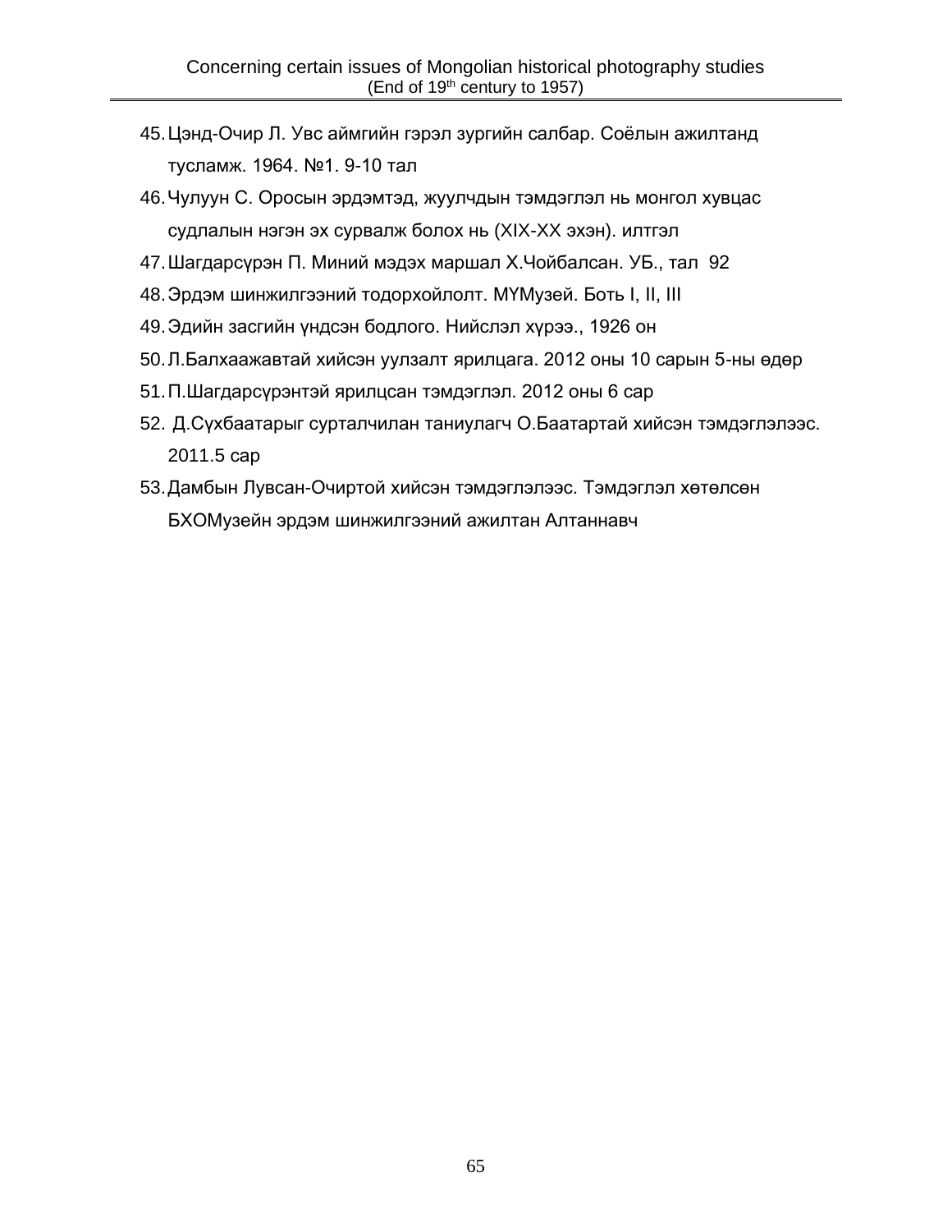45. Цэнд-Очир Л. Увс аймгийн гэрэл зургийн салбар. Соёлын ажилтанд тусламж. 1964. №1. 9-10 тал
46. Чулуун С. Оросын эрдэмтэд, жуулчдын тэмдэглэл нь монгол хувцас судлалын нэгэн эх сурвалж болох нь (XIX-XX эхэн). илтгэл
47. Шагдарсүрэн П. Миний мэдэх маршал Х.Чойбалсан. УБ., тал 92
48. Эрдэм шинжилгээний тодорхойлолт. МҮМузей. Боть I, II, III
49. Эдийн засгийн үндсэн бодлого. Нийслэл хүрээ., 1926 он
50. Л.Балхаажавтай хийсэн уулзалт ярилцага. 2012 оны 10 сарын 5-ны өдөр
51. П.Шагдарсүрэнтэй ярилцсан тэмдэглэл. 2012 оны 6 сар
52. Д.Сүхбаатарыг сурталчилан таниулагч О.Баатартай хийсэн тэмдэглэлээс. 2011.5 сар
53. Дамбын Лувсан-Очиртой хийсэн тэмдэглэлээс. Тэмдэглэл хөтөлсөн БХОМузейн эрдэм шинжилгээний ажилтан Алтаннавч